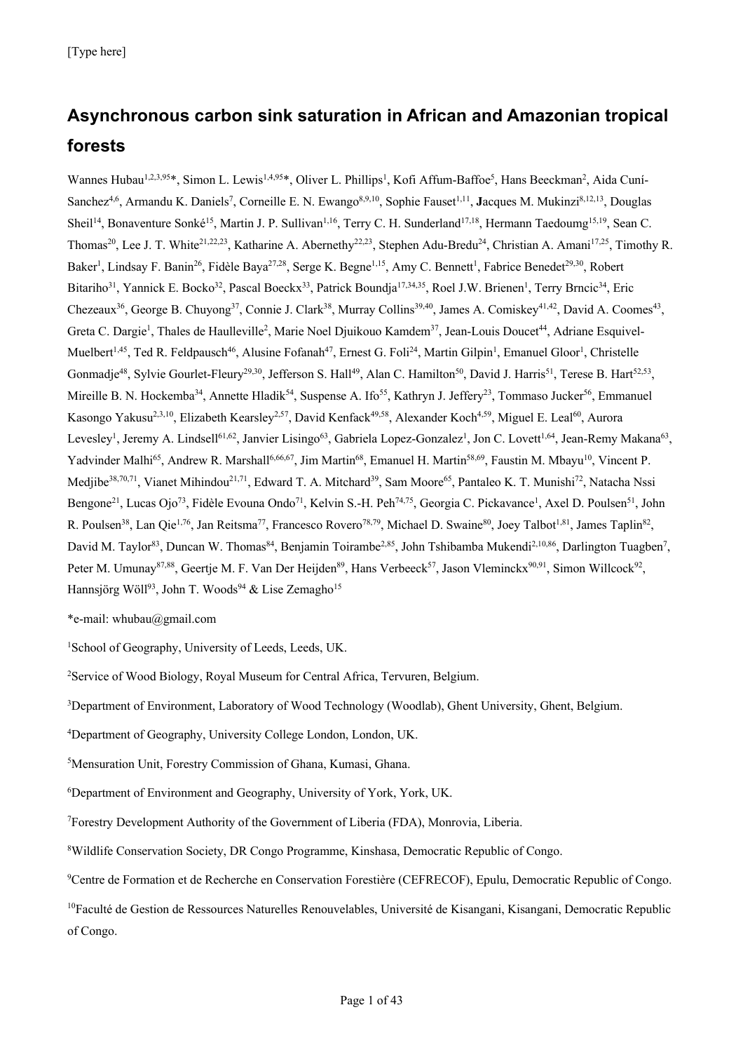# Asynchronous carbon sink saturation in African and Amazonian tropical forests

Wannes Hubau[1,2,3,95]*, Simon L. Lewis[1,4,95]*, Oliver L. Phillips[1], Kofi Affum-Baffoe[5], Hans Beeckman[2], Aida Cuní-Sanchez[4,6], Armandu K. Daniels[7], Corneille E. N. Ewango[8,9,10], Sophie Fauset[1,11], Jacques M. Mukinzi[8,12,13], Douglas Sheil[14], Bonaventure Sonké[15], Martin J. P. Sullivan[1,16], Terry C. H. Sunderland[17,18], Hermann Taedoumg[15,19], Sean C. Thomas[20], Lee J. T. White[21,22,23], Katharine A. Abernethy[22,23], Stephen Adu-Bredu[24], Christian A. Amani[17,25], Timothy R. Baker[1], Lindsay F. Banin[26], Fidèle Baya[27,28], Serge K. Begne[1,15], Amy C. Bennett[1], Fabrice Benedet[29,30], Robert Bitariho[31], Yannick E. Bocko[32], Pascal Boeckx[33], Patrick Boundja[17,34,35], Roel J.W. Brienen[1], Terry Brncic[34], Eric Chezeaux[36], George B. Chuyong[37], Connie J. Clark[38], Murray Collins[39,40], James A. Comiskey[41,42], David A. Coomes[43], Greta C. Dargie[1], Thales de Haulleville[2], Marie Noel Djuikouo Kamdem[37], Jean-Louis Doucet[44], Adriane Esquivel-Muelbert[1,45], Ted R. Feldpausch[46], Alusine Fofanah[47], Ernest G. Foli[24], Martin Gilpin[1], Emanuel Gloor[1], Christelle Gonmadje[48], Sylvie Gourlet-Fleury[29,30], Jefferson S. Hall[49], Alan C. Hamilton[50], David J. Harris[51], Terese B. Hart[52,53], Mireille B. N. Hockemba[34], Annette Hladik[54], Suspense A. Ifo[55], Kathryn J. Jeffery[23], Tommaso Jucker[56], Emmanuel Kasongo Yakusu[2,3,10], Elizabeth Kearsley[2,57], David Kenfack[49,58], Alexander Koch[4,59], Miguel E. Leal[60], Aurora Levesley[1], Jeremy A. Lindsell[61,62], Janvier Lisingo[63], Gabriela Lopez-Gonzalez[1], Jon C. Lovett[1,64], Jean-Remy Makana[63], Yadvinder Malhi[65], Andrew R. Marshall[6,66,67], Jim Martin[68], Emanuel H. Martin[58,69], Faustin M. Mbayu[10], Vincent P. Medjibe[38,70,71], Vianet Mihindou[21,71], Edward T. A. Mitchard[39], Sam Moore[65], Pantaleo K. T. Munishi[72], Natacha Nssi Bengone[21], Lucas Ojo[73], Fidèle Evouna Ondo[71], Kelvin S.-H. Peh[74,75], Georgia C. Pickavance[1], Axel D. Poulsen[51], John R. Poulsen[38], Lan Qie[1,76], Jan Reitsma[77], Francesco Rovero[78,79], Michael D. Swaine[80], Joey Talbot[1,81], James Taplin[82], David M. Taylor[83], Duncan W. Thomas[84], Benjamin Toirambe[2,85], John Tshibamba Mukendi[2,10,86], Darlington Tuagben[7], Peter M. Umunay[87,88], Geertje M. F. Van Der Heijden[89], Hans Verbeeck[57], Jason Vleminckx[90,91], Simon Willcock[92], Hannsjörg Wöll[93], John T. Woods[94] & Lise Zemagho[15]

*e-mail: whubau@gmail.com

[1]School of Geography, University of Leeds, Leeds, UK.

[2]Service of Wood Biology, Royal Museum for Central Africa, Tervuren, Belgium.

[3]Department of Environment, Laboratory of Wood Technology (Woodlab), Ghent University, Ghent, Belgium.

[4]Department of Geography, University College London, London, UK.

[5]Mensuration Unit, Forestry Commission of Ghana, Kumasi, Ghana.

[6]Department of Environment and Geography, University of York, York, UK.

[7]Forestry Development Authority of the Government of Liberia (FDA), Monrovia, Liberia.

[8]Wildlife Conservation Society, DR Congo Programme, Kinshasa, Democratic Republic of Congo.

[9]Centre de Formation et de Recherche en Conservation Forestière (CEFRECOF), Epulu, Democratic Republic of Congo.

[10]Faculté de Gestion de Ressources Naturelles Renouvelables, Université de Kisangani, Kisangani, Democratic Republic of Congo.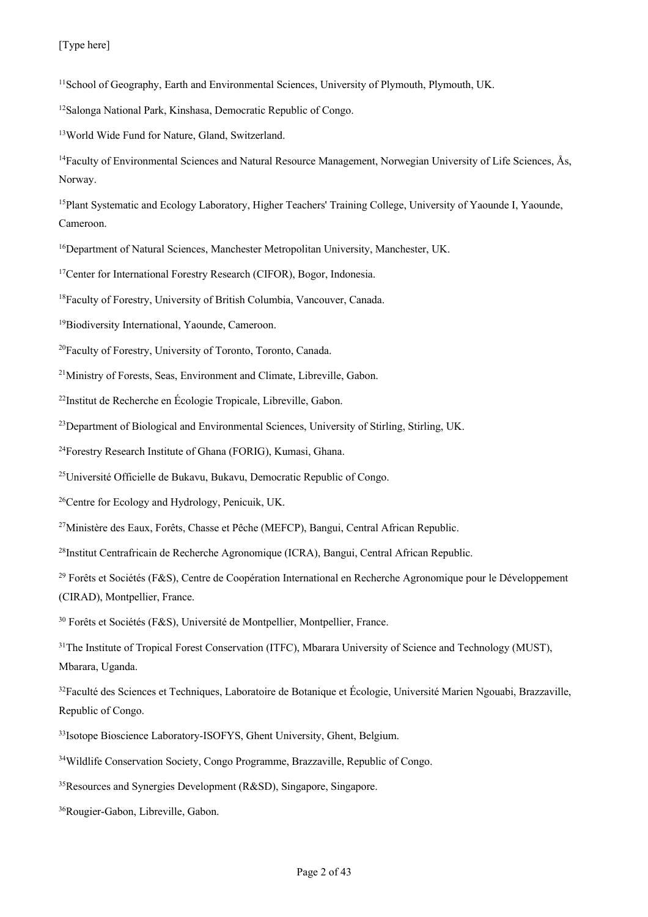[11]School of Geography, Earth and Environmental Sciences, University of Plymouth, Plymouth, UK.

[12]Salonga National Park, Kinshasa, Democratic Republic of Congo.

[13]World Wide Fund for Nature, Gland, Switzerland.

[14]Faculty of Environmental Sciences and Natural Resource Management, Norwegian University of Life Sciences, Ås, Norway.

[15]Plant Systematic and Ecology Laboratory, Higher Teachers' Training College, University of Yaounde I, Yaounde, Cameroon.

[16]Department of Natural Sciences, Manchester Metropolitan University, Manchester, UK.

[17]Center for International Forestry Research (CIFOR), Bogor, Indonesia.

[18]Faculty of Forestry, University of British Columbia, Vancouver, Canada.

[19]Biodiversity International, Yaounde, Cameroon.

[20]Faculty of Forestry, University of Toronto, Toronto, Canada.

[21]Ministry of Forests, Seas, Environment and Climate, Libreville, Gabon.

[22]Institut de Recherche en Écologie Tropicale, Libreville, Gabon.

[23]Department of Biological and Environmental Sciences, University of Stirling, Stirling, UK.

[24]Forestry Research Institute of Ghana (FORIG), Kumasi, Ghana.

[25]Université Officielle de Bukavu, Bukavu, Democratic Republic of Congo.

[26]Centre for Ecology and Hydrology, Penicuik, UK.

[27]Ministère des Eaux, Forêts, Chasse et Pêche (MEFCP), Bangui, Central African Republic.

[28]Institut Centrafricain de Recherche Agronomique (ICRA), Bangui, Central African Republic.

[29] Forêts et Sociétés (F&S), Centre de Coopération International en Recherche Agronomique pour le Développement (CIRAD), Montpellier, France.

[30] Forêts et Sociétés (F&S), Université de Montpellier, Montpellier, France.

[31]The Institute of Tropical Forest Conservation (ITFC), Mbarara University of Science and Technology (MUST), Mbarara, Uganda.

[32]Faculté des Sciences et Techniques, Laboratoire de Botanique et Écologie, Université Marien Ngouabi, Brazzaville, Republic of Congo.

[33]Isotope Bioscience Laboratory-ISOFYS, Ghent University, Ghent, Belgium.

[34]Wildlife Conservation Society, Congo Programme, Brazzaville, Republic of Congo.

[35]Resources and Synergies Development (R&SD), Singapore, Singapore.

[36]Rougier-Gabon, Libreville, Gabon.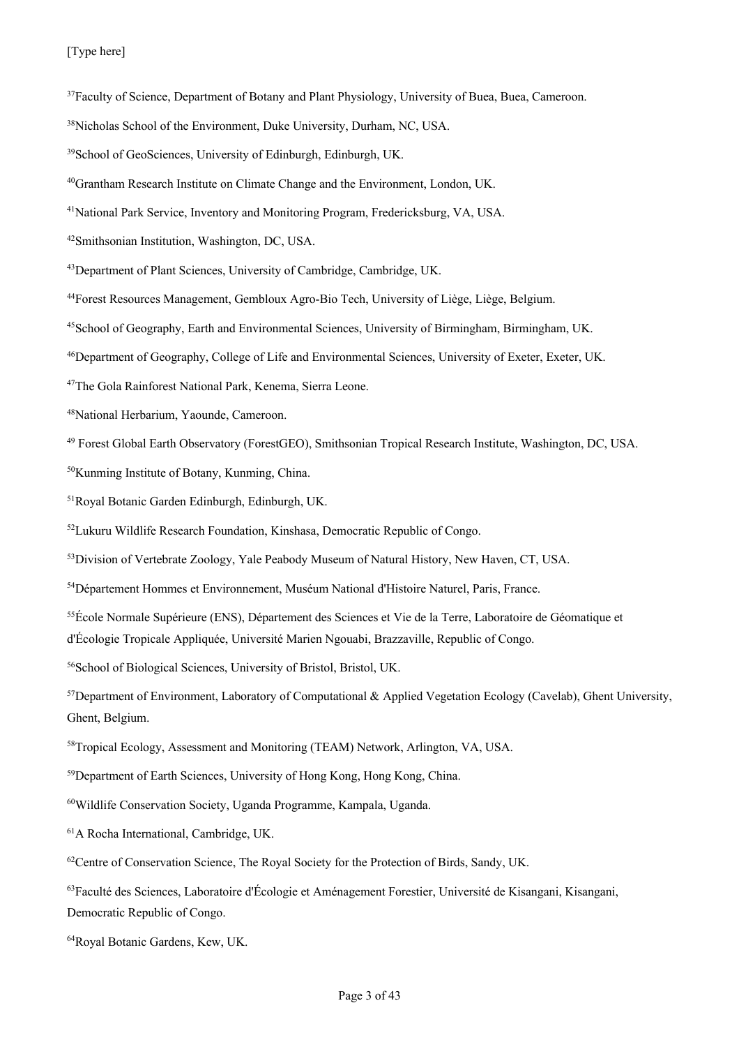[37]Faculty of Science, Department of Botany and Plant Physiology, University of Buea, Buea, Cameroon.

[38]Nicholas School of the Environment, Duke University, Durham, NC, USA.

[39]School of GeoSciences, University of Edinburgh, Edinburgh, UK.

[40]Grantham Research Institute on Climate Change and the Environment, London, UK.

[41]National Park Service, Inventory and Monitoring Program, Fredericksburg, VA, USA.

[42]Smithsonian Institution, Washington, DC, USA.

[43]Department of Plant Sciences, University of Cambridge, Cambridge, UK.

[44]Forest Resources Management, Gembloux Agro-Bio Tech, University of Liège, Liège, Belgium.

[45]School of Geography, Earth and Environmental Sciences, University of Birmingham, Birmingham, UK.

[46]Department of Geography, College of Life and Environmental Sciences, University of Exeter, Exeter, UK.

[47]The Gola Rainforest National Park, Kenema, Sierra Leone.

[48]National Herbarium, Yaounde, Cameroon.

[49] Forest Global Earth Observatory (ForestGEO), Smithsonian Tropical Research Institute, Washington, DC, USA.

[50]Kunming Institute of Botany, Kunming, China.

[51]Royal Botanic Garden Edinburgh, Edinburgh, UK.

[52]Lukuru Wildlife Research Foundation, Kinshasa, Democratic Republic of Congo.

[53]Division of Vertebrate Zoology, Yale Peabody Museum of Natural History, New Haven, CT, USA.

[54]Département Hommes et Environnement, Muséum National d'Histoire Naturel, Paris, France.

[55]École Normale Supérieure (ENS), Département des Sciences et Vie de la Terre, Laboratoire de Géomatique et d'Écologie Tropicale Appliquée, Université Marien Ngouabi, Brazzaville, Republic of Congo.

[56]School of Biological Sciences, University of Bristol, Bristol, UK.

[57]Department of Environment, Laboratory of Computational & Applied Vegetation Ecology (Cavelab), Ghent University, Ghent, Belgium.

[58]Tropical Ecology, Assessment and Monitoring (TEAM) Network, Arlington, VA, USA.

[59]Department of Earth Sciences, University of Hong Kong, Hong Kong, China.

[60]Wildlife Conservation Society, Uganda Programme, Kampala, Uganda.

[61]A Rocha International, Cambridge, UK.

[62]Centre of Conservation Science, The Royal Society for the Protection of Birds, Sandy, UK.

[63]Faculté des Sciences, Laboratoire d'Écologie et Aménagement Forestier, Université de Kisangani, Kisangani, Democratic Republic of Congo.

[64]Royal Botanic Gardens, Kew, UK.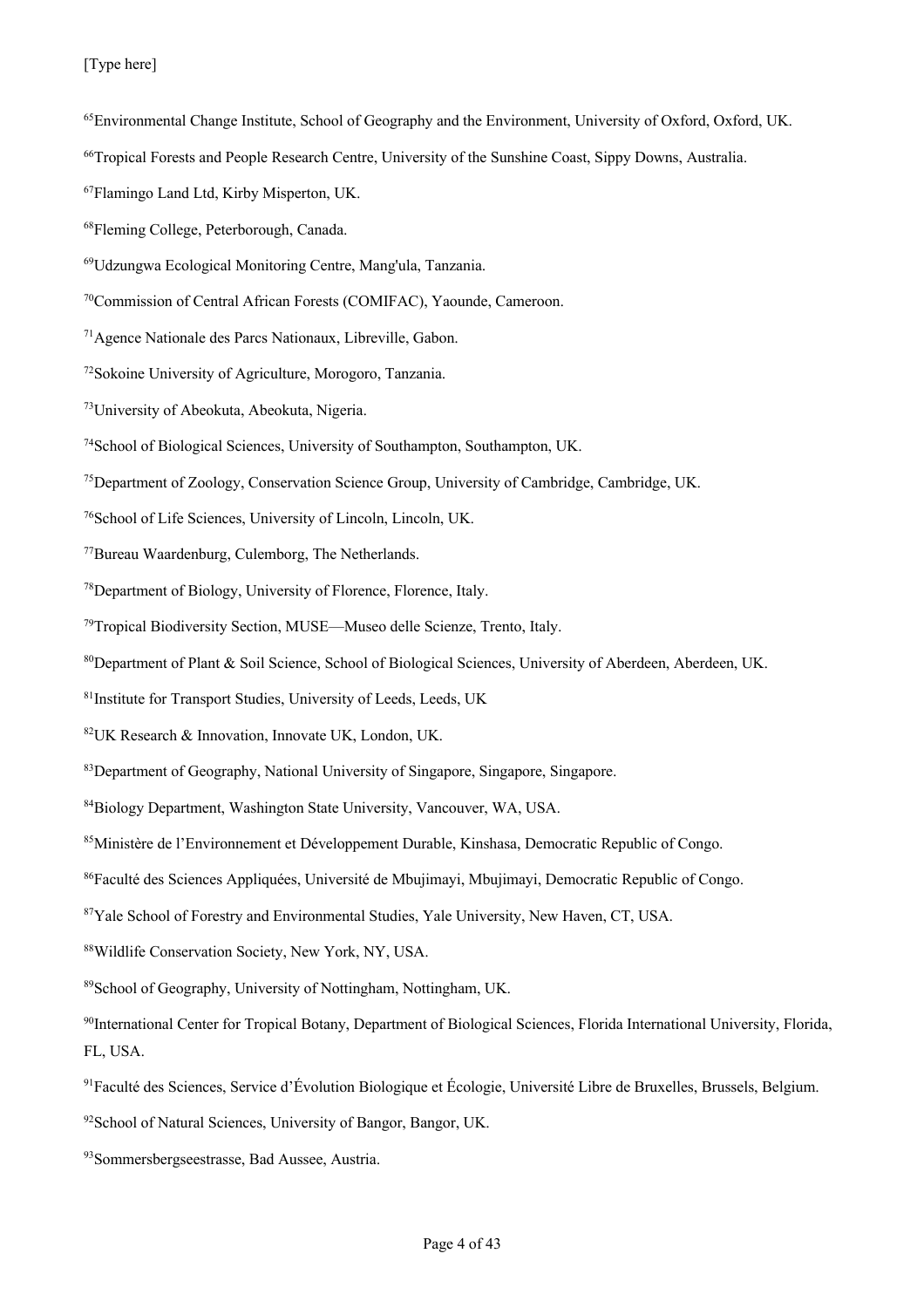[65]Environmental Change Institute, School of Geography and the Environment, University of Oxford, Oxford, UK.

[66]Tropical Forests and People Research Centre, University of the Sunshine Coast, Sippy Downs, Australia.

[67]Flamingo Land Ltd, Kirby Misperton, UK.

[68]Fleming College, Peterborough, Canada.

[69]Udzungwa Ecological Monitoring Centre, Mang'ula, Tanzania.

[70]Commission of Central African Forests (COMIFAC), Yaounde, Cameroon.

[71]Agence Nationale des Parcs Nationaux, Libreville, Gabon.

[72]Sokoine University of Agriculture, Morogoro, Tanzania.

[73]University of Abeokuta, Abeokuta, Nigeria.

[74]School of Biological Sciences, University of Southampton, Southampton, UK.

[75]Department of Zoology, Conservation Science Group, University of Cambridge, Cambridge, UK.

[76]School of Life Sciences, University of Lincoln, Lincoln, UK.

[77]Bureau Waardenburg, Culemborg, The Netherlands.

[78]Department of Biology, University of Florence, Florence, Italy.

[79]Tropical Biodiversity Section, MUSE—Museo delle Scienze, Trento, Italy.

[80]Department of Plant & Soil Science, School of Biological Sciences, University of Aberdeen, Aberdeen, UK.

[81]Institute for Transport Studies, University of Leeds, Leeds, UK

[82]UK Research & Innovation, Innovate UK, London, UK.

[83]Department of Geography, National University of Singapore, Singapore, Singapore.

[84]Biology Department, Washington State University, Vancouver, WA, USA.

[85]Ministère de l'Environnement et Développement Durable, Kinshasa, Democratic Republic of Congo.

[86]Faculté des Sciences Appliquées, Université de Mbujimayi, Mbujimayi, Democratic Republic of Congo.

[87]Yale School of Forestry and Environmental Studies, Yale University, New Haven, CT, USA.

[88]Wildlife Conservation Society, New York, NY, USA.

[89]School of Geography, University of Nottingham, Nottingham, UK.

[90]International Center for Tropical Botany, Department of Biological Sciences, Florida International University, Florida, FL, USA.

[91]Faculté des Sciences, Service d'Évolution Biologique et Écologie, Université Libre de Bruxelles, Brussels, Belgium.

[92]School of Natural Sciences, University of Bangor, Bangor, UK.

[93]Sommersbergseestrasse, Bad Aussee, Austria.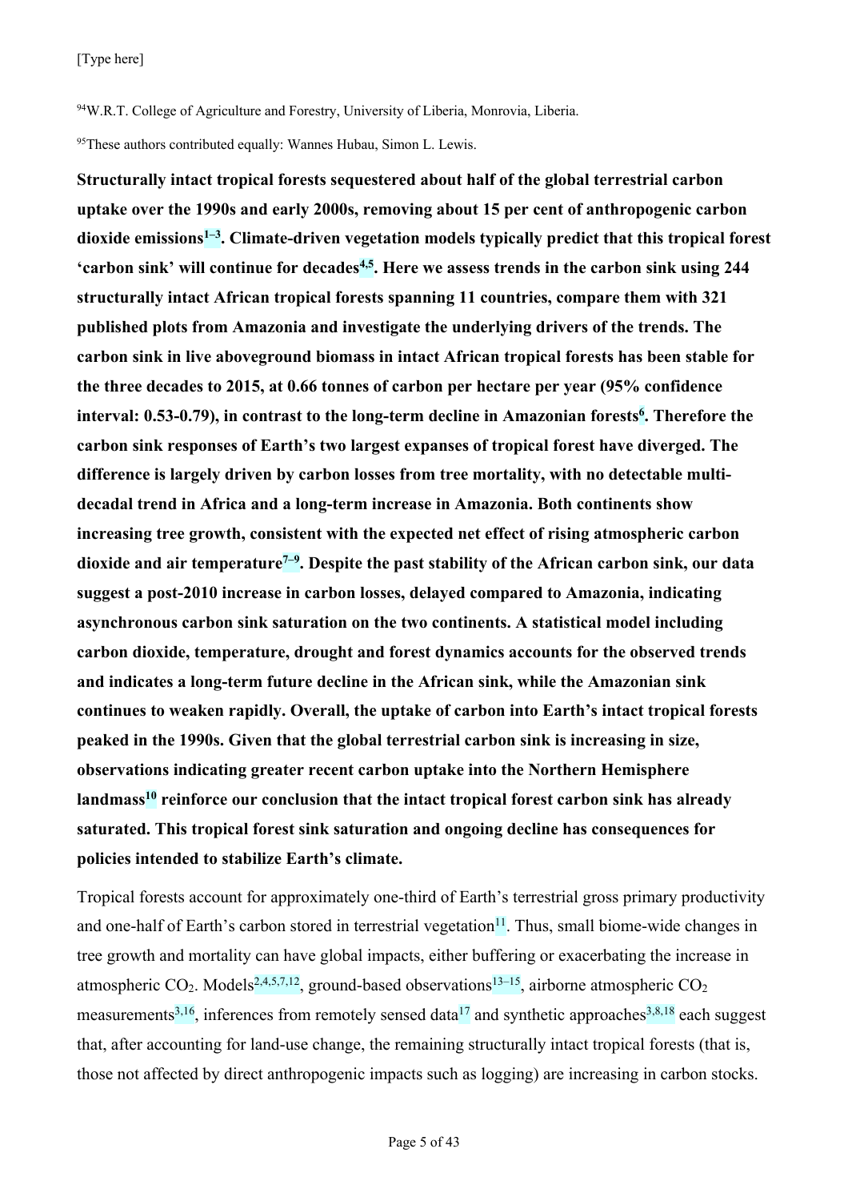[94]W.R.T. College of Agriculture and Forestry, University of Liberia, Monrovia, Liberia.

[95]These authors contributed equally: Wannes Hubau, Simon L. Lewis.

**Structurally intact tropical forests sequestered about half of the global terrestrial carbon uptake over the 1990s and early 2000s, removing about 15 per cent of anthropogenic carbon dioxide emissions[1–3]. Climate-driven vegetation models typically predict that this tropical forest 'carbon sink' will continue for decades[4,5]. Here we assess trends in the carbon sink using 244 structurally intact African tropical forests spanning 11 countries, compare them with 321 published plots from Amazonia and investigate the underlying drivers of the trends. The carbon sink in live aboveground biomass in intact African tropical forests has been stable for the three decades to 2015, at 0.66 tonnes of carbon per hectare per year (95% confidence interval: 0.53-0.79), in contrast to the long-term decline in Amazonian forests[6]. Therefore the carbon sink responses of Earth's two largest expanses of tropical forest have diverged. The difference is largely driven by carbon losses from tree mortality, with no detectable multi-decadal trend in Africa and a long-term increase in Amazonia. Both continents show increasing tree growth, consistent with the expected net effect of rising atmospheric carbon dioxide and air temperature[7–9]. Despite the past stability of the African carbon sink, our data suggest a post-2010 increase in carbon losses, delayed compared to Amazonia, indicating asynchronous carbon sink saturation on the two continents. A statistical model including carbon dioxide, temperature, drought and forest dynamics accounts for the observed trends and indicates a long-term future decline in the African sink, while the Amazonian sink continues to weaken rapidly. Overall, the uptake of carbon into Earth's intact tropical forests peaked in the 1990s. Given that the global terrestrial carbon sink is increasing in size, observations indicating greater recent carbon uptake into the Northern Hemisphere landmass[10] reinforce our conclusion that the intact tropical forest carbon sink has already saturated. This tropical forest sink saturation and ongoing decline has consequences for policies intended to stabilize Earth's climate.**

Tropical forests account for approximately one-third of Earth's terrestrial gross primary productivity and one-half of Earth's carbon stored in terrestrial vegetation[11]. Thus, small biome-wide changes in tree growth and mortality can have global impacts, either buffering or exacerbating the increase in atmospheric $CO_2$. Models[2,4,5,7,12], ground-based observations[13–15], airborne atmospheric $CO_2$ measurements[3,16], inferences from remotely sensed data[17] and synthetic approaches[3,8,18] each suggest that, after accounting for land-use change, the remaining structurally intact tropical forests (that is, those not affected by direct anthropogenic impacts such as logging) are increasing in carbon stocks.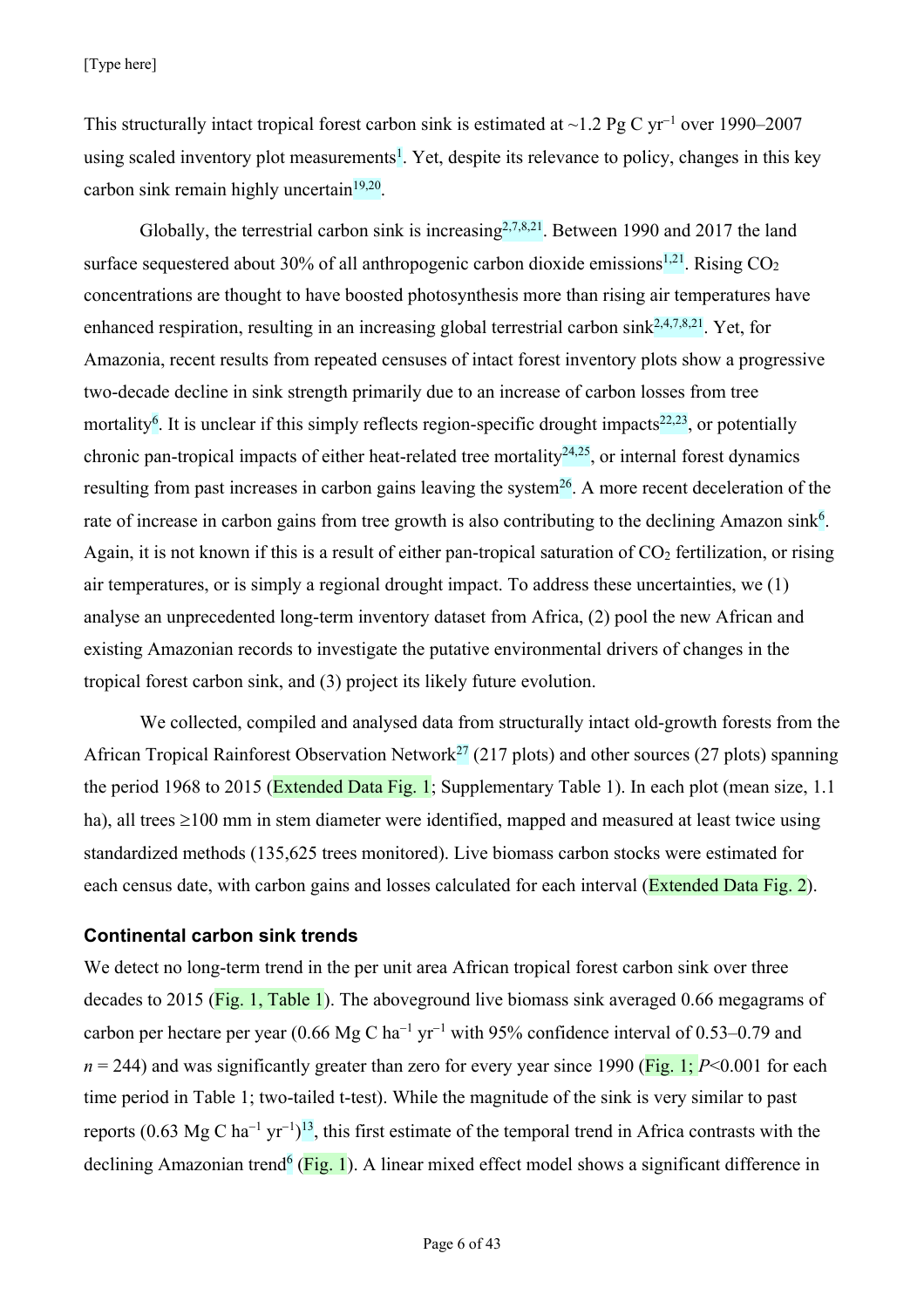This structurally intact tropical forest carbon sink is estimated at ~1.2 Pg C $yr^{-1}$ over 1990–2007 using scaled inventory plot measurements[1]. Yet, despite its relevance to policy, changes in this key carbon sink remain highly uncertain[19,20].

Globally, the terrestrial carbon sink is increasing[2,7,8,21]. Between 1990 and 2017 the land surface sequestered about 30% of all anthropogenic carbon dioxide emissions[1,21]. Rising $CO_2$ concentrations are thought to have boosted photosynthesis more than rising air temperatures have enhanced respiration, resulting in an increasing global terrestrial carbon sink[2,4,7,8,21]. Yet, for Amazonia, recent results from repeated censuses of intact forest inventory plots show a progressive two-decade decline in sink strength primarily due to an increase of carbon losses from tree mortality[6]. It is unclear if this simply reflects region-specific drought impacts[22,23], or potentially chronic pan-tropical impacts of either heat-related tree mortality[24,25], or internal forest dynamics resulting from past increases in carbon gains leaving the system[26]. A more recent deceleration of the rate of increase in carbon gains from tree growth is also contributing to the declining Amazon sink[6]. Again, it is not known if this is a result of either pan-tropical saturation of $CO_2$ fertilization, or rising air temperatures, or is simply a regional drought impact. To address these uncertainties, we (1) analyse an unprecedented long-term inventory dataset from Africa, (2) pool the new African and existing Amazonian records to investigate the putative environmental drivers of changes in the tropical forest carbon sink, and (3) project its likely future evolution.

We collected, compiled and analysed data from structurally intact old-growth forests from the African Tropical Rainforest Observation Network[27] (217 plots) and other sources (27 plots) spanning the period 1968 to 2015 (Extended Data Fig. 1; Supplementary Table 1). In each plot (mean size, 1.1 ha), all trees ≥100 mm in stem diameter were identified, mapped and measured at least twice using standardized methods (135,625 trees monitored). Live biomass carbon stocks were estimated for each census date, with carbon gains and losses calculated for each interval (Extended Data Fig. 2).

### Continental carbon sink trends

We detect no long-term trend in the per unit area African tropical forest carbon sink over three decades to 2015 (Fig. 1, Table 1). The aboveground live biomass sink averaged 0.66 megagrams of carbon per hectare per year (0.66 Mg C $ha^{-1}$ $yr^{-1}$ with 95% confidence interval of 0.53–0.79 and $n = 244$) and was significantly greater than zero for every year since 1990 (Fig. 1; $P<0.001$ for each time period in Table 1; two-tailed t-test). While the magnitude of the sink is very similar to past reports (0.63 Mg C $ha^{-1}$ $yr^{-1}$)[13], this first estimate of the temporal trend in Africa contrasts with the declining Amazonian trend[6] (Fig. 1). A linear mixed effect model shows a significant difference in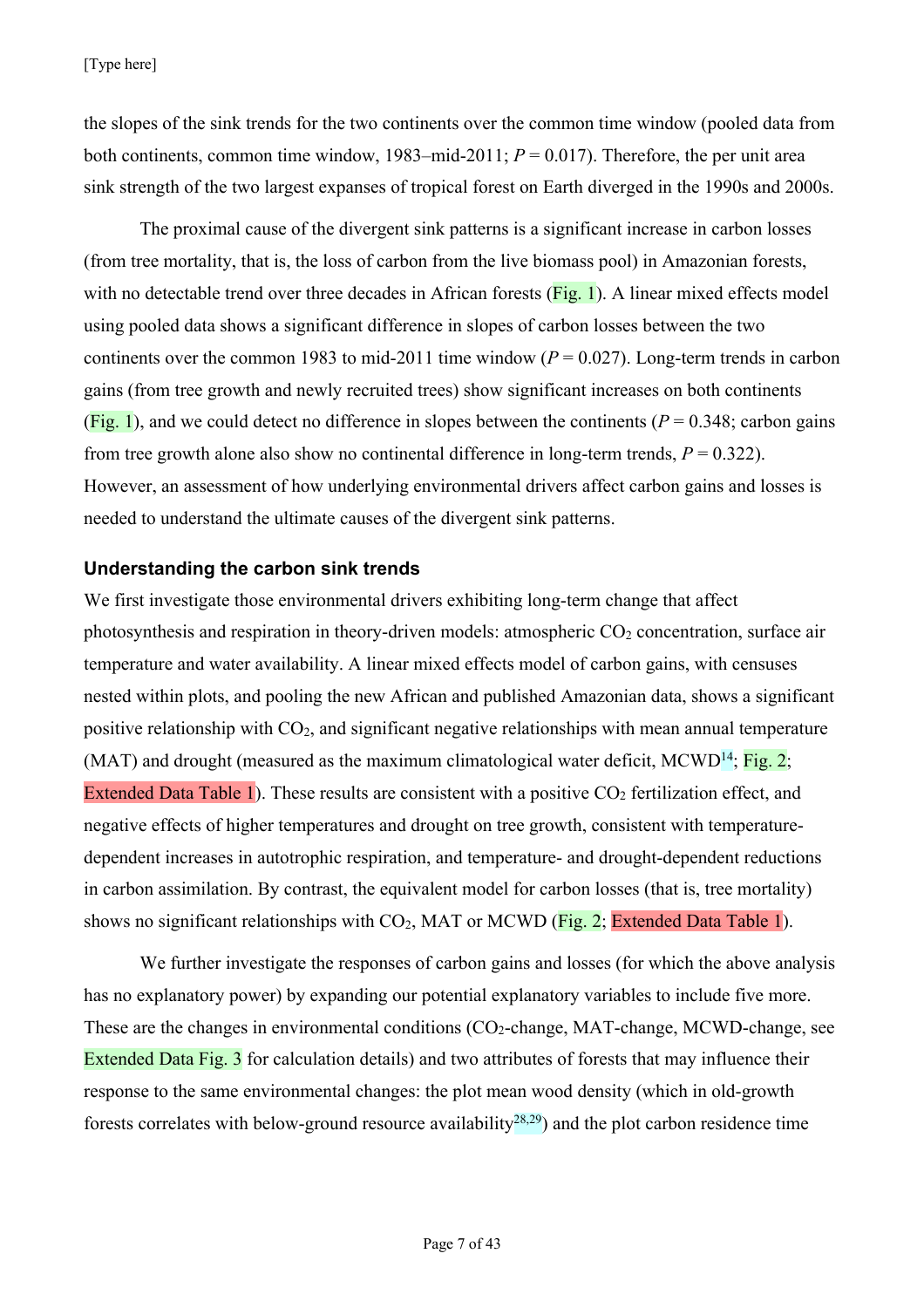the slopes of the sink trends for the two continents over the common time window (pooled data from both continents, common time window, 1983–mid-2011; $P = 0.017$). Therefore, the per unit area sink strength of the two largest expanses of tropical forest on Earth diverged in the 1990s and 2000s.

The proximal cause of the divergent sink patterns is a significant increase in carbon losses (from tree mortality, that is, the loss of carbon from the live biomass pool) in Amazonian forests, with no detectable trend over three decades in African forests (Fig. 1). A linear mixed effects model using pooled data shows a significant difference in slopes of carbon losses between the two continents over the common 1983 to mid-2011 time window ($P = 0.027$). Long-term trends in carbon gains (from tree growth and newly recruited trees) show significant increases on both continents (Fig. 1), and we could detect no difference in slopes between the continents ($P = 0.348$; carbon gains from tree growth alone also show no continental difference in long-term trends, $P = 0.322$). However, an assessment of how underlying environmental drivers affect carbon gains and losses is needed to understand the ultimate causes of the divergent sink patterns.

### Understanding the carbon sink trends

We first investigate those environmental drivers exhibiting long-term change that affect photosynthesis and respiration in theory-driven models: atmospheric $CO_2$ concentration, surface air temperature and water availability. A linear mixed effects model of carbon gains, with censuses nested within plots, and pooling the new African and published Amazonian data, shows a significant positive relationship with $CO_2$, and significant negative relationships with mean annual temperature (MAT) and drought (measured as the maximum climatological water deficit, MCWD[14]; Fig. 2; Extended Data Table 1). These results are consistent with a positive $CO_2$ fertilization effect, and negative effects of higher temperatures and drought on tree growth, consistent with temperature-dependent increases in autotrophic respiration, and temperature- and drought-dependent reductions in carbon assimilation. By contrast, the equivalent model for carbon losses (that is, tree mortality) shows no significant relationships with $CO_2$, MAT or MCWD (Fig. 2; Extended Data Table 1).

We further investigate the responses of carbon gains and losses (for which the above analysis has no explanatory power) by expanding our potential explanatory variables to include five more. These are the changes in environmental conditions ($CO_2$-change, MAT-change, MCWD-change, see Extended Data Fig. 3 for calculation details) and two attributes of forests that may influence their response to the same environmental changes: the plot mean wood density (which in old-growth forests correlates with below-ground resource availability[28,29]) and the plot carbon residence time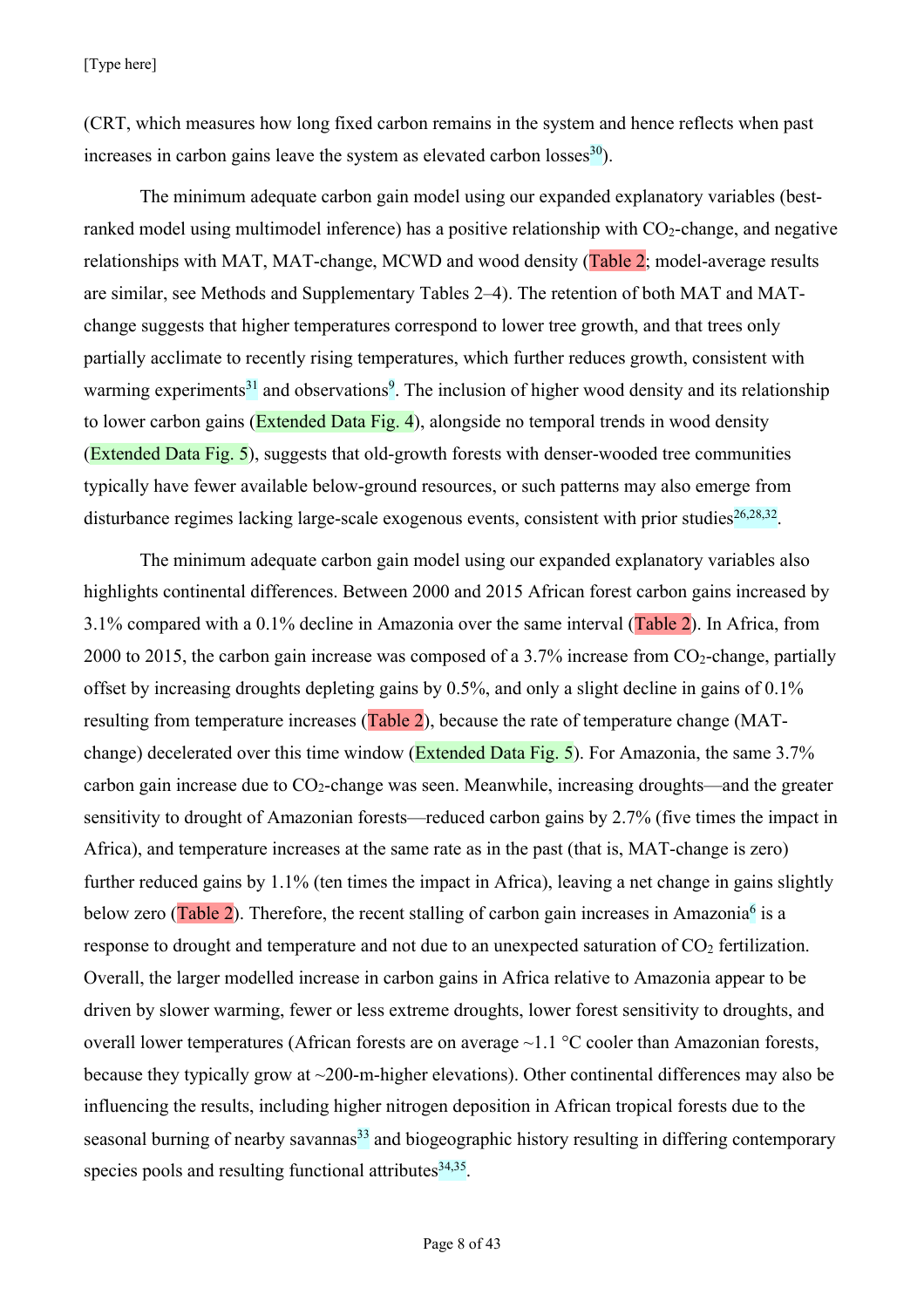(CRT, which measures how long fixed carbon remains in the system and hence reflects when past increases in carbon gains leave the system as elevated carbon losses[30]).

The minimum adequate carbon gain model using our expanded explanatory variables (best-ranked model using multimodel inference) has a positive relationship with $CO_2$-change, and negative relationships with MAT, MAT-change, MCWD and wood density (Table 2; model-average results are similar, see Methods and Supplementary Tables 2–4). The retention of both MAT and MAT-change suggests that higher temperatures correspond to lower tree growth, and that trees only partially acclimate to recently rising temperatures, which further reduces growth, consistent with warming experiments[31] and observations[9]. The inclusion of higher wood density and its relationship to lower carbon gains (Extended Data Fig. 4), alongside no temporal trends in wood density (Extended Data Fig. 5), suggests that old-growth forests with denser-wooded tree communities typically have fewer available below-ground resources, or such patterns may also emerge from disturbance regimes lacking large-scale exogenous events, consistent with prior studies[26,28,32].

The minimum adequate carbon gain model using our expanded explanatory variables also highlights continental differences. Between 2000 and 2015 African forest carbon gains increased by 3.1% compared with a 0.1% decline in Amazonia over the same interval (Table 2). In Africa, from 2000 to 2015, the carbon gain increase was composed of a 3.7% increase from $CO_2$-change, partially offset by increasing droughts depleting gains by 0.5%, and only a slight decline in gains of 0.1% resulting from temperature increases (Table 2), because the rate of temperature change (MAT-change) decelerated over this time window (Extended Data Fig. 5). For Amazonia, the same 3.7% carbon gain increase due to $CO_2$-change was seen. Meanwhile, increasing droughts—and the greater sensitivity to drought of Amazonian forests—reduced carbon gains by 2.7% (five times the impact in Africa), and temperature increases at the same rate as in the past (that is, MAT-change is zero) further reduced gains by 1.1% (ten times the impact in Africa), leaving a net change in gains slightly below zero (Table 2). Therefore, the recent stalling of carbon gain increases in Amazonia[6] is a response to drought and temperature and not due to an unexpected saturation of $CO_2$ fertilization. Overall, the larger modelled increase in carbon gains in Africa relative to Amazonia appear to be driven by slower warming, fewer or less extreme droughts, lower forest sensitivity to droughts, and overall lower temperatures (African forests are on average ~1.1 °C cooler than Amazonian forests, because they typically grow at ~200-m-higher elevations). Other continental differences may also be influencing the results, including higher nitrogen deposition in African tropical forests due to the seasonal burning of nearby savannas[33] and biogeographic history resulting in differing contemporary species pools and resulting functional attributes[34,35].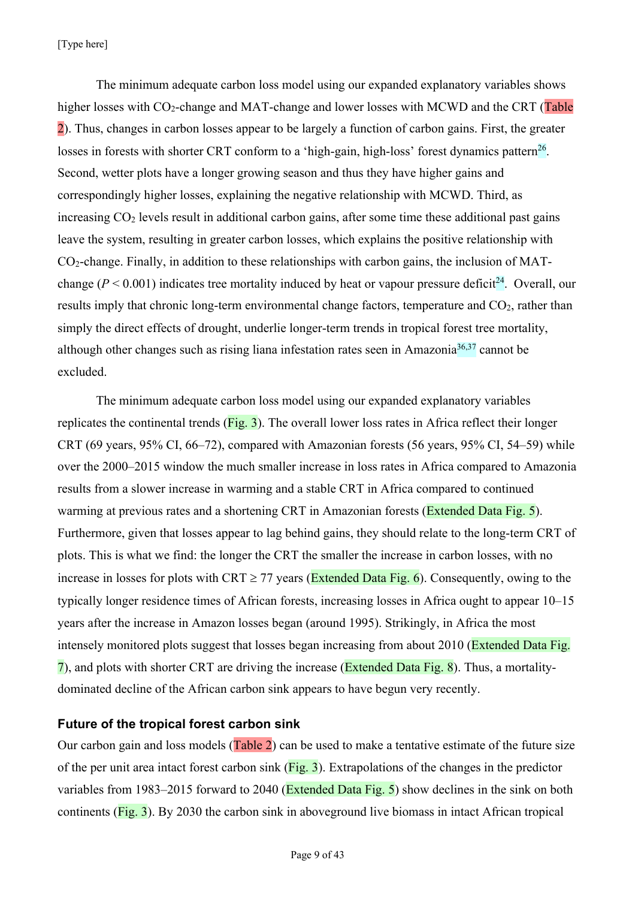The minimum adequate carbon loss model using our expanded explanatory variables shows higher losses with $CO_2$-change and MAT-change and lower losses with MCWD and the CRT (Table 2). Thus, changes in carbon losses appear to be largely a function of carbon gains. First, the greater losses in forests with shorter CRT conform to a 'high-gain, high-loss' forest dynamics pattern[26]. Second, wetter plots have a longer growing season and thus they have higher gains and correspondingly higher losses, explaining the negative relationship with MCWD. Third, as increasing $CO_2$ levels result in additional carbon gains, after some time these additional past gains leave the system, resulting in greater carbon losses, which explains the positive relationship with $CO_2$-change. Finally, in addition to these relationships with carbon gains, the inclusion of MAT-change ($P < 0.001$) indicates tree mortality induced by heat or vapour pressure deficit[24]. Overall, our results imply that chronic long-term environmental change factors, temperature and $CO_2$, rather than simply the direct effects of drought, underlie longer-term trends in tropical forest tree mortality, although other changes such as rising liana infestation rates seen in Amazonia[36,37] cannot be excluded.

The minimum adequate carbon loss model using our expanded explanatory variables replicates the continental trends (Fig. 3). The overall lower loss rates in Africa reflect their longer CRT (69 years, 95% CI, 66–72), compared with Amazonian forests (56 years, 95% CI, 54–59) while over the 2000–2015 window the much smaller increase in loss rates in Africa compared to Amazonia results from a slower increase in warming and a stable CRT in Africa compared to continued warming at previous rates and a shortening CRT in Amazonian forests (Extended Data Fig. 5). Furthermore, given that losses appear to lag behind gains, they should relate to the long-term CRT of plots. This is what we find: the longer the CRT the smaller the increase in carbon losses, with no increase in losses for plots with CRT ≥ 77 years (Extended Data Fig. 6). Consequently, owing to the typically longer residence times of African forests, increasing losses in Africa ought to appear 10–15 years after the increase in Amazon losses began (around 1995). Strikingly, in Africa the most intensely monitored plots suggest that losses began increasing from about 2010 (Extended Data Fig. 7), and plots with shorter CRT are driving the increase (Extended Data Fig. 8). Thus, a mortality-dominated decline of the African carbon sink appears to have begun very recently.

## Future of the tropical forest carbon sink

Our carbon gain and loss models (Table 2) can be used to make a tentative estimate of the future size of the per unit area intact forest carbon sink (Fig. 3). Extrapolations of the changes in the predictor variables from 1983–2015 forward to 2040 (Extended Data Fig. 5) show declines in the sink on both continents (Fig. 3). By 2030 the carbon sink in aboveground live biomass in intact African tropical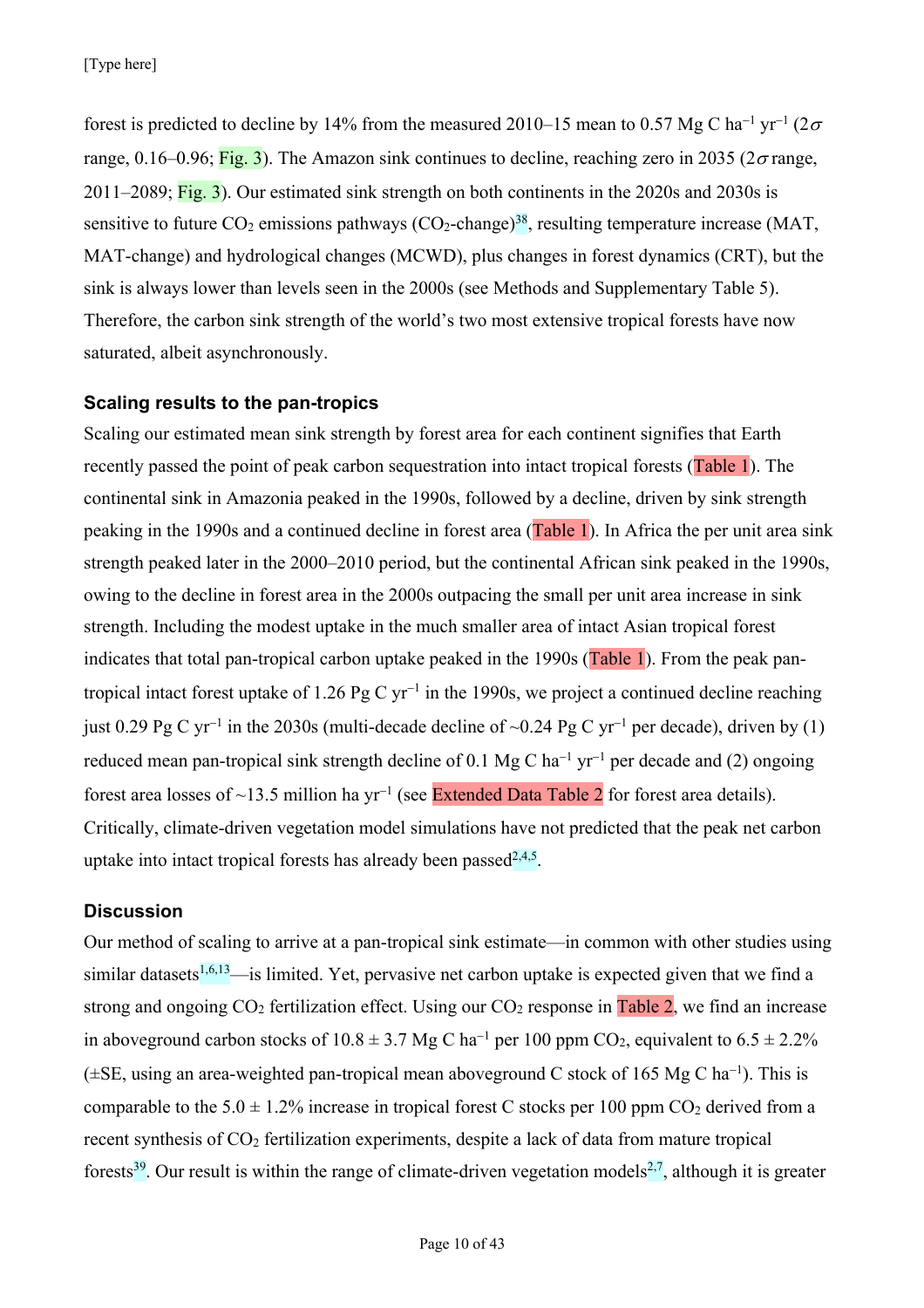forest is predicted to decline by 14% from the measured 2010–15 mean to 0.57 Mg C ha$^{-1}$ yr$^{-1}$ (2$\sigma$ range, 0.16–0.96; Fig. 3). The Amazon sink continues to decline, reaching zero in 2035 (2$\sigma$ range, 2011–2089; Fig. 3). Our estimated sink strength on both continents in the 2020s and 2030s is sensitive to future $CO_2$ emissions pathways ($CO_2$-change)[38], resulting temperature increase (MAT, MAT-change) and hydrological changes (MCWD), plus changes in forest dynamics (CRT), but the sink is always lower than levels seen in the 2000s (see Methods and Supplementary Table 5). Therefore, the carbon sink strength of the world's two most extensive tropical forests have now saturated, albeit asynchronously.

### Scaling results to the pan-tropics

Scaling our estimated mean sink strength by forest area for each continent signifies that Earth recently passed the point of peak carbon sequestration into intact tropical forests (Table 1). The continental sink in Amazonia peaked in the 1990s, followed by a decline, driven by sink strength peaking in the 1990s and a continued decline in forest area (Table 1). In Africa the per unit area sink strength peaked later in the 2000–2010 period, but the continental African sink peaked in the 1990s, owing to the decline in forest area in the 2000s outpacing the small per unit area increase in sink strength. Including the modest uptake in the much smaller area of intact Asian tropical forest indicates that total pan-tropical carbon uptake peaked in the 1990s (Table 1). From the peak pan-tropical intact forest uptake of 1.26 Pg C yr$^{-1}$ in the 1990s, we project a continued decline reaching just 0.29 Pg C yr$^{-1}$ in the 2030s (multi-decade decline of ~0.24 Pg C yr$^{-1}$ per decade), driven by (1) reduced mean pan-tropical sink strength decline of 0.1 Mg C ha$^{-1}$ yr$^{-1}$ per decade and (2) ongoing forest area losses of ~13.5 million ha yr$^{-1}$ (see Extended Data Table 2 for forest area details). Critically, climate-driven vegetation model simulations have not predicted that the peak net carbon uptake into intact tropical forests has already been passed[2,4,5].

### Discussion

Our method of scaling to arrive at a pan-tropical sink estimate—in common with other studies using similar datasets[1,6,13]—is limited. Yet, pervasive net carbon uptake is expected given that we find a strong and ongoing $CO_2$ fertilization effect. Using our $CO_2$ response in Table 2, we find an increase in aboveground carbon stocks of 10.8 ± 3.7 Mg C ha$^{-1}$ per 100 ppm $CO_2$, equivalent to 6.5 ± 2.2% (±SE, using an area-weighted pan-tropical mean aboveground C stock of 165 Mg C ha$^{-1}$). This is comparable to the 5.0 ± 1.2% increase in tropical forest C stocks per 100 ppm $CO_2$ derived from a recent synthesis of $CO_2$ fertilization experiments, despite a lack of data from mature tropical forests[39]. Our result is within the range of climate-driven vegetation models[2,7], although it is greater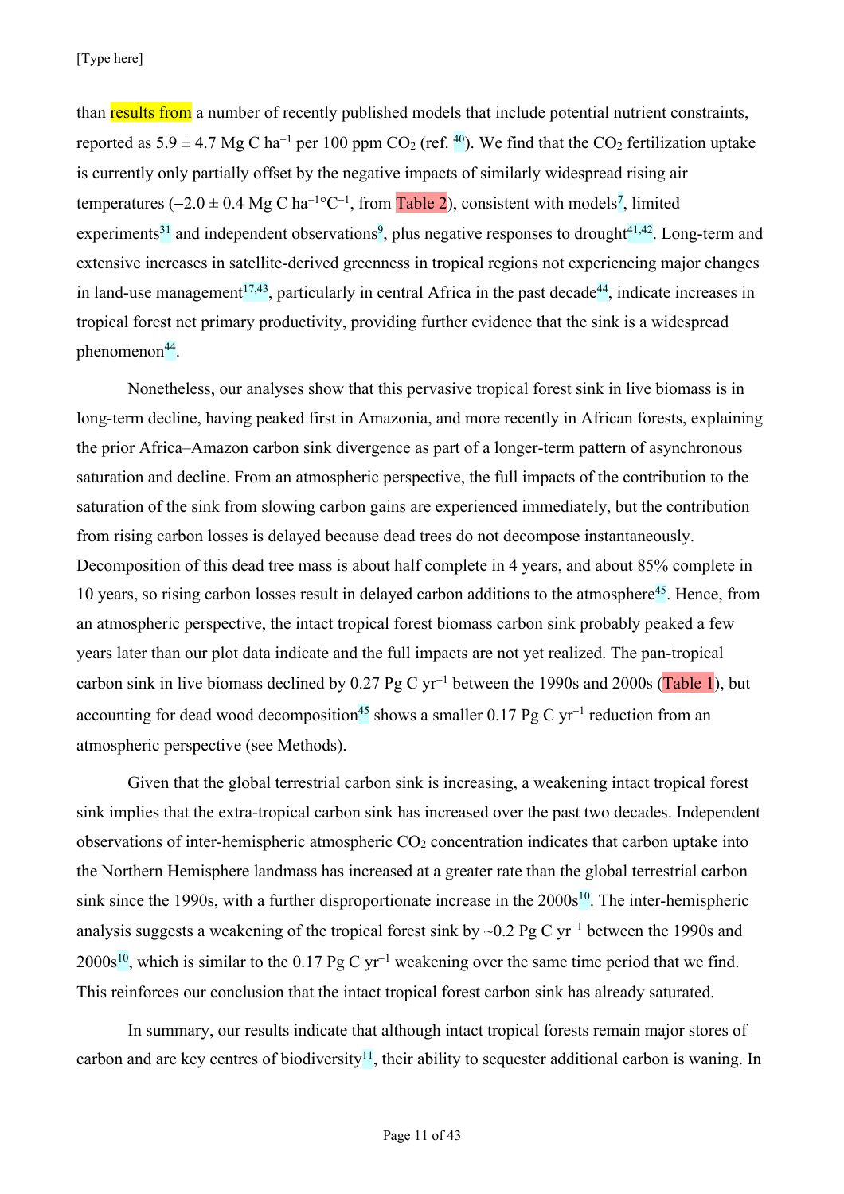than results from a number of recently published models that include potential nutrient constraints, reported as 5.9 ± 4.7 Mg C $ha^{-1}$ per 100 ppm $CO_2$ (ref. [40]). We find that the $CO_2$ fertilization uptake is currently only partially offset by the negative impacts of similarly widespread rising air temperatures (−2.0 ± 0.4 Mg C $ha^{-1}$°$C^{-1}$, from Table 2), consistent with models[7], limited experiments[31] and independent observations[9], plus negative responses to drought[41,42]. Long-term and extensive increases in satellite-derived greenness in tropical regions not experiencing major changes in land-use management[17,43], particularly in central Africa in the past decade[44], indicate increases in tropical forest net primary productivity, providing further evidence that the sink is a widespread phenomenon[44].

Nonetheless, our analyses show that this pervasive tropical forest sink in live biomass is in long-term decline, having peaked first in Amazonia, and more recently in African forests, explaining the prior Africa–Amazon carbon sink divergence as part of a longer-term pattern of asynchronous saturation and decline. From an atmospheric perspective, the full impacts of the contribution to the saturation of the sink from slowing carbon gains are experienced immediately, but the contribution from rising carbon losses is delayed because dead trees do not decompose instantaneously. Decomposition of this dead tree mass is about half complete in 4 years, and about 85% complete in 10 years, so rising carbon losses result in delayed carbon additions to the atmosphere[45]. Hence, from an atmospheric perspective, the intact tropical forest biomass carbon sink probably peaked a few years later than our plot data indicate and the full impacts are not yet realized. The pan-tropical carbon sink in live biomass declined by 0.27 Pg C $yr^{-1}$ between the 1990s and 2000s (Table 1), but accounting for dead wood decomposition[45] shows a smaller 0.17 Pg C $yr^{-1}$ reduction from an atmospheric perspective (see Methods).

Given that the global terrestrial carbon sink is increasing, a weakening intact tropical forest sink implies that the extra-tropical carbon sink has increased over the past two decades. Independent observations of inter-hemispheric atmospheric $CO_2$ concentration indicates that carbon uptake into the Northern Hemisphere landmass has increased at a greater rate than the global terrestrial carbon sink since the 1990s, with a further disproportionate increase in the 2000s[10]. The inter-hemispheric analysis suggests a weakening of the tropical forest sink by ~0.2 Pg C $yr^{-1}$ between the 1990s and 2000s[10], which is similar to the 0.17 Pg C $yr^{-1}$ weakening over the same time period that we find. This reinforces our conclusion that the intact tropical forest carbon sink has already saturated.

In summary, our results indicate that although intact tropical forests remain major stores of carbon and are key centres of biodiversity[11], their ability to sequester additional carbon is waning. In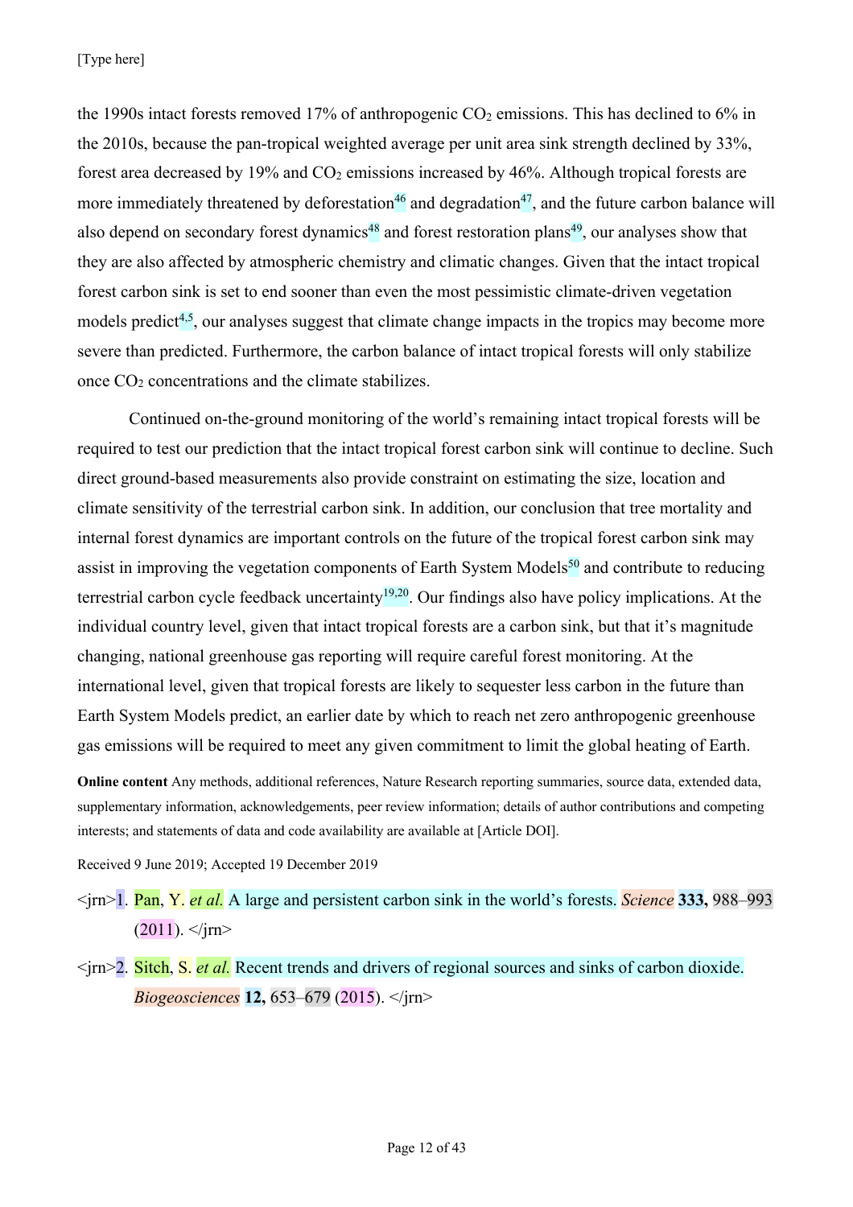the 1990s intact forests removed 17% of anthropogenic $CO_2$ emissions. This has declined to 6% in the 2010s, because the pan-tropical weighted average per unit area sink strength declined by 33%, forest area decreased by 19% and $CO_2$ emissions increased by 46%. Although tropical forests are more immediately threatened by deforestation[46] and degradation[47], and the future carbon balance will also depend on secondary forest dynamics[48] and forest restoration plans[49], our analyses show that they are also affected by atmospheric chemistry and climatic changes. Given that the intact tropical forest carbon sink is set to end sooner than even the most pessimistic climate-driven vegetation models predict[4,5], our analyses suggest that climate change impacts in the tropics may become more severe than predicted. Furthermore, the carbon balance of intact tropical forests will only stabilize once $CO_2$ concentrations and the climate stabilizes.

Continued on-the-ground monitoring of the world's remaining intact tropical forests will be required to test our prediction that the intact tropical forest carbon sink will continue to decline. Such direct ground-based measurements also provide constraint on estimating the size, location and climate sensitivity of the terrestrial carbon sink. In addition, our conclusion that tree mortality and internal forest dynamics are important controls on the future of the tropical forest carbon sink may assist in improving the vegetation components of Earth System Models[50] and contribute to reducing terrestrial carbon cycle feedback uncertainty[19,20]. Our findings also have policy implications. At the individual country level, given that intact tropical forests are a carbon sink, but that it's magnitude changing, national greenhouse gas reporting will require careful forest monitoring. At the international level, given that tropical forests are likely to sequester less carbon in the future than Earth System Models predict, an earlier date by which to reach net zero anthropogenic greenhouse gas emissions will be required to meet any given commitment to limit the global heating of Earth.

**Online content** Any methods, additional references, Nature Research reporting summaries, source data, extended data, supplementary information, acknowledgements, peer review information; details of author contributions and competing interests; and statements of data and code availability are available at [Article DOI].

Received 9 June 2019; Accepted 19 December 2019

<jrn>1. Pan, Y. *et al.* A large and persistent carbon sink in the world's forests. *Science* **333,** 988–993 (2011). </jrn>

<jrn>2. Sitch, S. *et al.* Recent trends and drivers of regional sources and sinks of carbon dioxide. *Biogeosciences* **12,** 653–679 (2015). </jrn>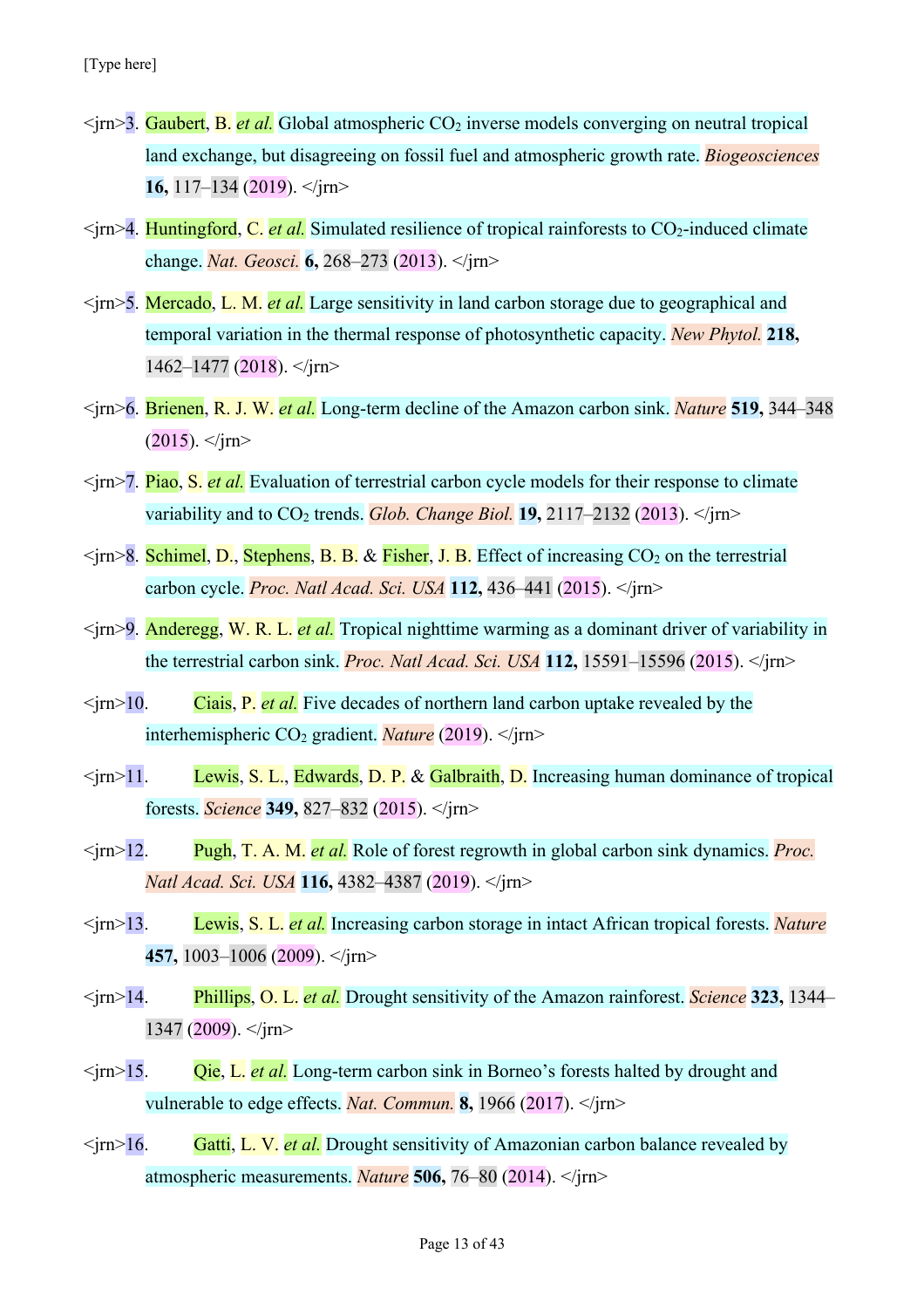<jrn>3. Gaubert, B. *et al.* Global atmospheric $CO_2$ inverse models converging on neutral tropical land exchange, but disagreeing on fossil fuel and atmospheric growth rate. *Biogeosciences* **16,** 117–134 (2019). </jrn>

<jrn>4. Huntingford, C. *et al.* Simulated resilience of tropical rainforests to $CO_2$-induced climate change. *Nat. Geosci.* **6,** 268–273 (2013). </jrn>

<jrn>5. Mercado, L. M. *et al.* Large sensitivity in land carbon storage due to geographical and temporal variation in the thermal response of photosynthetic capacity. *New Phytol.* **218,** 1462–1477 (2018). </jrn>

<jrn>6. Brienen, R. J. W. *et al.* Long-term decline of the Amazon carbon sink. *Nature* **519,** 344–348 (2015). </jrn>

<jrn>7. Piao, S. *et al.* Evaluation of terrestrial carbon cycle models for their response to climate variability and to $CO_2$ trends. *Glob. Change Biol.* **19,** 2117–2132 (2013). </jrn>

<jrn>8. Schimel, D., Stephens, B. B. & Fisher, J. B. Effect of increasing $CO_2$ on the terrestrial carbon cycle. *Proc. Natl Acad. Sci. USA* **112,** 436–441 (2015). </jrn>

<jrn>9. Anderegg, W. R. L. *et al.* Tropical nighttime warming as a dominant driver of variability in the terrestrial carbon sink. *Proc. Natl Acad. Sci. USA* **112,** 15591–15596 (2015). </jrn>

<jrn>10. Ciais, P. *et al.* Five decades of northern land carbon uptake revealed by the interhemispheric $CO_2$ gradient. *Nature* (2019). </jrn>

<jrn>11. Lewis, S. L., Edwards, D. P. & Galbraith, D. Increasing human dominance of tropical forests. *Science* **349,** 827–832 (2015). </jrn>

<jrn>12. Pugh, T. A. M. *et al.* Role of forest regrowth in global carbon sink dynamics. *Proc. Natl Acad. Sci. USA* **116,** 4382–4387 (2019). </jrn>

<jrn>13. Lewis, S. L. *et al.* Increasing carbon storage in intact African tropical forests. *Nature* **457,** 1003–1006 (2009). </jrn>

<jrn>14. Phillips, O. L. *et al.* Drought sensitivity of the Amazon rainforest. *Science* **323,** 1344–1347 (2009). </jrn>

<jrn>15. Qie, L. *et al.* Long-term carbon sink in Borneo's forests halted by drought and vulnerable to edge effects. *Nat. Commun.* **8,** 1966 (2017). </jrn>

<jrn>16. Gatti, L. V. *et al.* Drought sensitivity of Amazonian carbon balance revealed by atmospheric measurements. *Nature* **506,** 76–80 (2014). </jrn>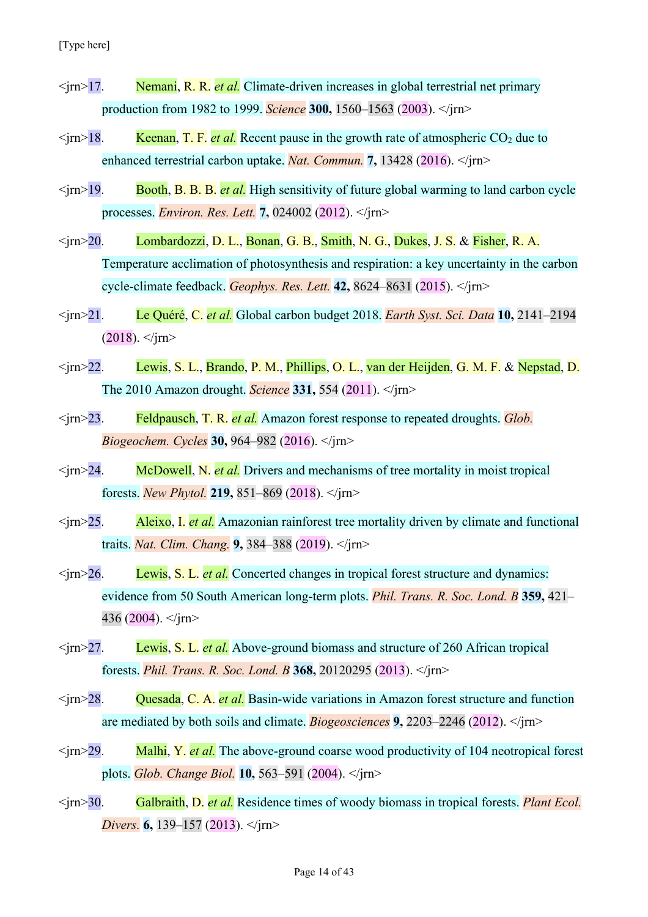<jrn>17. Nemani, R. R. *et al.* Climate-driven increases in global terrestrial net primary production from 1982 to 1999. *Science* **300,** 1560–1563 (2003). </jrn>

<jrn>18. Keenan, T. F. *et al.* Recent pause in the growth rate of atmospheric $CO_2$ due to enhanced terrestrial carbon uptake. *Nat. Commun.* **7,** 13428 (2016). </jrn>

<jrn>19. Booth, B. B. B. *et al.* High sensitivity of future global warming to land carbon cycle processes. *Environ. Res. Lett.* **7,** 024002 (2012). </jrn>

<jrn>20. Lombardozzi, D. L., Bonan, G. B., Smith, N. G., Dukes, J. S. & Fisher, R. A. Temperature acclimation of photosynthesis and respiration: a key uncertainty in the carbon cycle-climate feedback. *Geophys. Res. Lett.* **42,** 8624–8631 (2015). </jrn>

<jrn>21. Le Quéré, C. *et al.* Global carbon budget 2018. *Earth Syst. Sci. Data* **10,** 2141–2194 (2018). </jrn>

<jrn>22. Lewis, S. L., Brando, P. M., Phillips, O. L., van der Heijden, G. M. F. & Nepstad, D. The 2010 Amazon drought. *Science* **331,** 554 (2011). </jrn>

<jrn>23. Feldpausch, T. R. *et al.* Amazon forest response to repeated droughts. *Glob. Biogeochem. Cycles* **30,** 964–982 (2016). </jrn>

<jrn>24. McDowell, N. *et al.* Drivers and mechanisms of tree mortality in moist tropical forests. *New Phytol.* **219,** 851–869 (2018). </jrn>

<jrn>25. Aleixo, I. *et al.* Amazonian rainforest tree mortality driven by climate and functional traits. *Nat. Clim. Chang.* **9,** 384–388 (2019). </jrn>

<jrn>26. Lewis, S. L. *et al.* Concerted changes in tropical forest structure and dynamics: evidence from 50 South American long-term plots. *Phil. Trans. R. Soc. Lond. B* **359,** 421–436 (2004). </jrn>

<jrn>27. Lewis, S. L. *et al.* Above-ground biomass and structure of 260 African tropical forests. *Phil. Trans. R. Soc. Lond. B* **368,** 20120295 (2013). </jrn>

<jrn>28. Quesada, C. A. *et al.* Basin-wide variations in Amazon forest structure and function are mediated by both soils and climate. *Biogeosciences* **9,** 2203–2246 (2012). </jrn>

<jrn>29. Malhi, Y. *et al.* The above-ground coarse wood productivity of 104 neotropical forest plots. *Glob. Change Biol.* **10,** 563–591 (2004). </jrn>

<jrn>30. Galbraith, D. *et al.* Residence times of woody biomass in tropical forests. *Plant Ecol. Divers.* **6,** 139–157 (2013). </jrn>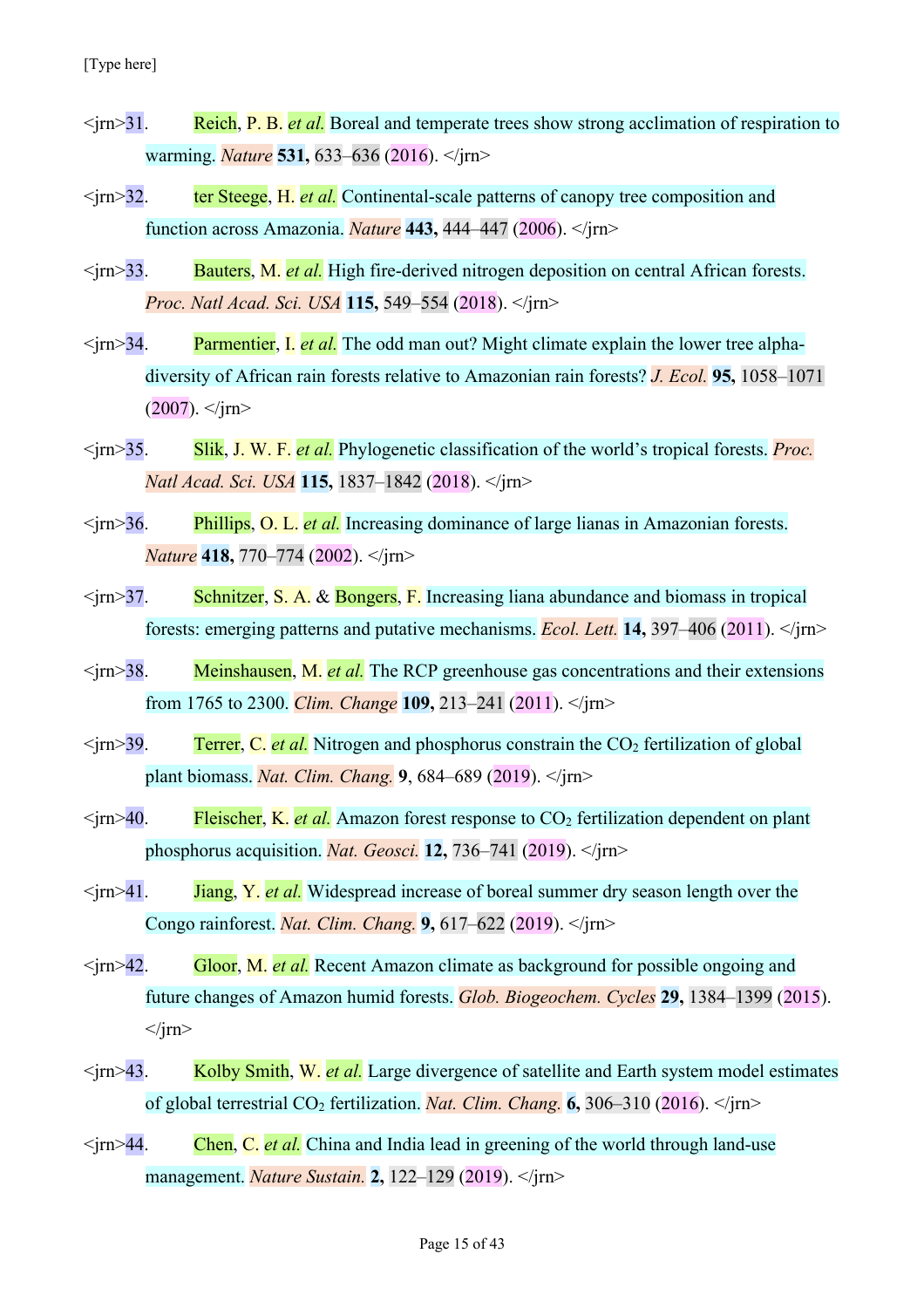<jrn>31. Reich, P. B. *et al.* Boreal and temperate trees show strong acclimation of respiration to warming. *Nature* **531,** 633–636 (2016). </jrn>

<jrn>32. ter Steege, H. *et al.* Continental-scale patterns of canopy tree composition and function across Amazonia. *Nature* **443,** 444–447 (2006). </jrn>

<jrn>33. Bauters, M. *et al.* High fire-derived nitrogen deposition on central African forests. *Proc. Natl Acad. Sci. USA* **115,** 549–554 (2018). </jrn>

<jrn>34. Parmentier, I. *et al.* The odd man out? Might climate explain the lower tree alpha-diversity of African rain forests relative to Amazonian rain forests? *J. Ecol.* **95,** 1058–1071 (2007). </jrn>

<jrn>35. Slik, J. W. F. *et al.* Phylogenetic classification of the world's tropical forests. *Proc. Natl Acad. Sci. USA* **115,** 1837–1842 (2018). </jrn>

<jrn>36. Phillips, O. L. *et al.* Increasing dominance of large lianas in Amazonian forests. *Nature* **418,** 770–774 (2002). </jrn>

<jrn>37. Schnitzer, S. A. & Bongers, F. Increasing liana abundance and biomass in tropical forests: emerging patterns and putative mechanisms. *Ecol. Lett.* **14,** 397–406 (2011). </jrn>

<jrn>38. Meinshausen, M. *et al.* The RCP greenhouse gas concentrations and their extensions from 1765 to 2300. *Clim. Change* **109,** 213–241 (2011). </jrn>

<jrn>39. Terrer, C. *et al.* Nitrogen and phosphorus constrain the $CO_2$ fertilization of global plant biomass. *Nat. Clim. Chang.* 9, 684–689 (2019). </jrn>

<jrn>40. Fleischer, K. *et al.* Amazon forest response to $CO_2$ fertilization dependent on plant phosphorus acquisition. *Nat. Geosci.* **12,** 736–741 (2019). </jrn>

<jrn>41. Jiang, Y. *et al.* Widespread increase of boreal summer dry season length over the Congo rainforest. *Nat. Clim. Chang.* **9,** 617–622 (2019). </jrn>

<jrn>42. Gloor, M. *et al.* Recent Amazon climate as background for possible ongoing and future changes of Amazon humid forests. *Glob. Biogeochem. Cycles* **29,** 1384–1399 (2015). </jrn>

<jrn>43. Kolby Smith, W. *et al.* Large divergence of satellite and Earth system model estimates of global terrestrial $CO_2$ fertilization. *Nat. Clim. Chang.* **6,** 306–310 (2016). </jrn>

<jrn>44. Chen, C. *et al.* China and India lead in greening of the world through land-use management. *Nature Sustain.* **2,** 122–129 (2019). </jrn>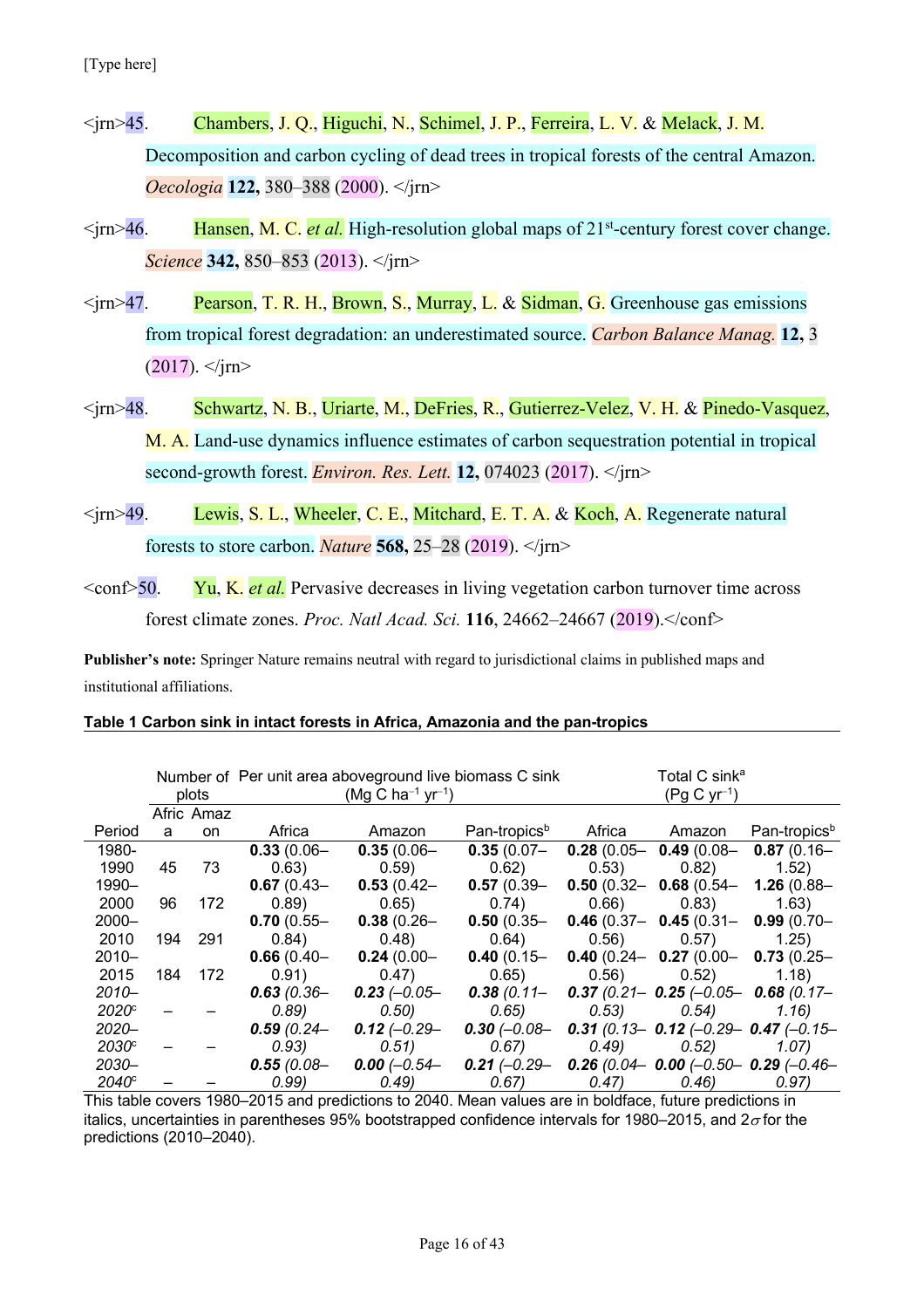<jrn>45. Chambers, J. Q., Higuchi, N., Schimel, J. P., Ferreira, L. V. & Melack, J. M. Decomposition and carbon cycling of dead trees in tropical forests of the central Amazon. *Oecologia* **122,** 380–388 (2000). </jrn>

<jrn>46. Hansen, M. C. *et al.* High-resolution global maps of 21st-century forest cover change. *Science* **342,** 850–853 (2013). </jrn>

<jrn>47. Pearson, T. R. H., Brown, S., Murray, L. & Sidman, G. Greenhouse gas emissions from tropical forest degradation: an underestimated source. *Carbon Balance Manag.* **12,** 3 (2017). </jrn>

<jrn>48. Schwartz, N. B., Uriarte, M., DeFries, R., Gutierrez-Velez, V. H. & Pinedo-Vasquez, M. A. Land-use dynamics influence estimates of carbon sequestration potential in tropical second-growth forest. *Environ. Res. Lett.* **12,** 074023 (2017). </jrn>

<jrn>49. Lewis, S. L., Wheeler, C. E., Mitchard, E. T. A. & Koch, A. Regenerate natural forests to store carbon. *Nature* **568,** 25–28 (2019). </jrn>

<conf>50. Yu, K. *et al.* Pervasive decreases in living vegetation carbon turnover time across forest climate zones. *Proc. Natl Acad. Sci.* **116**, 24662–24667 (2019).</conf>

**Publisher's note:** Springer Nature remains neutral with regard to jurisdictional claims in published maps and institutional affiliations.

**Table 1 Carbon sink in intact forests in Africa, Amazonia and the pan-tropics**

| | Number of plots | | Per unit area aboveground live biomass C sink ($Mg\ C\ ha^{-1}\ yr^{-1}$) | | | Total C sink[a] ($Pg\ C\ yr^{-1}$) | | |
|---|---|---|---|---|---|---|---|---|
| Period | Africa | Amazon | Africa | Amazon | Pan-tropics[b] | Africa | Amazon | Pan-tropics[b] |
| 1980-1990 | 45 | 73 | **0.33** (0.06–0.63) | **0.35** (0.06–0.59) | **0.35** (0.07–0.62) | **0.28** (0.05–0.53) | **0.49** (0.08–0.82) | **0.87** (0.16–1.52) |
| 1990–2000 | 96 | 172 | **0.67** (0.43–0.89) | **0.53** (0.42–0.65) | **0.57** (0.39–0.74) | **0.50** (0.32–0.66) | **0.68** (0.54–0.83) | **1.26** (0.88–1.63) |
| 2000–2010 | 194 | 291 | **0.70** (0.55–0.84) | **0.38** (0.26–0.48) | **0.50** (0.35–0.64) | **0.46** (0.37–0.56) | **0.45** (0.31–0.57) | **0.99** (0.70–1.25) |
| 2010–2015 | 184 | 172 | **0.66** (0.40–0.91) | **0.24** (0.00–0.47) | **0.40** (0.15–0.65) | **0.40** (0.24–0.56) | **0.27** (0.00–0.52) | **0.73** (0.25–1.18) |
| *2010–2020*[c] | – | – | ***0.63*** *(0.36–0.89)* | ***0.23*** *(–0.05–0.50)* | ***0.38*** *(0.11–0.65)* | ***0.37*** *(0.21–0.53)* | ***0.25*** *(–0.05–0.54)* | ***0.68*** *(0.17–1.16)* |
| *2020–2030*[c] | – | – | ***0.59*** *(0.24–0.93)* | ***0.12*** *(–0.29–0.51)* | ***0.30*** *(–0.08–0.67)* | ***0.31*** *(0.13–0.49)* | ***0.12*** *(–0.29–0.52)* | ***0.47*** *(–0.15–1.07)* |
| *2030–2040*[c] | – | – | ***0.55*** *(0.08–0.99)* | ***0.00*** *(–0.54–0.49)* | ***0.21*** *(–0.29–0.67)* | ***0.26*** *(0.04–0.47)* | ***0.00*** *(–0.50–0.46)* | ***0.29*** *(–0.46–0.97)* |

This table covers 1980–2015 and predictions to 2040. Mean values are in boldface, future predictions in italics, uncertainties in parentheses 95% bootstrapped confidence intervals for 1980–2015, and $2\sigma$ for the predictions (2010–2040).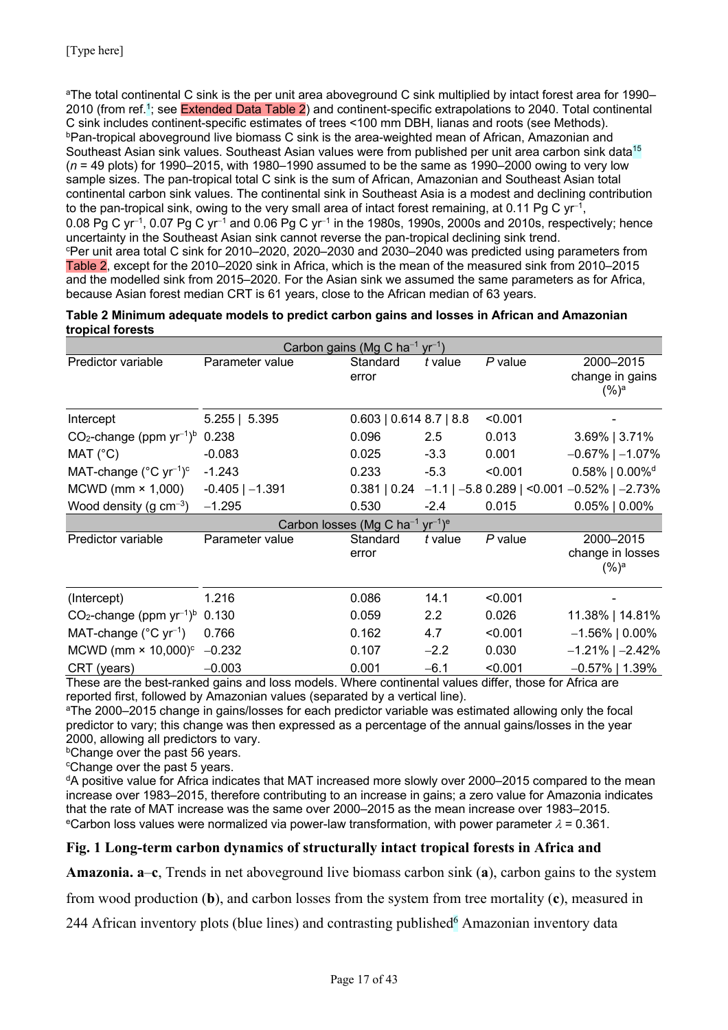[a]The total continental C sink is the per unit area aboveground C sink multiplied by intact forest area for 1990–2010 (from ref.[1]; see Extended Data Table 2) and continent-specific extrapolations to 2040. Total continental C sink includes continent-specific estimates of trees <100 mm DBH, lianas and roots (see Methods).
[b]Pan-tropical aboveground live biomass C sink is the area-weighted mean of African, Amazonian and Southeast Asian sink values. Southeast Asian values were from published per unit area carbon sink data[15] ($n$ = 49 plots) for 1990–2015, with 1980–1990 assumed to be the same as 1990–2000 owing to very low sample sizes. The pan-tropical total C sink is the sum of African, Amazonian and Southeast Asian total continental carbon sink values. The continental sink in Southeast Asia is a modest and declining contribution to the pan-tropical sink, owing to the very small area of intact forest remaining, at 0.11 Pg C yr$^{-1}$, 0.08 Pg C yr$^{-1}$, 0.07 Pg C yr$^{-1}$ and 0.06 Pg C yr$^{-1}$ in the 1980s, 1990s, 2000s and 2010s, respectively; hence uncertainty in the Southeast Asian sink cannot reverse the pan-tropical declining sink trend.
[c]Per unit area total C sink for 2010–2020, 2020–2030 and 2030–2040 was predicted using parameters from Table 2, except for the 2010–2020 sink in Africa, which is the mean of the measured sink from 2010–2015 and the modelled sink from 2015–2020. For the Asian sink we assumed the same parameters as for Africa, because Asian forest median CRT is 61 years, close to the African median of 63 years.

**Table 2 Minimum adequate models to predict carbon gains and losses in African and Amazonian tropical forests**

| Carbon gains (Mg C ha$^{-1}$ yr$^{-1}$) | | | | | |
|---|---|---|---|---|---|
| Predictor variable | Parameter value | Standard error | *t* value | *P* value | 2000–2015 change in gains (%)[a] |
| Intercept | 5.255 \| 5.395 | 0.603 \| 0.614 | 8.7 \| 8.8 | <0.001 | - |
| $CO_2$-change (ppm yr$^{-1}$)[b] | 0.238 | 0.096 | 2.5 | 0.013 | 3.69% \| 3.71% |
| MAT (°C) | -0.083 | 0.025 | -3.3 | 0.001 | −0.67% \| −1.07% |
| MAT-change (°C yr$^{-1}$)[c] | -1.243 | 0.233 | -5.3 | <0.001 | 0.58% \| 0.00%[d] |
| MCWD (mm × 1,000) | -0.405 \| −1.391 | 0.381 \| 0.24 | −1.1 \| −5.8 | 0.289 \| <0.001 | −0.52% \| −2.73% |
| Wood density (g cm$^{-3}$) | −1.295 | 0.530 | -2.4 | 0.015 | 0.05% \| 0.00% |
| **Carbon losses (Mg C ha$^{-1}$ yr$^{-1}$)[e]** | | | | | |
| Predictor variable | Parameter value | Standard error | *t* value | *P* value | 2000–2015 change in losses (%)[a] |
| (Intercept) | 1.216 | 0.086 | 14.1 | <0.001 | - |
| $CO_2$-change (ppm yr$^{-1}$)[b] | 0.130 | 0.059 | 2.2 | 0.026 | 11.38% \| 14.81% |
| MAT-change (°C yr$^{-1}$) | 0.766 | 0.162 | 4.7 | <0.001 | −1.56% \| 0.00% |
| MCWD (mm × 10,000)[c] | −0.232 | 0.107 | −2.2 | 0.030 | −1.21% \| −2.42% |
| CRT (years) | −0.003 | 0.001 | −6.1 | <0.001 | −0.57% \| 1.39% |

These are the best-ranked gains and loss models. Where continental values differ, those for Africa are reported first, followed by Amazonian values (separated by a vertical line).
[a]The 2000–2015 change in gains/losses for each predictor variable was estimated allowing only the focal predictor to vary; this change was then expressed as a percentage of the annual gains/losses in the year 2000, allowing all predictors to vary.
[b]Change over the past 56 years.
[c]Change over the past 5 years.
[d]A positive value for Africa indicates that MAT increased more slowly over 2000–2015 compared to the mean increase over 1983–2015, therefore contributing to an increase in gains; a zero value for Amazonia indicates that the rate of MAT increase was the same over 2000–2015 as the mean increase over 1983–2015.
[e]Carbon loss values were normalized via power-law transformation, with power parameter $\lambda$ = 0.361.

**Fig. 1 Long-term carbon dynamics of structurally intact tropical forests in Africa and Amazonia. a**–**c**, Trends in net aboveground live biomass carbon sink (**a**), carbon gains to the system from wood production (**b**), and carbon losses from the system from tree mortality (**c**), measured in 244 African inventory plots (blue lines) and contrasting published[6] Amazonian inventory data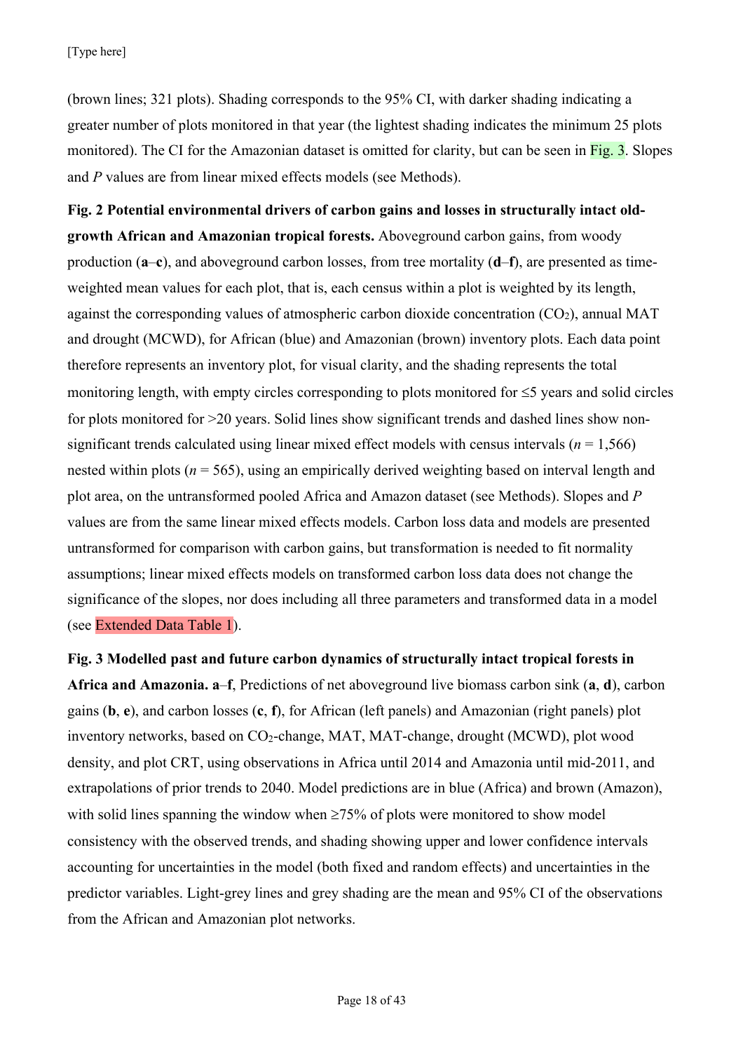(brown lines; 321 plots). Shading corresponds to the 95% CI, with darker shading indicating a greater number of plots monitored in that year (the lightest shading indicates the minimum 25 plots monitored). The CI for the Amazonian dataset is omitted for clarity, but can be seen in Fig. 3. Slopes and *P* values are from linear mixed effects models (see Methods).

**Fig. 2 Potential environmental drivers of carbon gains and losses in structurally intact old-growth African and Amazonian tropical forests.** Aboveground carbon gains, from woody production (**a**–**c**), and aboveground carbon losses, from tree mortality (**d**–**f**), are presented as time-weighted mean values for each plot, that is, each census within a plot is weighted by its length, against the corresponding values of atmospheric carbon dioxide concentration ($CO_2$), annual MAT and drought (MCWD), for African (blue) and Amazonian (brown) inventory plots. Each data point therefore represents an inventory plot, for visual clarity, and the shading represents the total monitoring length, with empty circles corresponding to plots monitored for ≤5 years and solid circles for plots monitored for >20 years. Solid lines show significant trends and dashed lines show non-significant trends calculated using linear mixed effect models with census intervals ($n$ = 1,566) nested within plots ($n$ = 565), using an empirically derived weighting based on interval length and plot area, on the untransformed pooled Africa and Amazon dataset (see Methods). Slopes and *P* values are from the same linear mixed effects models. Carbon loss data and models are presented untransformed for comparison with carbon gains, but transformation is needed to fit normality assumptions; linear mixed effects models on transformed carbon loss data does not change the significance of the slopes, nor does including all three parameters and transformed data in a model (see Extended Data Table 1).

**Fig. 3 Modelled past and future carbon dynamics of structurally intact tropical forests in Africa and Amazonia.** **a**–**f**, Predictions of net aboveground live biomass carbon sink (**a**, **d**), carbon gains (**b**, **e**), and carbon losses (**c**, **f**), for African (left panels) and Amazonian (right panels) plot inventory networks, based on $CO_2$-change, MAT, MAT-change, drought (MCWD), plot wood density, and plot CRT, using observations in Africa until 2014 and Amazonia until mid-2011, and extrapolations of prior trends to 2040. Model predictions are in blue (Africa) and brown (Amazon), with solid lines spanning the window when ≥75% of plots were monitored to show model consistency with the observed trends, and shading showing upper and lower confidence intervals accounting for uncertainties in the model (both fixed and random effects) and uncertainties in the predictor variables. Light-grey lines and grey shading are the mean and 95% CI of the observations from the African and Amazonian plot networks.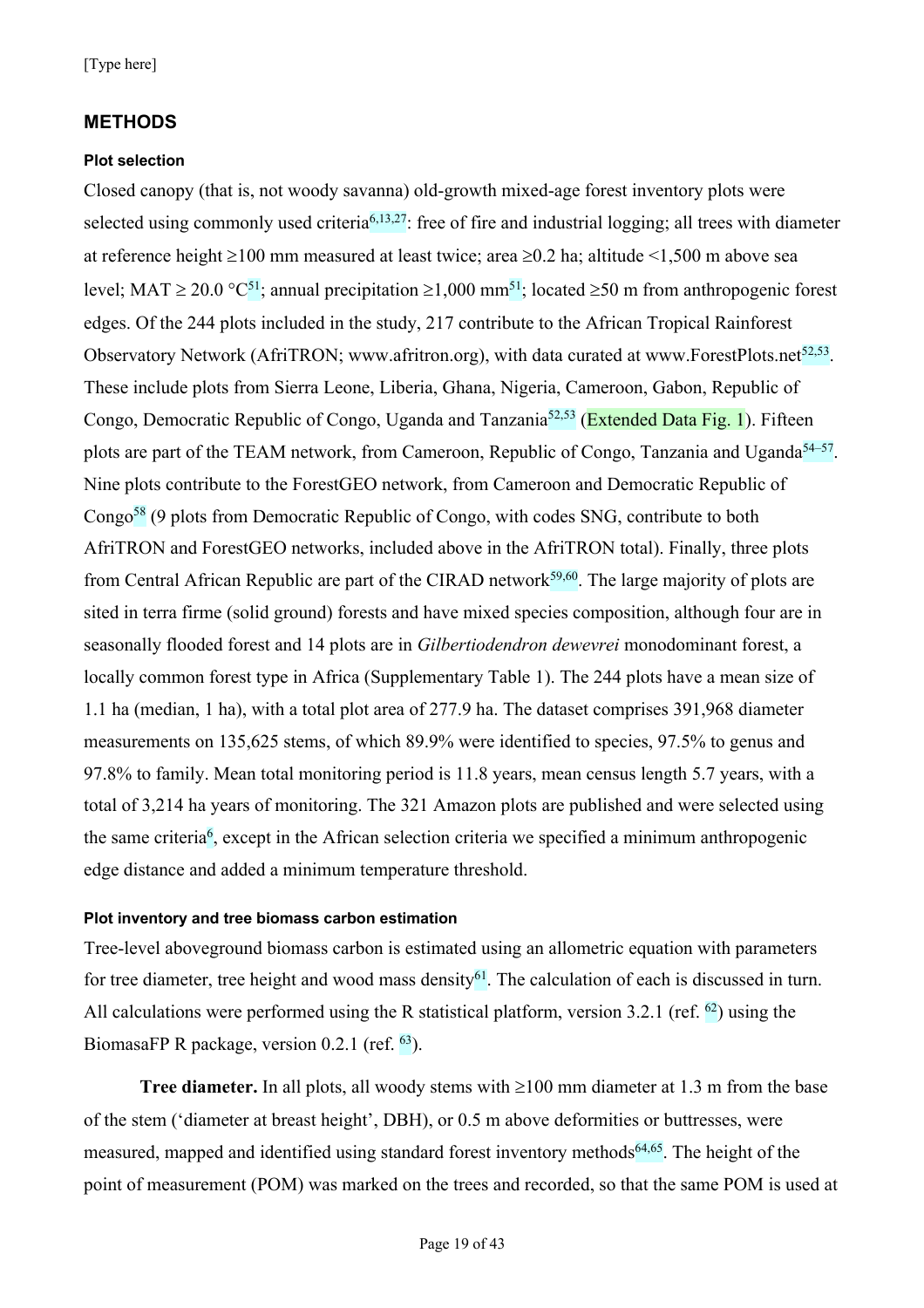## METHODS

### Plot selection

Closed canopy (that is, not woody savanna) old-growth mixed-age forest inventory plots were selected using commonly used criteria[6,13,27]: free of fire and industrial logging; all trees with diameter at reference height ≥100 mm measured at least twice; area ≥0.2 ha; altitude <1,500 m above sea level; MAT ≥ 20.0 °C[51]; annual precipitation ≥1,000 mm[51]; located ≥50 m from anthropogenic forest edges. Of the 244 plots included in the study, 217 contribute to the African Tropical Rainforest Observatory Network (AfriTRON; www.afritron.org), with data curated at www.ForestPlots.net[52,53]. These include plots from Sierra Leone, Liberia, Ghana, Nigeria, Cameroon, Gabon, Republic of Congo, Democratic Republic of Congo, Uganda and Tanzania[52,53] (Extended Data Fig. 1). Fifteen plots are part of the TEAM network, from Cameroon, Republic of Congo, Tanzania and Uganda[54–57]. Nine plots contribute to the ForestGEO network, from Cameroon and Democratic Republic of Congo[58] (9 plots from Democratic Republic of Congo, with codes SNG, contribute to both AfriTRON and ForestGEO networks, included above in the AfriTRON total). Finally, three plots from Central African Republic are part of the CIRAD network[59,60]. The large majority of plots are sited in terra firme (solid ground) forests and have mixed species composition, although four are in seasonally flooded forest and 14 plots are in *Gilbertiodendron dewevrei* monodominant forest, a locally common forest type in Africa (Supplementary Table 1). The 244 plots have a mean size of 1.1 ha (median, 1 ha), with a total plot area of 277.9 ha. The dataset comprises 391,968 diameter measurements on 135,625 stems, of which 89.9% were identified to species, 97.5% to genus and 97.8% to family. Mean total monitoring period is 11.8 years, mean census length 5.7 years, with a total of 3,214 ha years of monitoring. The 321 Amazon plots are published and were selected using the same criteria[6], except in the African selection criteria we specified a minimum anthropogenic edge distance and added a minimum temperature threshold.

### Plot inventory and tree biomass carbon estimation

Tree-level aboveground biomass carbon is estimated using an allometric equation with parameters for tree diameter, tree height and wood mass density[61]. The calculation of each is discussed in turn. All calculations were performed using the R statistical platform, version 3.2.1 (ref. [62]) using the BiomasaFP R package, version 0.2.1 (ref. [63]).

**Tree diameter.** In all plots, all woody stems with ≥100 mm diameter at 1.3 m from the base of the stem ('diameter at breast height', DBH), or 0.5 m above deformities or buttresses, were measured, mapped and identified using standard forest inventory methods[64,65]. The height of the point of measurement (POM) was marked on the trees and recorded, so that the same POM is used at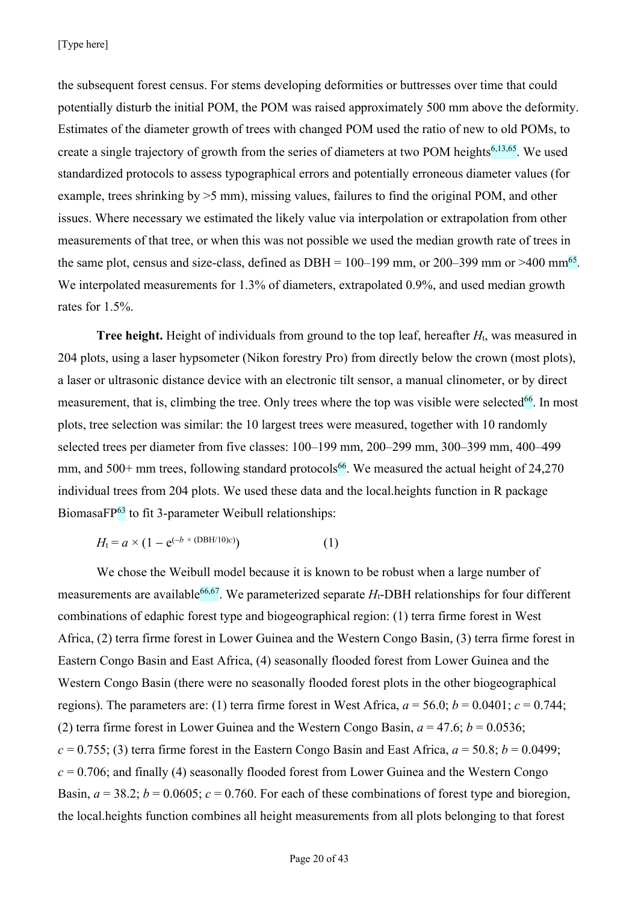the subsequent forest census. For stems developing deformities or buttresses over time that could potentially disturb the initial POM, the POM was raised approximately 500 mm above the deformity. Estimates of the diameter growth of trees with changed POM used the ratio of new to old POMs, to create a single trajectory of growth from the series of diameters at two POM heights[6,13,65]. We used standardized protocols to assess typographical errors and potentially erroneous diameter values (for example, trees shrinking by >5 mm), missing values, failures to find the original POM, and other issues. Where necessary we estimated the likely value via interpolation or extrapolation from other measurements of that tree, or when this was not possible we used the median growth rate of trees in the same plot, census and size-class, defined as DBH = 100–199 mm, or 200–399 mm or >400 mm[65]. We interpolated measurements for 1.3% of diameters, extrapolated 0.9%, and used median growth rates for 1.5%.

**Tree height.** Height of individuals from ground to the top leaf, hereafter $H_t$, was measured in 204 plots, using a laser hypsometer (Nikon forestry Pro) from directly below the crown (most plots), a laser or ultrasonic distance device with an electronic tilt sensor, a manual clinometer, or by direct measurement, that is, climbing the tree. Only trees where the top was visible were selected[66]. In most plots, tree selection was similar: the 10 largest trees were measured, together with 10 randomly selected trees per diameter from five classes: 100–199 mm, 200–299 mm, 300–399 mm, 400–499 mm, and 500+ mm trees, following standard protocols[66]. We measured the actual height of 24,270 individual trees from 204 plots. We used these data and the local.heights function in R package BiomasaFP[63] to fit 3-parameter Weibull relationships:

$$H_t = a \times (1 - e^{(-b \times (\mathrm{DBH}/10)^{c})}) \qquad (1)$$

We chose the Weibull model because it is known to be robust when a large number of measurements are available[66,67]. We parameterized separate $H_t$-DBH relationships for four different combinations of edaphic forest type and biogeographical region: (1) terra firme forest in West Africa, (2) terra firme forest in Lower Guinea and the Western Congo Basin, (3) terra firme forest in Eastern Congo Basin and East Africa, (4) seasonally flooded forest from Lower Guinea and the Western Congo Basin (there were no seasonally flooded forest plots in the other biogeographical regions). The parameters are: (1) terra firme forest in West Africa, $a = 56.0$; $b = 0.0401$; $c = 0.744$; (2) terra firme forest in Lower Guinea and the Western Congo Basin, $a = 47.6$; $b = 0.0536$; $c = 0.755$; (3) terra firme forest in the Eastern Congo Basin and East Africa, $a = 50.8$; $b = 0.0499$; $c = 0.706$; and finally (4) seasonally flooded forest from Lower Guinea and the Western Congo Basin, $a = 38.2$; $b = 0.0605$; $c = 0.760$. For each of these combinations of forest type and bioregion, the local.heights function combines all height measurements from all plots belonging to that forest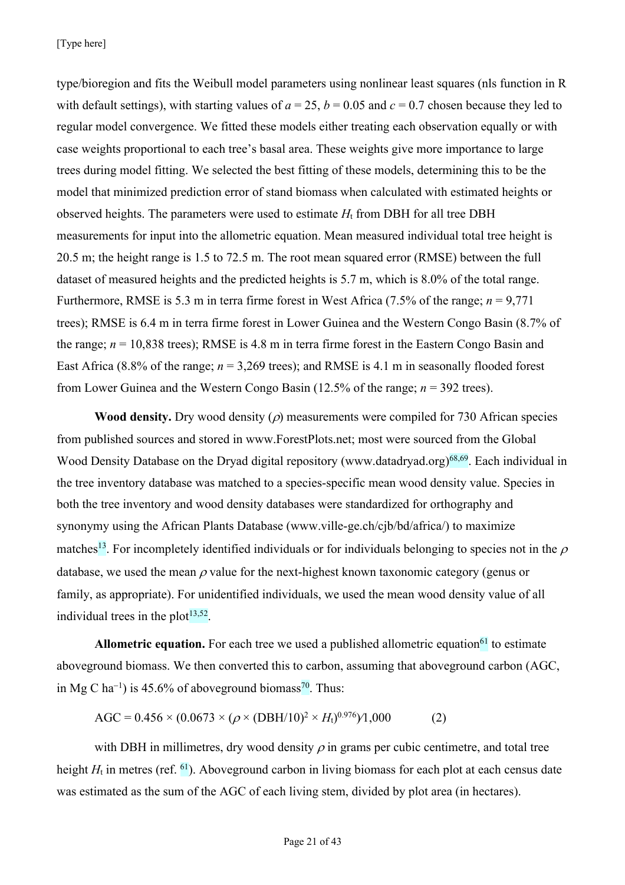type/bioregion and fits the Weibull model parameters using nonlinear least squares (nls function in R with default settings), with starting values of $a = 25$, $b = 0.05$ and $c = 0.7$ chosen because they led to regular model convergence. We fitted these models either treating each observation equally or with case weights proportional to each tree's basal area. These weights give more importance to large trees during model fitting. We selected the best fitting of these models, determining this to be the model that minimized prediction error of stand biomass when calculated with estimated heights or observed heights. The parameters were used to estimate $H_t$ from DBH for all tree DBH measurements for input into the allometric equation. Mean measured individual total tree height is 20.5 m; the height range is 1.5 to 72.5 m. The root mean squared error (RMSE) between the full dataset of measured heights and the predicted heights is 5.7 m, which is 8.0% of the total range. Furthermore, RMSE is 5.3 m in terra firme forest in West Africa (7.5% of the range; $n = 9{,}771$ trees); RMSE is 6.4 m in terra firme forest in Lower Guinea and the Western Congo Basin (8.7% of the range; $n = 10{,}838$ trees); RMSE is 4.8 m in terra firme forest in the Eastern Congo Basin and East Africa (8.8% of the range; $n = 3{,}269$ trees); and RMSE is 4.1 m in seasonally flooded forest from Lower Guinea and the Western Congo Basin (12.5% of the range; $n = 392$ trees).

**Wood density.** Dry wood density ($\rho$) measurements were compiled for 730 African species from published sources and stored in www.ForestPlots.net; most were sourced from the Global Wood Density Database on the Dryad digital repository (www.datadryad.org)[68,69]. Each individual in the tree inventory database was matched to a species-specific mean wood density value. Species in both the tree inventory and wood density databases were standardized for orthography and synonymy using the African Plants Database (www.ville-ge.ch/cjb/bd/africa/) to maximize matches[13]. For incompletely identified individuals or for individuals belonging to species not in the $\rho$ database, we used the mean $\rho$ value for the next-highest known taxonomic category (genus or family, as appropriate). For unidentified individuals, we used the mean wood density value of all individual trees in the plot[13,52].

**Allometric equation.** For each tree we used a published allometric equation[61] to estimate aboveground biomass. We then converted this to carbon, assuming that aboveground carbon (AGC, in Mg C ha$^{-1}$) is 45.6% of aboveground biomass[70]. Thus:

$$\text{AGC} = 0.456 \times (0.0673 \times (\rho \times (\text{DBH}/10)^2 \times H_t)^{0.976})/1{,}000 \qquad (2)$$

with DBH in millimetres, dry wood density $\rho$ in grams per cubic centimetre, and total tree height $H_t$ in metres (ref. [61]). Aboveground carbon in living biomass for each plot at each census date was estimated as the sum of the AGC of each living stem, divided by plot area (in hectares).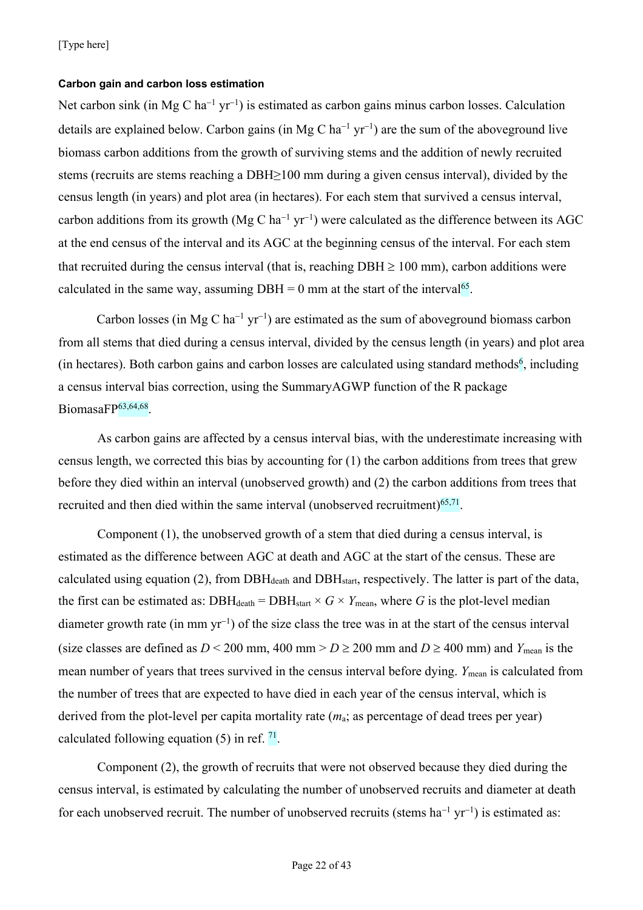### Carbon gain and carbon loss estimation

Net carbon sink (in Mg C ha$^{-1}$ yr$^{-1}$) is estimated as carbon gains minus carbon losses. Calculation details are explained below. Carbon gains (in Mg C ha$^{-1}$ yr$^{-1}$) are the sum of the aboveground live biomass carbon additions from the growth of surviving stems and the addition of newly recruited stems (recruits are stems reaching a DBH≥100 mm during a given census interval), divided by the census length (in years) and plot area (in hectares). For each stem that survived a census interval, carbon additions from its growth (Mg C ha$^{-1}$ yr$^{-1}$) were calculated as the difference between its AGC at the end census of the interval and its AGC at the beginning census of the interval. For each stem that recruited during the census interval (that is, reaching DBH ≥ 100 mm), carbon additions were calculated in the same way, assuming DBH = 0 mm at the start of the interval[65].

Carbon losses (in Mg C ha$^{-1}$ yr$^{-1}$) are estimated as the sum of aboveground biomass carbon from all stems that died during a census interval, divided by the census length (in years) and plot area (in hectares). Both carbon gains and carbon losses are calculated using standard methods[6], including a census interval bias correction, using the SummaryAGWP function of the R package BiomasaFP[63,64,68].

As carbon gains are affected by a census interval bias, with the underestimate increasing with census length, we corrected this bias by accounting for (1) the carbon additions from trees that grew before they died within an interval (unobserved growth) and (2) the carbon additions from trees that recruited and then died within the same interval (unobserved recruitment)[65,71].

Component (1), the unobserved growth of a stem that died during a census interval, is estimated as the difference between AGC at death and AGC at the start of the census. These are calculated using equation (2), from $DBH_{death}$ and $DBH_{start}$, respectively. The latter is part of the data, the first can be estimated as: $DBH_{death} = DBH_{start} \times G \times Y_{mean}$, where $G$ is the plot-level median diameter growth rate (in mm yr$^{-1}$) of the size class the tree was in at the start of the census interval (size classes are defined as $D < 200$ mm, 400 mm $> D \geq 200$ mm and $D \geq 400$ mm) and $Y_{mean}$ is the mean number of years that trees survived in the census interval before dying. $Y_{mean}$ is calculated from the number of trees that are expected to have died in each year of the census interval, which is derived from the plot-level per capita mortality rate ($m_a$; as percentage of dead trees per year) calculated following equation (5) in ref. [71].

Component (2), the growth of recruits that were not observed because they died during the census interval, is estimated by calculating the number of unobserved recruits and diameter at death for each unobserved recruit. The number of unobserved recruits (stems ha$^{-1}$ yr$^{-1}$) is estimated as: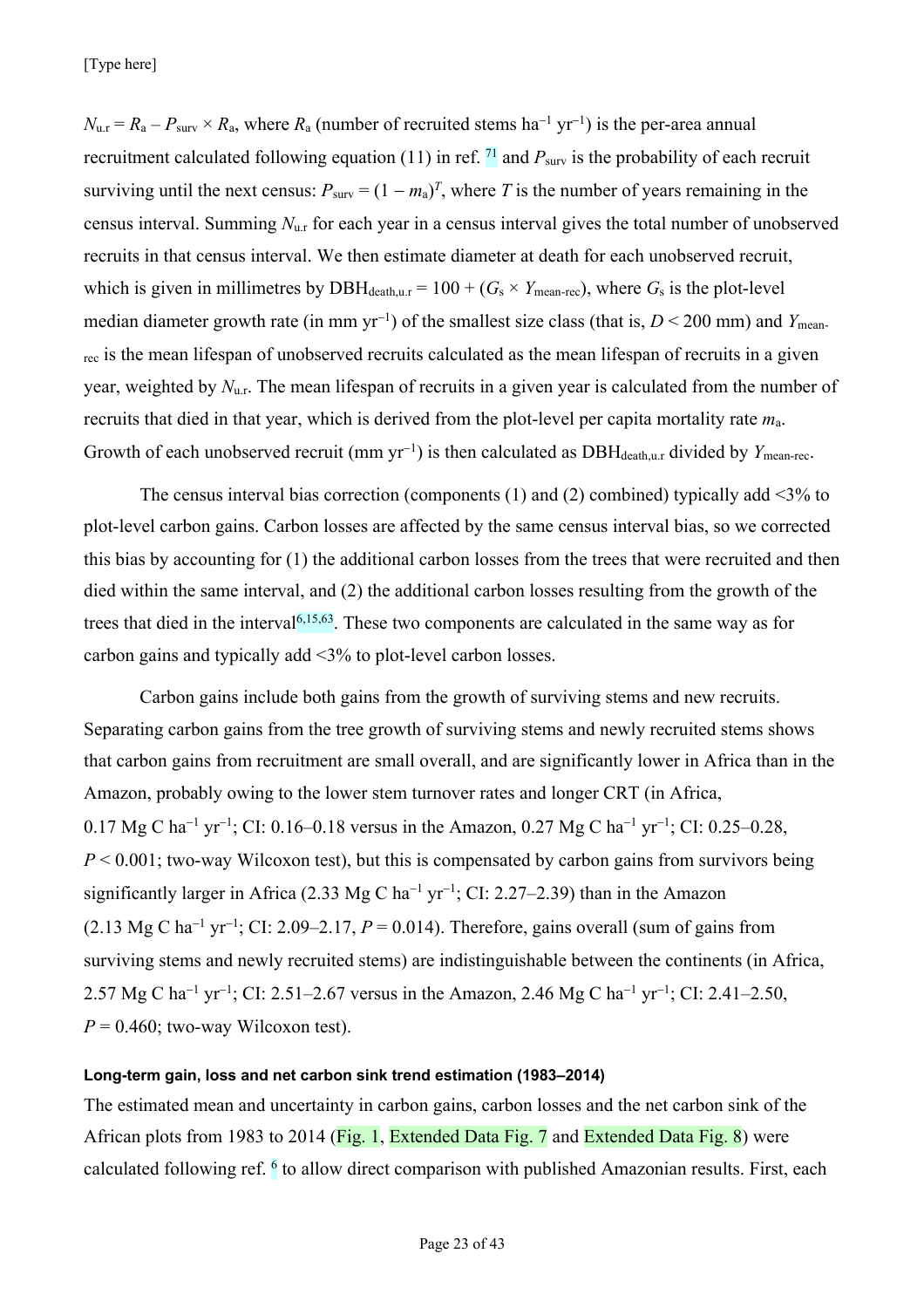$N_{u.r} = R_a - P_{surv} \times R_a$, where $R_a$ (number of recruited stems ha$^{-1}$ yr$^{-1}$) is the per-area annual recruitment calculated following equation (11) in ref. [71] and $P_{surv}$ is the probability of each recruit surviving until the next census: $P_{surv} = (1 - m_a)^T$, where $T$ is the number of years remaining in the census interval. Summing $N_{u.r}$ for each year in a census interval gives the total number of unobserved recruits in that census interval. We then estimate diameter at death for each unobserved recruit, which is given in millimetres by $DBH_{death,u.r} = 100 + (G_s \times Y_{mean\text{-}rec})$, where $G_s$ is the plot-level median diameter growth rate (in mm yr$^{-1}$) of the smallest size class (that is, $D < 200$ mm) and $Y_{mean\text{-}rec}$ is the mean lifespan of unobserved recruits calculated as the mean lifespan of recruits in a given year, weighted by $N_{u.r}$. The mean lifespan of recruits in a given year is calculated from the number of recruits that died in that year, which is derived from the plot-level per capita mortality rate $m_a$. Growth of each unobserved recruit (mm yr$^{-1}$) is then calculated as $DBH_{death,u.r}$ divided by $Y_{mean\text{-}rec}$.

The census interval bias correction (components (1) and (2) combined) typically add <3% to plot-level carbon gains. Carbon losses are affected by the same census interval bias, so we corrected this bias by accounting for (1) the additional carbon losses from the trees that were recruited and then died within the same interval, and (2) the additional carbon losses resulting from the growth of the trees that died in the interval[6,15,63]. These two components are calculated in the same way as for carbon gains and typically add <3% to plot-level carbon losses.

Carbon gains include both gains from the growth of surviving stems and new recruits. Separating carbon gains from the tree growth of surviving stems and newly recruited stems shows that carbon gains from recruitment are small overall, and are significantly lower in Africa than in the Amazon, probably owing to the lower stem turnover rates and longer CRT (in Africa, 0.17 Mg C ha$^{-1}$ yr$^{-1}$; CI: 0.16–0.18 versus in the Amazon, 0.27 Mg C ha$^{-1}$ yr$^{-1}$; CI: 0.25–0.28, $P < 0.001$; two-way Wilcoxon test), but this is compensated by carbon gains from survivors being significantly larger in Africa (2.33 Mg C ha$^{-1}$ yr$^{-1}$; CI: 2.27–2.39) than in the Amazon (2.13 Mg C ha$^{-1}$ yr$^{-1}$; CI: 2.09–2.17, $P = 0.014$). Therefore, gains overall (sum of gains from surviving stems and newly recruited stems) are indistinguishable between the continents (in Africa, 2.57 Mg C ha$^{-1}$ yr$^{-1}$; CI: 2.51–2.67 versus in the Amazon, 2.46 Mg C ha$^{-1}$ yr$^{-1}$; CI: 2.41–2.50, $P = 0.460$; two-way Wilcoxon test).

#### Long-term gain, loss and net carbon sink trend estimation (1983–2014)

The estimated mean and uncertainty in carbon gains, carbon losses and the net carbon sink of the African plots from 1983 to 2014 (Fig. 1, Extended Data Fig. 7 and Extended Data Fig. 8) were calculated following ref. [6] to allow direct comparison with published Amazonian results. First, each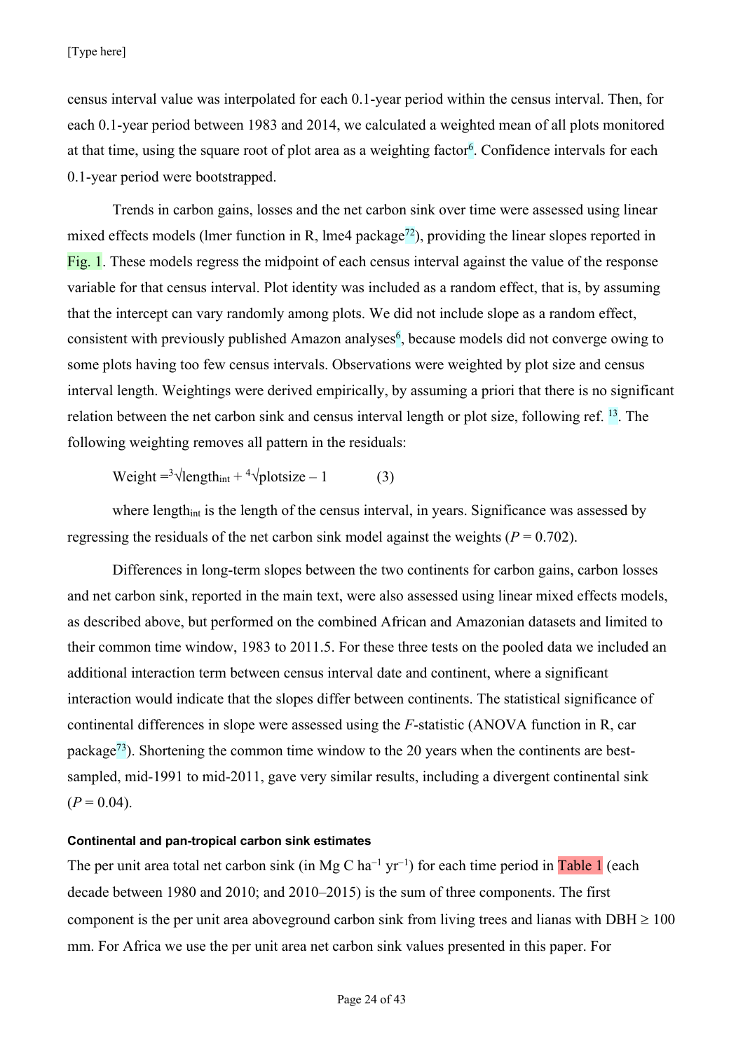census interval value was interpolated for each 0.1-year period within the census interval. Then, for each 0.1-year period between 1983 and 2014, we calculated a weighted mean of all plots monitored at that time, using the square root of plot area as a weighting factor[6]. Confidence intervals for each 0.1-year period were bootstrapped.

Trends in carbon gains, losses and the net carbon sink over time were assessed using linear mixed effects models (lmer function in R, lme4 package[72]), providing the linear slopes reported in Fig. 1. These models regress the midpoint of each census interval against the value of the response variable for that census interval. Plot identity was included as a random effect, that is, by assuming that the intercept can vary randomly among plots. We did not include slope as a random effect, consistent with previously published Amazon analyses[6], because models did not converge owing to some plots having too few census intervals. Observations were weighted by plot size and census interval length. Weightings were derived empirically, by assuming a priori that there is no significant relation between the net carbon sink and census interval length or plot size, following ref. [13]. The following weighting removes all pattern in the residuals:

$$\text{Weight} = \sqrt[3]{\text{length}_{int}} + \sqrt[4]{\text{plotsize}} - 1 \qquad (3)$$

where $\text{length}_{int}$ is the length of the census interval, in years. Significance was assessed by regressing the residuals of the net carbon sink model against the weights ($P = 0.702$).

Differences in long-term slopes between the two continents for carbon gains, carbon losses and net carbon sink, reported in the main text, were also assessed using linear mixed effects models, as described above, but performed on the combined African and Amazonian datasets and limited to their common time window, 1983 to 2011.5. For these three tests on the pooled data we included an additional interaction term between census interval date and continent, where a significant interaction would indicate that the slopes differ between continents. The statistical significance of continental differences in slope were assessed using the $F$-statistic (ANOVA function in R, car package[73]). Shortening the common time window to the 20 years when the continents are best-sampled, mid-1991 to mid-2011, gave very similar results, including a divergent continental sink ($P = 0.04$).

#### Continental and pan-tropical carbon sink estimates

The per unit area total net carbon sink (in Mg C $\text{ha}^{-1}$ $\text{yr}^{-1}$) for each time period in Table 1 (each decade between 1980 and 2010; and 2010–2015) is the sum of three components. The first component is the per unit area aboveground carbon sink from living trees and lianas with DBH ≥ 100 mm. For Africa we use the per unit area net carbon sink values presented in this paper. For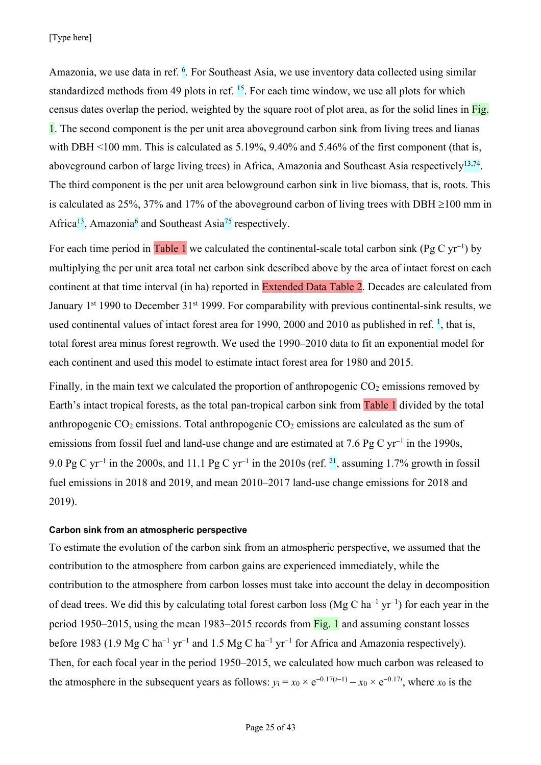Amazonia, we use data in ref. [6]. For Southeast Asia, we use inventory data collected using similar standardized methods from 49 plots in ref. [15]. For each time window, we use all plots for which census dates overlap the period, weighted by the square root of plot area, as for the solid lines in Fig. 1. The second component is the per unit area aboveground carbon sink from living trees and lianas with DBH <100 mm. This is calculated as 5.19%, 9.40% and 5.46% of the first component (that is, aboveground carbon of large living trees) in Africa, Amazonia and Southeast Asia respectively[13,74]. The third component is the per unit area belowground carbon sink in live biomass, that is, roots. This is calculated as 25%, 37% and 17% of the aboveground carbon of living trees with DBH ≥100 mm in Africa[13], Amazonia[6] and Southeast Asia[75] respectively.

For each time period in Table 1 we calculated the continental-scale total carbon sink (Pg C yr$^{-1}$) by multiplying the per unit area total net carbon sink described above by the area of intact forest on each continent at that time interval (in ha) reported in Extended Data Table 2. Decades are calculated from January 1st 1990 to December 31st 1999. For comparability with previous continental-sink results, we used continental values of intact forest area for 1990, 2000 and 2010 as published in ref. [1], that is, total forest area minus forest regrowth. We used the 1990–2010 data to fit an exponential model for each continent and used this model to estimate intact forest area for 1980 and 2015.

Finally, in the main text we calculated the proportion of anthropogenic $CO_2$ emissions removed by Earth's intact tropical forests, as the total pan-tropical carbon sink from Table 1 divided by the total anthropogenic $CO_2$ emissions. Total anthropogenic $CO_2$ emissions are calculated as the sum of emissions from fossil fuel and land-use change and are estimated at 7.6 Pg C yr$^{-1}$ in the 1990s, 9.0 Pg C yr$^{-1}$ in the 2000s, and 11.1 Pg C yr$^{-1}$ in the 2010s (ref. [21], assuming 1.7% growth in fossil fuel emissions in 2018 and 2019, and mean 2010–2017 land-use change emissions for 2018 and 2019).

#### Carbon sink from an atmospheric perspective

To estimate the evolution of the carbon sink from an atmospheric perspective, we assumed that the contribution to the atmosphere from carbon gains are experienced immediately, while the contribution to the atmosphere from carbon losses must take into account the delay in decomposition of dead trees. We did this by calculating total forest carbon loss (Mg C ha$^{-1}$ yr$^{-1}$) for each year in the period 1950–2015, using the mean 1983–2015 records from Fig. 1 and assuming constant losses before 1983 (1.9 Mg C ha$^{-1}$ yr$^{-1}$ and 1.5 Mg C ha$^{-1}$ yr$^{-1}$ for Africa and Amazonia respectively). Then, for each focal year in the period 1950–2015, we calculated how much carbon was released to the atmosphere in the subsequent years as follows: $y_i = x_0 \times e^{-0.17(i-1)} - x_0 \times e^{-0.17i}$, where $x_0$ is the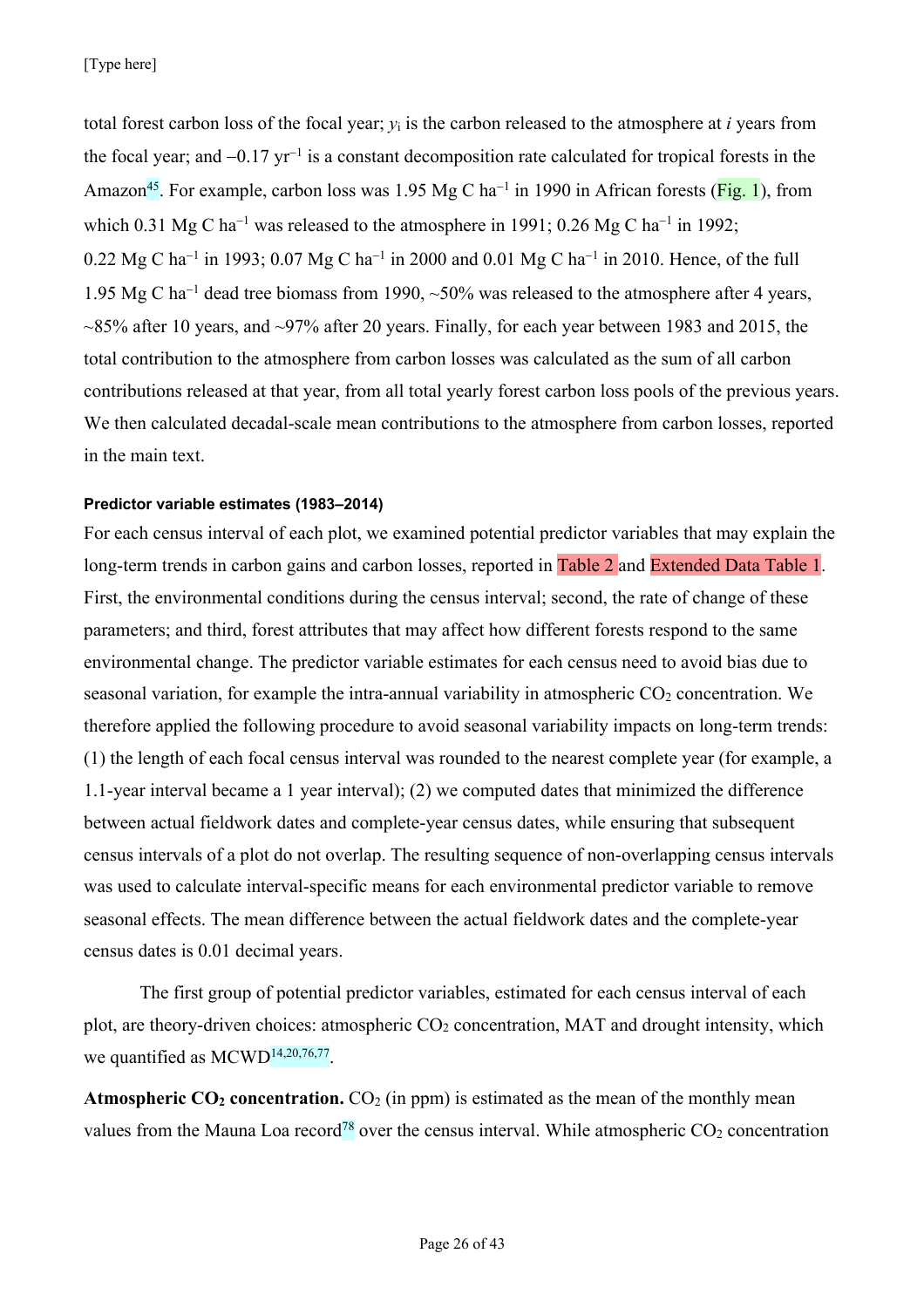total forest carbon loss of the focal year; $y_i$ is the carbon released to the atmosphere at $i$ years from the focal year; and $-0.17$ yr$^{-1}$ is a constant decomposition rate calculated for tropical forests in the Amazon[45]. For example, carbon loss was 1.95 Mg C ha$^{-1}$ in 1990 in African forests (Fig. 1), from which 0.31 Mg C ha$^{-1}$ was released to the atmosphere in 1991; 0.26 Mg C ha$^{-1}$ in 1992; 0.22 Mg C ha$^{-1}$ in 1993; 0.07 Mg C ha$^{-1}$ in 2000 and 0.01 Mg C ha$^{-1}$ in 2010. Hence, of the full 1.95 Mg C ha$^{-1}$ dead tree biomass from 1990, ~50% was released to the atmosphere after 4 years, ~85% after 10 years, and ~97% after 20 years. Finally, for each year between 1983 and 2015, the total contribution to the atmosphere from carbon losses was calculated as the sum of all carbon contributions released at that year, from all total yearly forest carbon loss pools of the previous years. We then calculated decadal-scale mean contributions to the atmosphere from carbon losses, reported in the main text.

#### Predictor variable estimates (1983–2014)

For each census interval of each plot, we examined potential predictor variables that may explain the long-term trends in carbon gains and carbon losses, reported in Table 2 and Extended Data Table 1. First, the environmental conditions during the census interval; second, the rate of change of these parameters; and third, forest attributes that may affect how different forests respond to the same environmental change. The predictor variable estimates for each census need to avoid bias due to seasonal variation, for example the intra-annual variability in atmospheric $CO_2$ concentration. We therefore applied the following procedure to avoid seasonal variability impacts on long-term trends: (1) the length of each focal census interval was rounded to the nearest complete year (for example, a 1.1-year interval became a 1 year interval); (2) we computed dates that minimized the difference between actual fieldwork dates and complete-year census dates, while ensuring that subsequent census intervals of a plot do not overlap. The resulting sequence of non-overlapping census intervals was used to calculate interval-specific means for each environmental predictor variable to remove seasonal effects. The mean difference between the actual fieldwork dates and the complete-year census dates is 0.01 decimal years.

The first group of potential predictor variables, estimated for each census interval of each plot, are theory-driven choices: atmospheric $CO_2$ concentration, MAT and drought intensity, which we quantified as MCWD[14,20,76,77].

**Atmospheric $CO_2$ concentration.** $CO_2$ (in ppm) is estimated as the mean of the monthly mean values from the Mauna Loa record[78] over the census interval. While atmospheric $CO_2$ concentration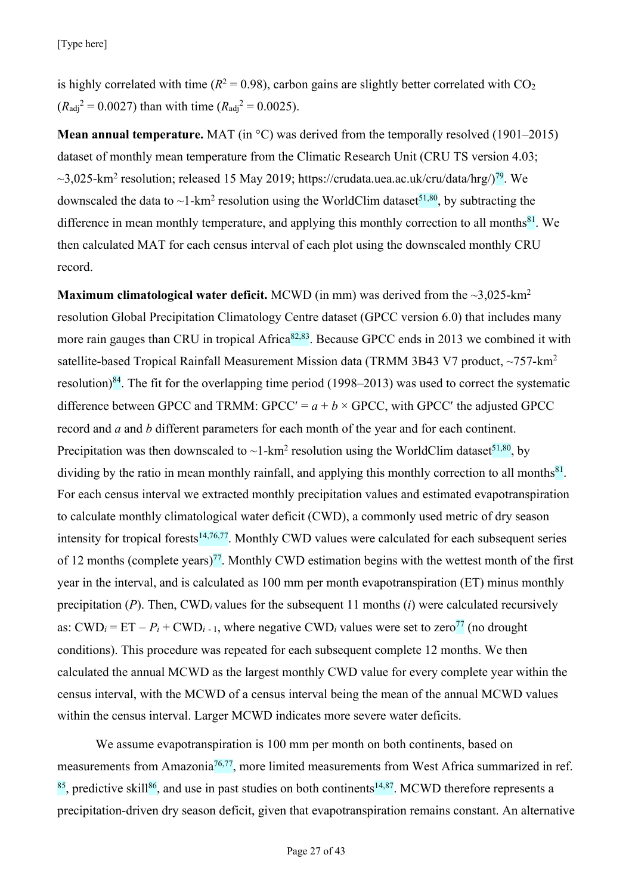is highly correlated with time ($R^2 = 0.98$), carbon gains are slightly better correlated with $CO_2$ ($R_{adj}^2 = 0.0027$) than with time ($R_{adj}^2 = 0.0025$).

**Mean annual temperature.** MAT (in °C) was derived from the temporally resolved (1901–2015) dataset of monthly mean temperature from the Climatic Research Unit (CRU TS version 4.03; ~3,025-km$^2$ resolution; released 15 May 2019; https://crudata.uea.ac.uk/cru/data/hrg/)[79]. We downscaled the data to ~1-km$^2$ resolution using the WorldClim dataset[51,80], by subtracting the difference in mean monthly temperature, and applying this monthly correction to all months[81]. We then calculated MAT for each census interval of each plot using the downscaled monthly CRU record.

**Maximum climatological water deficit.** MCWD (in mm) was derived from the ~3,025-km$^2$ resolution Global Precipitation Climatology Centre dataset (GPCC version 6.0) that includes many more rain gauges than CRU in tropical Africa[82,83]. Because GPCC ends in 2013 we combined it with satellite-based Tropical Rainfall Measurement Mission data (TRMM 3B43 V7 product, ~757-km$^2$ resolution)[84]. The fit for the overlapping time period (1998–2013) was used to correct the systematic difference between GPCC and TRMM: $GPCC' = a + b \times GPCC$, with GPCC′ the adjusted GPCC record and $a$ and $b$ different parameters for each month of the year and for each continent. Precipitation was then downscaled to ~1-km$^2$ resolution using the WorldClim dataset[51,80], by dividing by the ratio in mean monthly rainfall, and applying this monthly correction to all months[81]. For each census interval we extracted monthly precipitation values and estimated evapotranspiration to calculate monthly climatological water deficit (CWD), a commonly used metric of dry season intensity for tropical forests[14,76,77]. Monthly CWD values were calculated for each subsequent series of 12 months (complete years)[77]. Monthly CWD estimation begins with the wettest month of the first year in the interval, and is calculated as 100 mm per month evapotranspiration (ET) minus monthly precipitation ($P$). Then, $CWD_i$ values for the subsequent 11 months ($i$) were calculated recursively as: $CWD_i = ET - P_i + CWD_{i-1}$, where negative $CWD_i$ values were set to zero[77] (no drought conditions). This procedure was repeated for each subsequent complete 12 months. We then calculated the annual MCWD as the largest monthly CWD value for every complete year within the census interval, with the MCWD of a census interval being the mean of the annual MCWD values within the census interval. Larger MCWD indicates more severe water deficits.

We assume evapotranspiration is 100 mm per month on both continents, based on measurements from Amazonia[76,77], more limited measurements from West Africa summarized in ref. [85], predictive skill[86], and use in past studies on both continents[14,87]. MCWD therefore represents a precipitation-driven dry season deficit, given that evapotranspiration remains constant. An alternative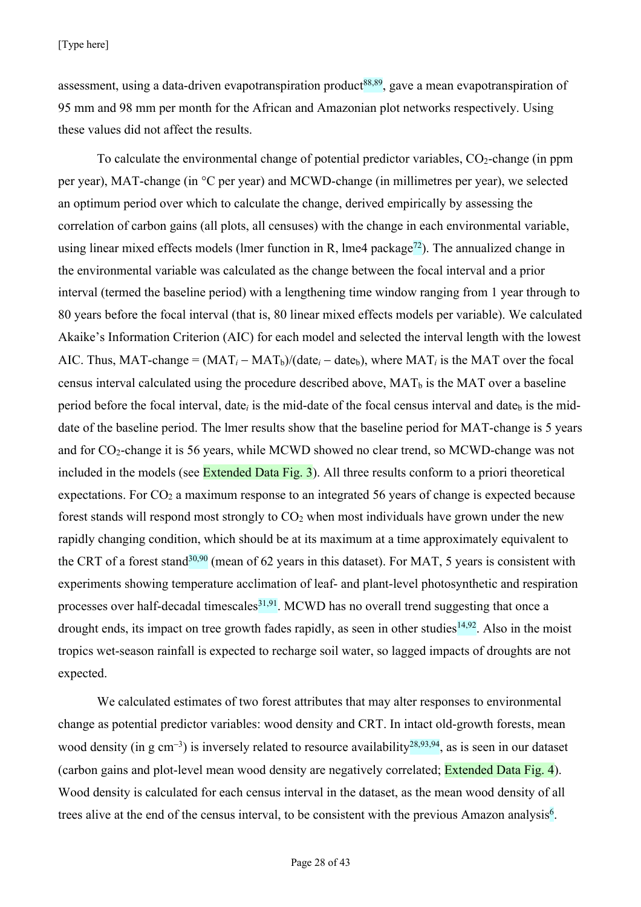assessment, using a data-driven evapotranspiration product[88,89], gave a mean evapotranspiration of 95 mm and 98 mm per month for the African and Amazonian plot networks respectively. Using these values did not affect the results.

To calculate the environmental change of potential predictor variables, $CO_2$-change (in ppm per year), MAT-change (in °C per year) and MCWD-change (in millimetres per year), we selected an optimum period over which to calculate the change, derived empirically by assessing the correlation of carbon gains (all plots, all censuses) with the change in each environmental variable, using linear mixed effects models (lmer function in R, lme4 package[72]). The annualized change in the environmental variable was calculated as the change between the focal interval and a prior interval (termed the baseline period) with a lengthening time window ranging from 1 year through to 80 years before the focal interval (that is, 80 linear mixed effects models per variable). We calculated Akaike's Information Criterion (AIC) for each model and selected the interval length with the lowest AIC. Thus, MAT-change = $(MAT_i - MAT_b)/(date_i - date_b)$, where $MAT_i$ is the MAT over the focal census interval calculated using the procedure described above, $MAT_b$ is the MAT over a baseline period before the focal interval, $date_i$ is the mid-date of the focal census interval and $date_b$ is the mid-date of the baseline period. The lmer results show that the baseline period for MAT-change is 5 years and for $CO_2$-change it is 56 years, while MCWD showed no clear trend, so MCWD-change was not included in the models (see Extended Data Fig. 3). All three results conform to a priori theoretical expectations. For $CO_2$ a maximum response to an integrated 56 years of change is expected because forest stands will respond most strongly to $CO_2$ when most individuals have grown under the new rapidly changing condition, which should be at its maximum at a time approximately equivalent to the CRT of a forest stand[30,90] (mean of 62 years in this dataset). For MAT, 5 years is consistent with experiments showing temperature acclimation of leaf- and plant-level photosynthetic and respiration processes over half-decadal timescales[31,91]. MCWD has no overall trend suggesting that once a drought ends, its impact on tree growth fades rapidly, as seen in other studies[14,92]. Also in the moist tropics wet-season rainfall is expected to recharge soil water, so lagged impacts of droughts are not expected.

We calculated estimates of two forest attributes that may alter responses to environmental change as potential predictor variables: wood density and CRT. In intact old-growth forests, mean wood density (in g $cm^{-3}$) is inversely related to resource availability[28,93,94], as is seen in our dataset (carbon gains and plot-level mean wood density are negatively correlated; Extended Data Fig. 4). Wood density is calculated for each census interval in the dataset, as the mean wood density of all trees alive at the end of the census interval, to be consistent with the previous Amazon analysis[6].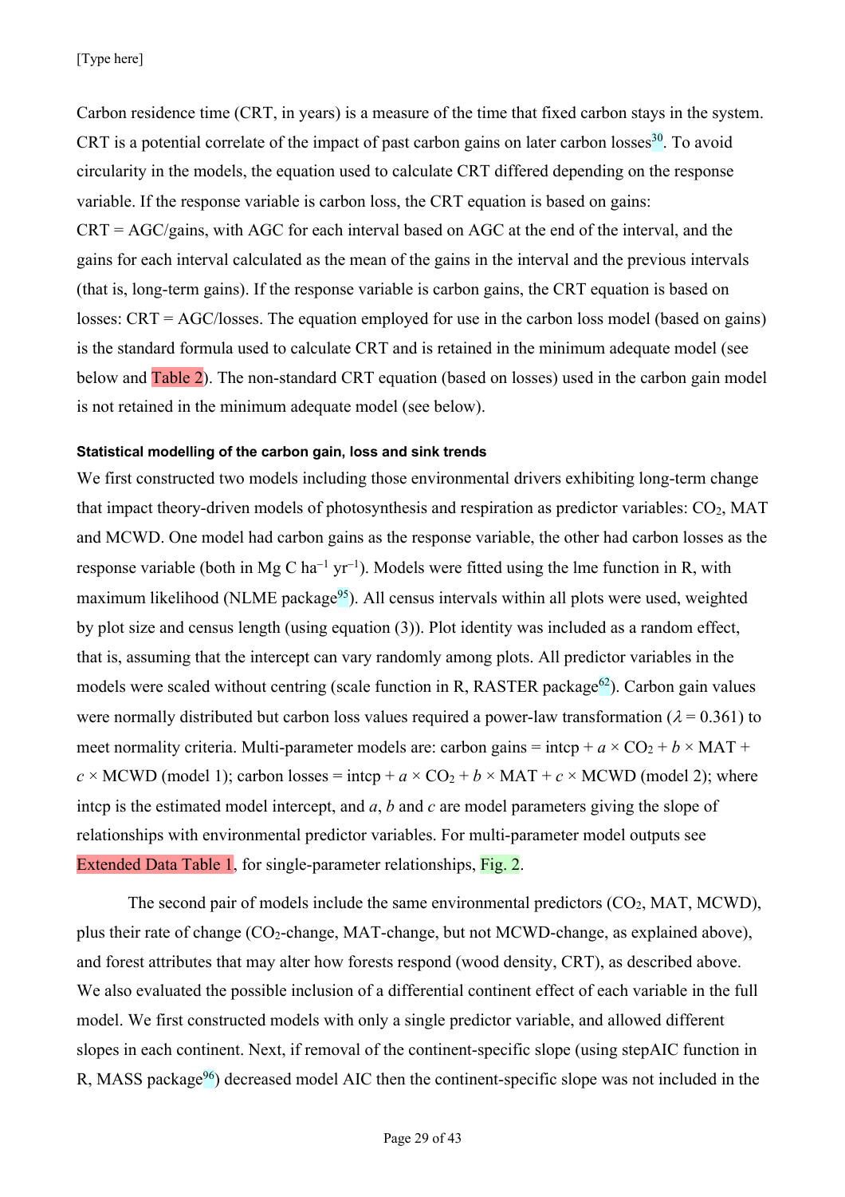Carbon residence time (CRT, in years) is a measure of the time that fixed carbon stays in the system. CRT is a potential correlate of the impact of past carbon gains on later carbon losses[30]. To avoid circularity in the models, the equation used to calculate CRT differed depending on the response variable. If the response variable is carbon loss, the CRT equation is based on gains: CRT = AGC/gains, with AGC for each interval based on AGC at the end of the interval, and the gains for each interval calculated as the mean of the gains in the interval and the previous intervals (that is, long-term gains). If the response variable is carbon gains, the CRT equation is based on losses: CRT = AGC/losses. The equation employed for use in the carbon loss model (based on gains) is the standard formula used to calculate CRT and is retained in the minimum adequate model (see below and Table 2). The non-standard CRT equation (based on losses) used in the carbon gain model is not retained in the minimum adequate model (see below).

#### Statistical modelling of the carbon gain, loss and sink trends

We first constructed two models including those environmental drivers exhibiting long-term change that impact theory-driven models of photosynthesis and respiration as predictor variables: $CO_2$, MAT and MCWD. One model had carbon gains as the response variable, the other had carbon losses as the response variable (both in Mg C $ha^{-1}$ $yr^{-1}$). Models were fitted using the lme function in R, with maximum likelihood (NLME package[95]). All census intervals within all plots were used, weighted by plot size and census length (using equation (3)). Plot identity was included as a random effect, that is, assuming that the intercept can vary randomly among plots. All predictor variables in the models were scaled without centring (scale function in R, RASTER package[62]). Carbon gain values were normally distributed but carbon loss values required a power-law transformation ($\lambda = 0.361$) to meet normality criteria. Multi-parameter models are: carbon gains = intcp + $a \times CO_2 + b \times \text{MAT} + c \times \text{MCWD}$ (model 1); carbon losses = intcp + $a \times CO_2 + b \times \text{MAT} + c \times \text{MCWD}$ (model 2); where intcp is the estimated model intercept, and $a$, $b$ and $c$ are model parameters giving the slope of relationships with environmental predictor variables. For multi-parameter model outputs see Extended Data Table 1, for single-parameter relationships, Fig. 2.

The second pair of models include the same environmental predictors ($CO_2$, MAT, MCWD), plus their rate of change ($CO_2$-change, MAT-change, but not MCWD-change, as explained above), and forest attributes that may alter how forests respond (wood density, CRT), as described above. We also evaluated the possible inclusion of a differential continent effect of each variable in the full model. We first constructed models with only a single predictor variable, and allowed different slopes in each continent. Next, if removal of the continent-specific slope (using stepAIC function in R, MASS package[96]) decreased model AIC then the continent-specific slope was not included in the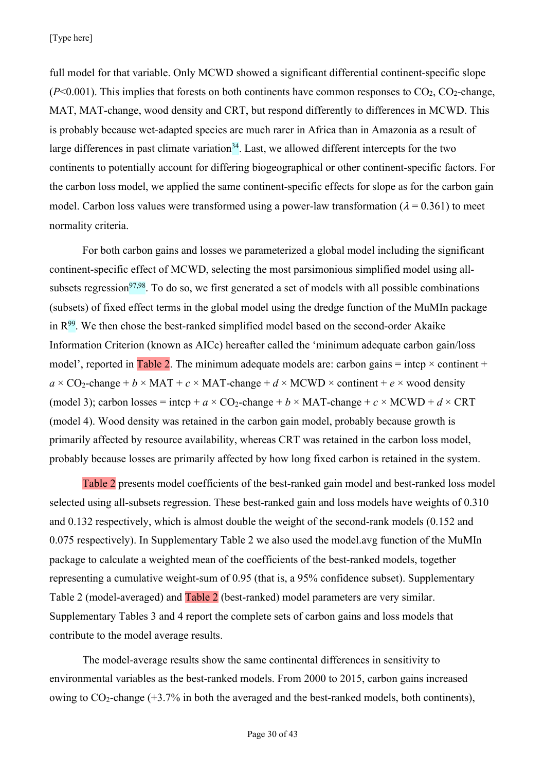full model for that variable. Only MCWD showed a significant differential continent-specific slope ($P<0.001$). This implies that forests on both continents have common responses to $CO_2$, $CO_2$-change, MAT, MAT-change, wood density and CRT, but respond differently to differences in MCWD. This is probably because wet-adapted species are much rarer in Africa than in Amazonia as a result of large differences in past climate variation[34]. Last, we allowed different intercepts for the two continents to potentially account for differing biogeographical or other continent-specific factors. For the carbon loss model, we applied the same continent-specific effects for slope as for the carbon gain model. Carbon loss values were transformed using a power-law transformation ($\lambda = 0.361$) to meet normality criteria.

For both carbon gains and losses we parameterized a global model including the significant continent-specific effect of MCWD, selecting the most parsimonious simplified model using all-subsets regression[97,98]. To do so, we first generated a set of models with all possible combinations (subsets) of fixed effect terms in the global model using the dredge function of the MuMIn package in R[99]. We then chose the best-ranked simplified model based on the second-order Akaike Information Criterion (known as AICc) hereafter called the 'minimum adequate carbon gain/loss model', reported in Table 2. The minimum adequate models are: carbon gains = intcp × continent + $a$ × $CO_2$-change + $b$ × MAT + $c$ × MAT-change + $d$ × MCWD × continent + $e$ × wood density (model 3); carbon losses = intcp + $a$ × $CO_2$-change + $b$ × MAT-change + $c$ × MCWD + $d$ × CRT (model 4). Wood density was retained in the carbon gain model, probably because growth is primarily affected by resource availability, whereas CRT was retained in the carbon loss model, probably because losses are primarily affected by how long fixed carbon is retained in the system.

Table 2 presents model coefficients of the best-ranked gain model and best-ranked loss model selected using all-subsets regression. These best-ranked gain and loss models have weights of 0.310 and 0.132 respectively, which is almost double the weight of the second-rank models (0.152 and 0.075 respectively). In Supplementary Table 2 we also used the model.avg function of the MuMIn package to calculate a weighted mean of the coefficients of the best-ranked models, together representing a cumulative weight-sum of 0.95 (that is, a 95% confidence subset). Supplementary Table 2 (model-averaged) and Table 2 (best-ranked) model parameters are very similar. Supplementary Tables 3 and 4 report the complete sets of carbon gains and loss models that contribute to the model average results.

The model-average results show the same continental differences in sensitivity to environmental variables as the best-ranked models. From 2000 to 2015, carbon gains increased owing to $CO_2$-change (+3.7% in both the averaged and the best-ranked models, both continents),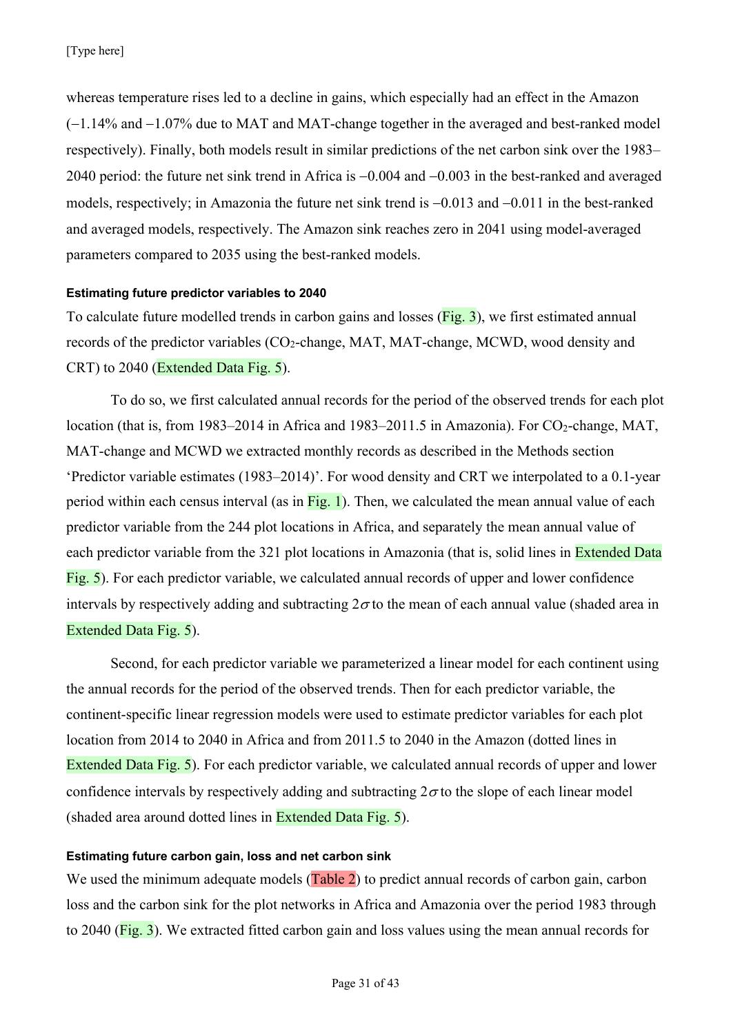whereas temperature rises led to a decline in gains, which especially had an effect in the Amazon (−1.14% and −1.07% due to MAT and MAT-change together in the averaged and best-ranked model respectively). Finally, both models result in similar predictions of the net carbon sink over the 1983–2040 period: the future net sink trend in Africa is −0.004 and −0.003 in the best-ranked and averaged models, respectively; in Amazonia the future net sink trend is −0.013 and −0.011 in the best-ranked and averaged models, respectively. The Amazon sink reaches zero in 2041 using model-averaged parameters compared to 2035 using the best-ranked models.

#### Estimating future predictor variables to 2040

To calculate future modelled trends in carbon gains and losses (Fig. 3), we first estimated annual records of the predictor variables ($CO_2$-change, MAT, MAT-change, MCWD, wood density and CRT) to 2040 (Extended Data Fig. 5).

To do so, we first calculated annual records for the period of the observed trends for each plot location (that is, from 1983–2014 in Africa and 1983–2011.5 in Amazonia). For $CO_2$-change, MAT, MAT-change and MCWD we extracted monthly records as described in the Methods section 'Predictor variable estimates (1983–2014)'. For wood density and CRT we interpolated to a 0.1-year period within each census interval (as in Fig. 1). Then, we calculated the mean annual value of each predictor variable from the 244 plot locations in Africa, and separately the mean annual value of each predictor variable from the 321 plot locations in Amazonia (that is, solid lines in Extended Data Fig. 5). For each predictor variable, we calculated annual records of upper and lower confidence intervals by respectively adding and subtracting $2\sigma$ to the mean of each annual value (shaded area in Extended Data Fig. 5).

Second, for each predictor variable we parameterized a linear model for each continent using the annual records for the period of the observed trends. Then for each predictor variable, the continent-specific linear regression models were used to estimate predictor variables for each plot location from 2014 to 2040 in Africa and from 2011.5 to 2040 in the Amazon (dotted lines in Extended Data Fig. 5). For each predictor variable, we calculated annual records of upper and lower confidence intervals by respectively adding and subtracting $2\sigma$ to the slope of each linear model (shaded area around dotted lines in Extended Data Fig. 5).

#### Estimating future carbon gain, loss and net carbon sink

We used the minimum adequate models (Table 2) to predict annual records of carbon gain, carbon loss and the carbon sink for the plot networks in Africa and Amazonia over the period 1983 through to 2040 (Fig. 3). We extracted fitted carbon gain and loss values using the mean annual records for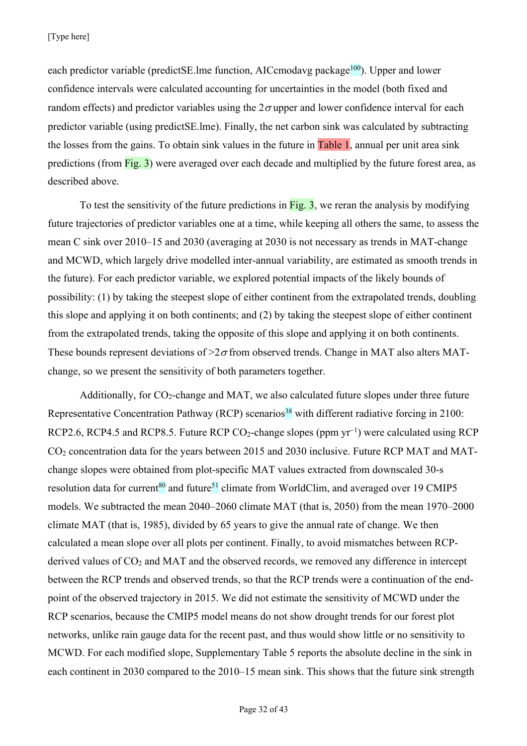each predictor variable (predictSE.lme function, AICcmodavg package[100]). Upper and lower confidence intervals were calculated accounting for uncertainties in the model (both fixed and random effects) and predictor variables using the $2\sigma$ upper and lower confidence interval for each predictor variable (using predictSE.lme). Finally, the net carbon sink was calculated by subtracting the losses from the gains. To obtain sink values in the future in Table 1, annual per unit area sink predictions (from Fig. 3) were averaged over each decade and multiplied by the future forest area, as described above.

To test the sensitivity of the future predictions in Fig. 3, we reran the analysis by modifying future trajectories of predictor variables one at a time, while keeping all others the same, to assess the mean C sink over 2010–15 and 2030 (averaging at 2030 is not necessary as trends in MAT-change and MCWD, which largely drive modelled inter-annual variability, are estimated as smooth trends in the future). For each predictor variable, we explored potential impacts of the likely bounds of possibility: (1) by taking the steepest slope of either continent from the extrapolated trends, doubling this slope and applying it on both continents; and (2) by taking the steepest slope of either continent from the extrapolated trends, taking the opposite of this slope and applying it on both continents. These bounds represent deviations of $>2\sigma$ from observed trends. Change in MAT also alters MAT-change, so we present the sensitivity of both parameters together.

Additionally, for $CO_2$-change and MAT, we also calculated future slopes under three future Representative Concentration Pathway (RCP) scenarios[38] with different radiative forcing in 2100: RCP2.6, RCP4.5 and RCP8.5. Future RCP $CO_2$-change slopes (ppm $yr^{-1}$) were calculated using RCP $CO_2$ concentration data for the years between 2015 and 2030 inclusive. Future RCP MAT and MAT-change slopes were obtained from plot-specific MAT values extracted from downscaled 30-s resolution data for current[80] and future[51] climate from WorldClim, and averaged over 19 CMIP5 models. We subtracted the mean 2040–2060 climate MAT (that is, 2050) from the mean 1970–2000 climate MAT (that is, 1985), divided by 65 years to give the annual rate of change. We then calculated a mean slope over all plots per continent. Finally, to avoid mismatches between RCP-derived values of $CO_2$ and MAT and the observed records, we removed any difference in intercept between the RCP trends and observed trends, so that the RCP trends were a continuation of the end-point of the observed trajectory in 2015. We did not estimate the sensitivity of MCWD under the RCP scenarios, because the CMIP5 model means do not show drought trends for our forest plot networks, unlike rain gauge data for the recent past, and thus would show little or no sensitivity to MCWD. For each modified slope, Supplementary Table 5 reports the absolute decline in the sink in each continent in 2030 compared to the 2010–15 mean sink. This shows that the future sink strength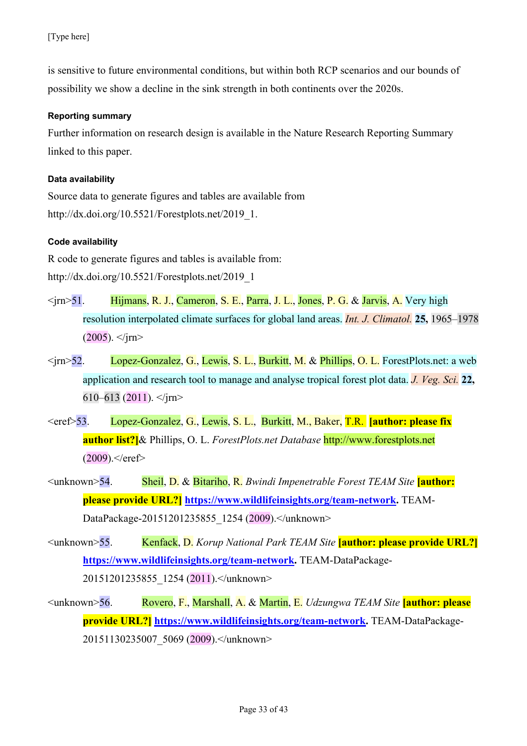is sensitive to future environmental conditions, but within both RCP scenarios and our bounds of possibility we show a decline in the sink strength in both continents over the 2020s.

#### Reporting summary

Further information on research design is available in the Nature Research Reporting Summary linked to this paper.

#### Data availability

Source data to generate figures and tables are available from http://dx.doi.org/10.5521/Forestplots.net/2019_1.

#### Code availability

R code to generate figures and tables is available from: http://dx.doi.org/10.5521/Forestplots.net/2019_1

<jrn>51. Hijmans, R. J., Cameron, S. E., Parra, J. L., Jones, P. G. & Jarvis, A. Very high resolution interpolated climate surfaces for global land areas. *Int. J. Climatol.* **25,** 1965–1978 (2005). </jrn>

<jrn>52. Lopez-Gonzalez, G., Lewis, S. L., Burkitt, M. & Phillips, O. L. ForestPlots.net: a web application and research tool to manage and analyse tropical forest plot data. *J. Veg. Sci.* **22,** 610–613 (2011). </jrn>

<eref>53. Lopez-Gonzalez, G., Lewis, S. L., Burkitt, M., Baker, T.R. **[author: please fix author list?]**& Phillips, O. L. *ForestPlots.net Database* http://www.forestplots.net (2009).</eref>

<unknown>54. Sheil, D. & Bitariho, R. *Bwindi Impenetrable Forest TEAM Site* **[author: please provide URL?]** **https://www.wildlifeinsights.org/team-network.** TEAM-DataPackage-20151201235855_1254 (2009).</unknown>

<unknown>55. Kenfack, D. *Korup National Park TEAM Site* **[author: please provide URL?]** **https://www.wildlifeinsights.org/team-network.** TEAM-DataPackage-20151201235855_1254 (2011).</unknown>

<unknown>56. Rovero, F., Marshall, A. & Martin, E. *Udzungwa TEAM Site* **[author: please provide URL?]** **https://www.wildlifeinsights.org/team-network.** TEAM-DataPackage-20151130235007_5069 (2009).</unknown>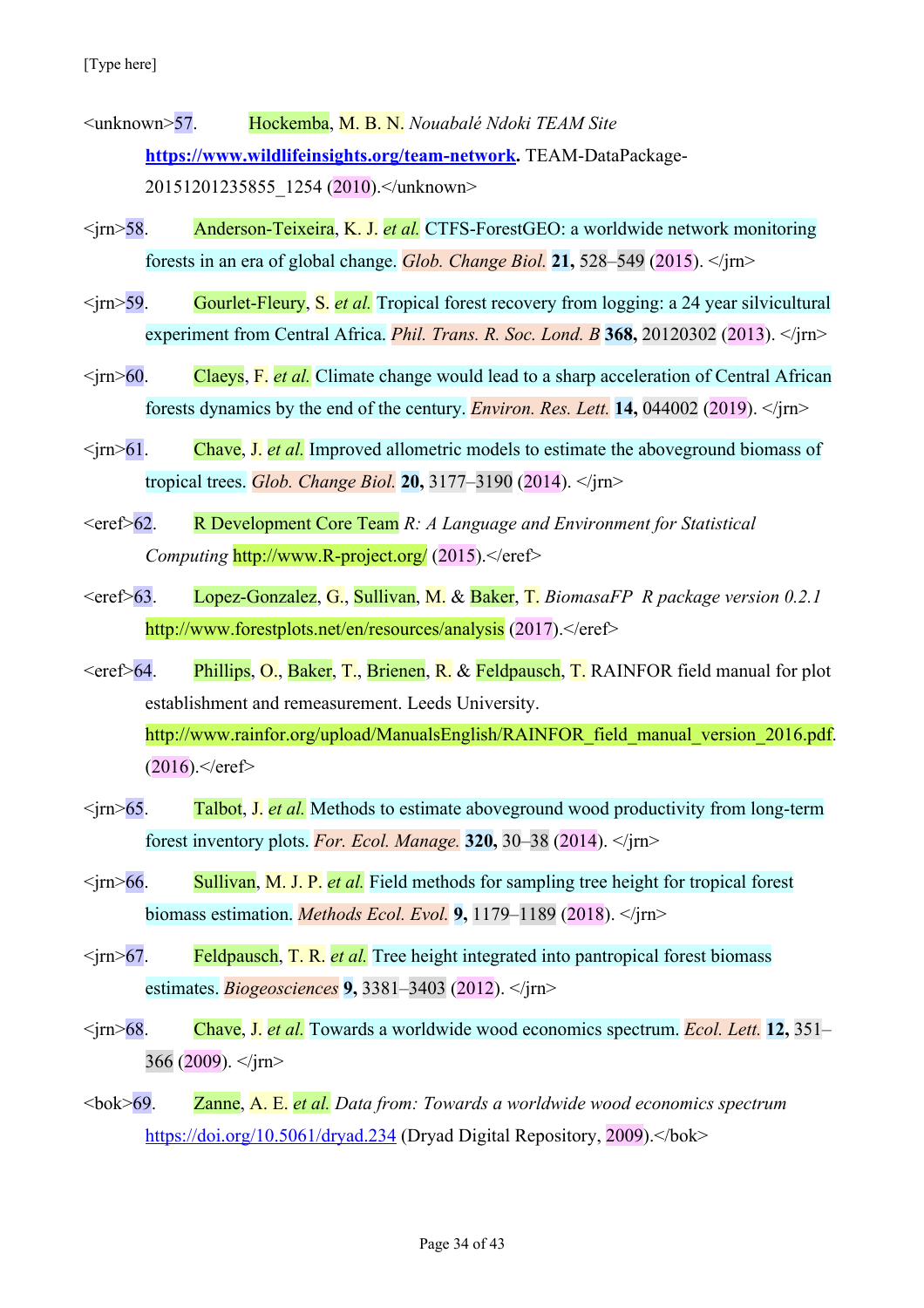<unknown>57. Hockemba, M. B. N. *Nouabalé Ndoki TEAM Site* **https://www.wildlifeinsights.org/team-network.** TEAM-DataPackage-20151201235855_1254 (2010).</unknown>

<jrn>58. Anderson-Teixeira, K. J. *et al.* CTFS-ForestGEO: a worldwide network monitoring forests in an era of global change. *Glob. Change Biol.* **21,** 528–549 (2015). </jrn>

<jrn>59. Gourlet-Fleury, S. *et al.* Tropical forest recovery from logging: a 24 year silvicultural experiment from Central Africa. *Phil. Trans. R. Soc. Lond. B* **368,** 20120302 (2013). </jrn>

<jrn>60. Claeys, F. *et al.* Climate change would lead to a sharp acceleration of Central African forests dynamics by the end of the century. *Environ. Res. Lett.* **14,** 044002 (2019). </jrn>

<jrn>61. Chave, J. *et al.* Improved allometric models to estimate the aboveground biomass of tropical trees. *Glob. Change Biol.* **20,** 3177–3190 (2014). </jrn>

<eref>62. R Development Core Team *R: A Language and Environment for Statistical Computing* http://www.R-project.org/ (2015).</eref>

<eref>63. Lopez-Gonzalez, G., Sullivan, M. & Baker, T. *BiomasaFP R package version 0.2.1* http://www.forestplots.net/en/resources/analysis (2017).</eref>

<eref>64. Phillips, O., Baker, T., Brienen, R. & Feldpausch, T. RAINFOR field manual for plot establishment and remeasurement. Leeds University. http://www.rainfor.org/upload/ManualsEnglish/RAINFOR_field_manual_version_2016.pdf. (2016).</eref>

<jrn>65. Talbot, J. *et al.* Methods to estimate aboveground wood productivity from long-term forest inventory plots. *For. Ecol. Manage.* **320,** 30–38 (2014). </jrn>

<jrn>66. Sullivan, M. J. P. *et al.* Field methods for sampling tree height for tropical forest biomass estimation. *Methods Ecol. Evol.* **9,** 1179–1189 (2018). </jrn>

<jrn>67. Feldpausch, T. R. *et al.* Tree height integrated into pantropical forest biomass estimates. *Biogeosciences* **9,** 3381–3403 (2012). </jrn>

<jrn>68. Chave, J. *et al.* Towards a worldwide wood economics spectrum. *Ecol. Lett.* **12,** 351–366 (2009). </jrn>

<bok>69. Zanne, A. E. *et al.* *Data from: Towards a worldwide wood economics spectrum* https://doi.org/10.5061/dryad.234 (Dryad Digital Repository, 2009).</bok>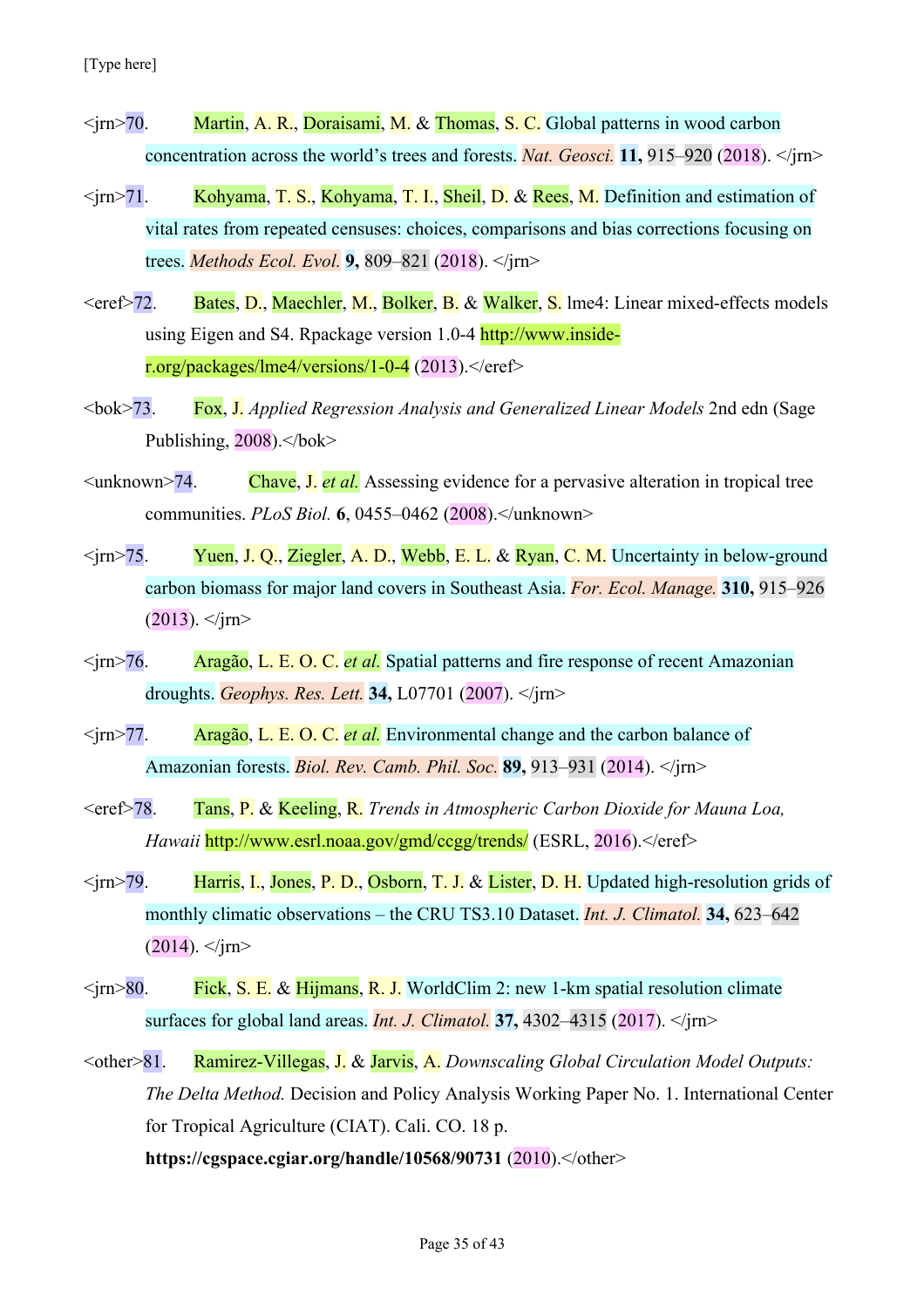<jrn>70. Martin, A. R., Doraisami, M. & Thomas, S. C. Global patterns in wood carbon concentration across the world's trees and forests. *Nat. Geosci.* **11,** 915–920 (2018). </jrn>

<jrn>71. Kohyama, T. S., Kohyama, T. I., Sheil, D. & Rees, M. Definition and estimation of vital rates from repeated censuses: choices, comparisons and bias corrections focusing on trees. *Methods Ecol. Evol.* **9,** 809–821 (2018). </jrn>

<eref>72. Bates, D., Maechler, M., Bolker, B. & Walker, S. lme4: Linear mixed-effects models using Eigen and S4. Rpackage version 1.0-4 http://www.inside-r.org/packages/lme4/versions/1-0-4 (2013).</eref>

<bok>73. Fox, J. *Applied Regression Analysis and Generalized Linear Models* 2nd edn (Sage Publishing, 2008).</bok>

<unknown>74. Chave, J. *et al.* Assessing evidence for a pervasive alteration in tropical tree communities. *PLoS Biol.* **6**, 0455–0462 (2008).</unknown>

<jrn>75. Yuen, J. Q., Ziegler, A. D., Webb, E. L. & Ryan, C. M. Uncertainty in below-ground carbon biomass for major land covers in Southeast Asia. *For. Ecol. Manage.* **310,** 915–926 (2013). </jrn>

<jrn>76. Aragão, L. E. O. C. *et al.* Spatial patterns and fire response of recent Amazonian droughts. *Geophys. Res. Lett.* **34,** L07701 (2007). </jrn>

<jrn>77. Aragão, L. E. O. C. *et al.* Environmental change and the carbon balance of Amazonian forests. *Biol. Rev. Camb. Phil. Soc.* **89,** 913–931 (2014). </jrn>

<eref>78. Tans, P. & Keeling, R. *Trends in Atmospheric Carbon Dioxide for Mauna Loa, Hawaii* http://www.esrl.noaa.gov/gmd/ccgg/trends/ (ESRL, 2016).</eref>

<jrn>79. Harris, I., Jones, P. D., Osborn, T. J. & Lister, D. H. Updated high-resolution grids of monthly climatic observations – the CRU TS3.10 Dataset. *Int. J. Climatol.* **34,** 623–642 (2014). </jrn>

<jrn>80. Fick, S. E. & Hijmans, R. J. WorldClim 2: new 1-km spatial resolution climate surfaces for global land areas. *Int. J. Climatol.* **37,** 4302–4315 (2017). </jrn>

<other>81. Ramirez-Villegas, J. & Jarvis, A. *Downscaling Global Circulation Model Outputs: The Delta Method.* Decision and Policy Analysis Working Paper No. 1. International Center for Tropical Agriculture (CIAT). Cali. CO. 18 p. **https://cgspace.cgiar.org/handle/10568/90731** (2010).</other>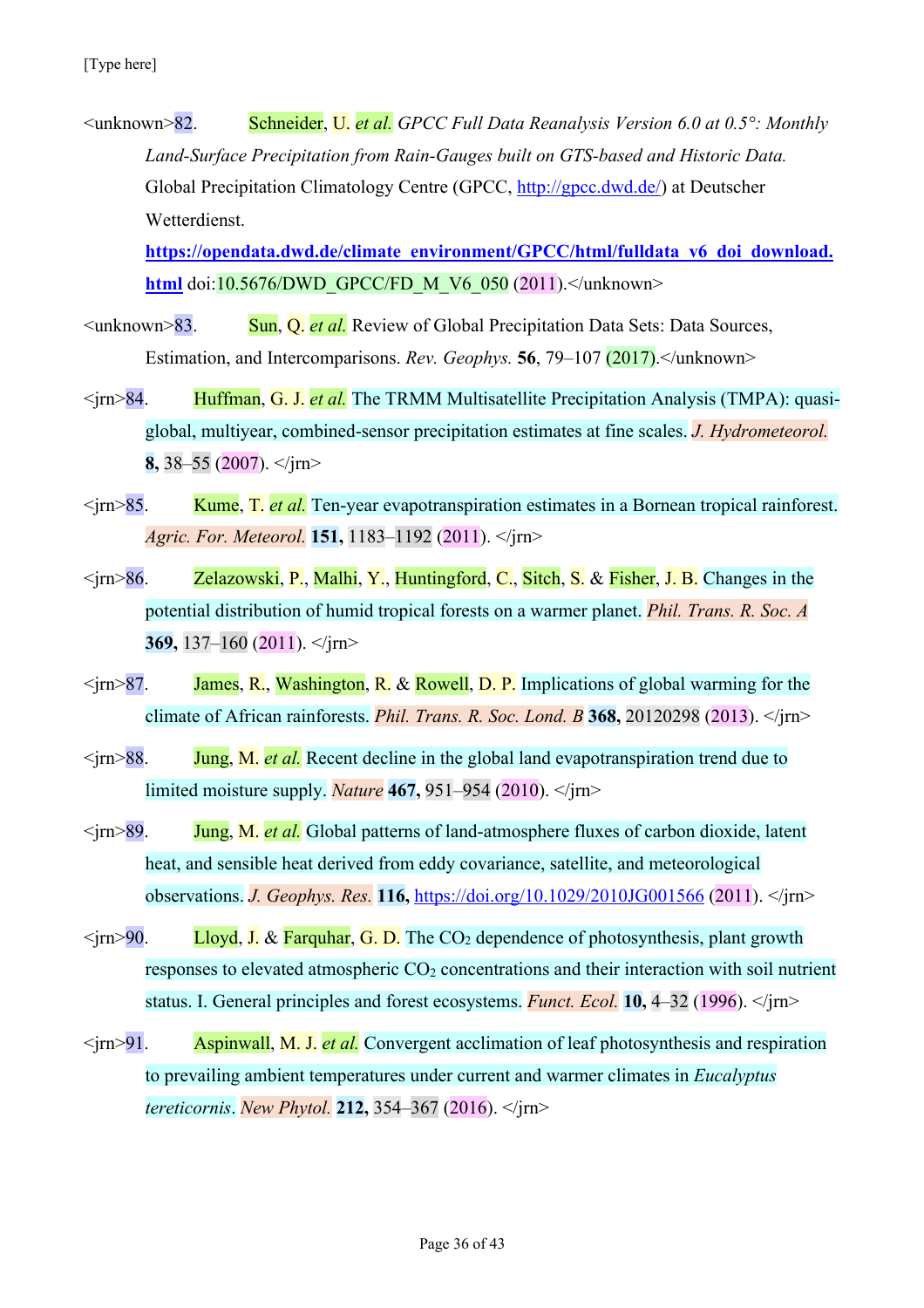<unknown>82. Schneider, U. *et al. GPCC Full Data Reanalysis Version 6.0 at 0.5°: Monthly Land-Surface Precipitation from Rain-Gauges built on GTS-based and Historic Data.* Global Precipitation Climatology Centre (GPCC, http://gpcc.dwd.de/) at Deutscher Wetterdienst. **https://opendata.dwd.de/climate_environment/GPCC/html/fulldata_v6_doi_download.html** doi:10.5676/DWD_GPCC/FD_M_V6_050 (2011).</unknown>

<unknown>83. Sun, Q. *et al.* Review of Global Precipitation Data Sets: Data Sources, Estimation, and Intercomparisons. *Rev. Geophys.* **56**, 79–107 (2017).</unknown>

<jrn>84. Huffman, G. J. *et al.* The TRMM Multisatellite Precipitation Analysis (TMPA): quasi-global, multiyear, combined-sensor precipitation estimates at fine scales. *J. Hydrometeorol.* **8,** 38–55 (2007). </jrn>

<jrn>85. Kume, T. *et al.* Ten-year evapotranspiration estimates in a Bornean tropical rainforest. *Agric. For. Meteorol.* **151,** 1183–1192 (2011). </jrn>

<jrn>86. Zelazowski, P., Malhi, Y., Huntingford, C., Sitch, S. & Fisher, J. B. Changes in the potential distribution of humid tropical forests on a warmer planet. *Phil. Trans. R. Soc. A* **369,** 137–160 (2011). </jrn>

<jrn>87. James, R., Washington, R. & Rowell, D. P. Implications of global warming for the climate of African rainforests. *Phil. Trans. R. Soc. Lond. B* **368,** 20120298 (2013). </jrn>

<jrn>88. Jung, M. *et al.* Recent decline in the global land evapotranspiration trend due to limited moisture supply. *Nature* **467,** 951–954 (2010). </jrn>

<jrn>89. Jung, M. *et al.* Global patterns of land-atmosphere fluxes of carbon dioxide, latent heat, and sensible heat derived from eddy covariance, satellite, and meteorological observations. *J. Geophys. Res.* **116,** https://doi.org/10.1029/2010JG001566 (2011). </jrn>

<jrn>90. Lloyd, J. & Farquhar, G. D. The $CO_2$ dependence of photosynthesis, plant growth responses to elevated atmospheric $CO_2$ concentrations and their interaction with soil nutrient status. I. General principles and forest ecosystems. *Funct. Ecol.* **10,** 4–32 (1996). </jrn>

<jrn>91. Aspinwall, M. J. *et al.* Convergent acclimation of leaf photosynthesis and respiration to prevailing ambient temperatures under current and warmer climates in *Eucalyptus tereticornis*. *New Phytol.* **212,** 354–367 (2016). </jrn>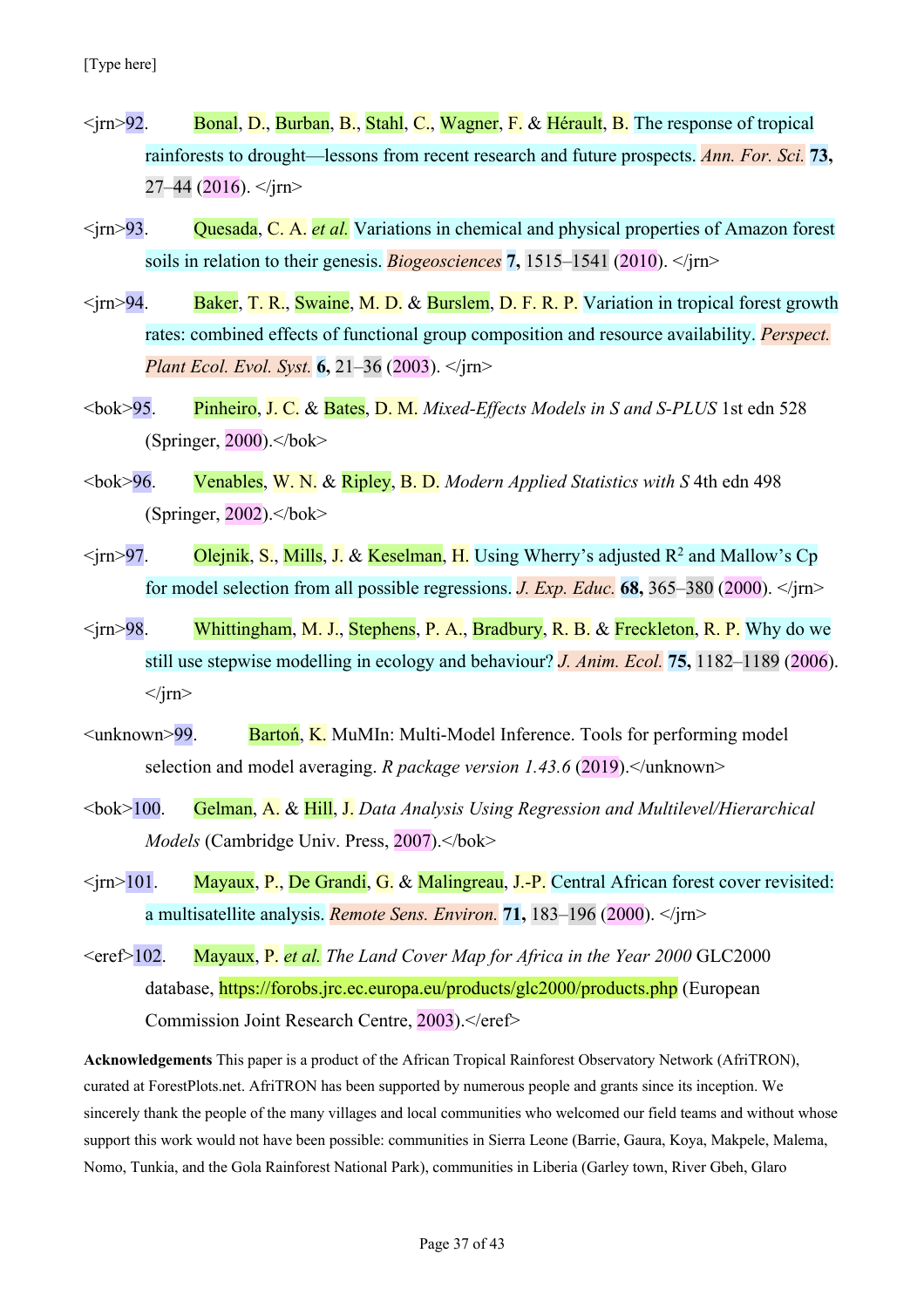[Type here]

<jrn>92. Bonal, D., Burban, B., Stahl, C., Wagner, F. & Hérault, B. The response of tropical rainforests to drought—lessons from recent research and future prospects. *Ann. For. Sci.* **73,** 27–44 (2016). </jrn>

<jrn>93. Quesada, C. A. *et al.* Variations in chemical and physical properties of Amazon forest soils in relation to their genesis. *Biogeosciences* **7,** 1515–1541 (2010). </jrn>

<jrn>94. Baker, T. R., Swaine, M. D. & Burslem, D. F. R. P. Variation in tropical forest growth rates: combined effects of functional group composition and resource availability. *Perspect. Plant Ecol. Evol. Syst.* **6,** 21–36 (2003). </jrn>

<bok>95. Pinheiro, J. C. & Bates, D. M. *Mixed-Effects Models in S and S-PLUS* 1st edn 528 (Springer, 2000).</bok>

<bok>96. Venables, W. N. & Ripley, B. D. *Modern Applied Statistics with S* 4th edn 498 (Springer, 2002).</bok>

<jrn>97. Olejnik, S., Mills, J. & Keselman, H. Using Wherry's adjusted $R^2$ and Mallow's Cp for model selection from all possible regressions. *J. Exp. Educ.* **68,** 365–380 (2000). </jrn>

<jrn>98. Whittingham, M. J., Stephens, P. A., Bradbury, R. B. & Freckleton, R. P. Why do we still use stepwise modelling in ecology and behaviour? *J. Anim. Ecol.* **75,** 1182–1189 (2006). </jrn>

<unknown>99. Bartoń, K. MuMIn: Multi-Model Inference. Tools for performing model selection and model averaging. *R package version 1.43.6* (2019).</unknown>

<bok>100. Gelman, A. & Hill, J. *Data Analysis Using Regression and Multilevel/Hierarchical Models* (Cambridge Univ. Press, 2007).</bok>

<jrn>101. Mayaux, P., De Grandi, G. & Malingreau, J.-P. Central African forest cover revisited: a multisatellite analysis. *Remote Sens. Environ.* **71,** 183–196 (2000). </jrn>

<eref>102. Mayaux, P. *et al.* *The Land Cover Map for Africa in the Year 2000* GLC2000 database, https://forobs.jrc.ec.europa.eu/products/glc2000/products.php (European Commission Joint Research Centre, 2003).</eref>

**Acknowledgements** This paper is a product of the African Tropical Rainforest Observatory Network (AfriTRON), curated at ForestPlots.net. AfriTRON has been supported by numerous people and grants since its inception. We sincerely thank the people of the many villages and local communities who welcomed our field teams and without whose support this work would not have been possible: communities in Sierra Leone (Barrie, Gaura, Koya, Makpele, Malema, Nomo, Tunkia, and the Gola Rainforest National Park), communities in Liberia (Garley town, River Gbeh, Glaro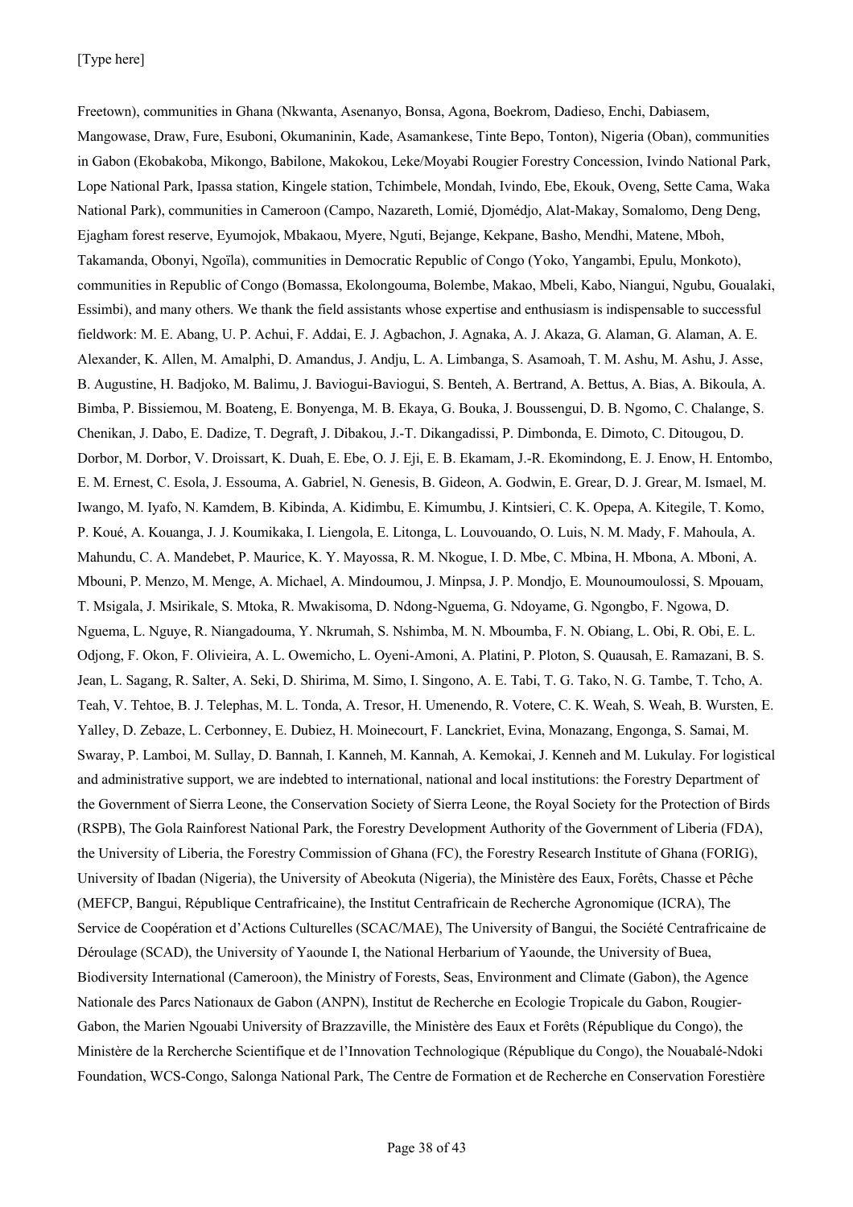Freetown), communities in Ghana (Nkwanta, Asenanyo, Bonsa, Agona, Boekrom, Dadieso, Enchi, Dabiasem, Mangowase, Draw, Fure, Esuboni, Okumaninin, Kade, Asamankese, Tinte Bepo, Tonton), Nigeria (Oban), communities in Gabon (Ekobakoba, Mikongo, Babilone, Makokou, Leke/Moyabi Rougier Forestry Concession, Ivindo National Park, Lope National Park, Ipassa station, Kingele station, Tchimbele, Mondah, Ivindo, Ebe, Ekouk, Oveng, Sette Cama, Waka National Park), communities in Cameroon (Campo, Nazareth, Lomié, Djomédjo, Alat-Makay, Somalomo, Deng Deng, Ejagham forest reserve, Eyumojok, Mbakaou, Myere, Nguti, Bejange, Kekpane, Basho, Mendhi, Matene, Mboh, Takamanda, Obonyi, Ngoïla), communities in Democratic Republic of Congo (Yoko, Yangambi, Epulu, Monkoto), communities in Republic of Congo (Bomassa, Ekolongouma, Bolembe, Makao, Mbeli, Kabo, Niangui, Ngubu, Goualaki, Essimbi), and many others. We thank the field assistants whose expertise and enthusiasm is indispensable to successful fieldwork: M. E. Abang, U. P. Achui, F. Addai, E. J. Agbachon, J. Agnaka, A. J. Akaza, G. Alaman, G. Alaman, A. E. Alexander, K. Allen, M. Amalphi, D. Amandus, J. Andju, L. A. Limbanga, S. Asamoah, T. M. Ashu, M. Ashu, J. Asse, B. Augustine, H. Badjoko, M. Balimu, J. Baviogui-Baviogui, S. Benteh, A. Bertrand, A. Bettus, A. Bias, A. Bikoula, A. Bimba, P. Bissiemou, M. Boateng, E. Bonyenga, M. B. Ekaya, G. Bouka, J. Boussengui, D. B. Ngomo, C. Chalange, S. Chenikan, J. Dabo, E. Dadize, T. Degraft, J. Dibakou, J.-T. Dikangadissi, P. Dimbonda, E. Dimoto, C. Ditougou, D. Dorbor, M. Dorbor, V. Droissart, K. Duah, E. Ebe, O. J. Eji, E. B. Ekamam, J.-R. Ekomindong, E. J. Enow, H. Entombo, E. M. Ernest, C. Esola, J. Essouma, A. Gabriel, N. Genesis, B. Gideon, A. Godwin, E. Grear, D. J. Grear, M. Ismael, M. Iwango, M. Iyafo, N. Kamdem, B. Kibinda, A. Kidimbu, E. Kimumbu, J. Kintsieri, C. K. Opepa, A. Kitegile, T. Komo, P. Koué, A. Kouanga, J. J. Koumikaka, I. Liengola, E. Litonga, L. Louvouando, O. Luis, N. M. Mady, F. Mahoula, A. Mahundu, C. A. Mandebet, P. Maurice, K. Y. Mayossa, R. M. Nkogue, I. D. Mbe, C. Mbina, H. Mbona, A. Mboni, A. Mbouni, P. Menzo, M. Menge, A. Michael, A. Mindoumou, J. Minpsa, J. P. Mondjo, E. Mounoumoulossi, S. Mpouam, T. Msigala, J. Msirikale, S. Mtoka, R. Mwakisoma, D. Ndong-Nguema, G. Ndoyame, G. Ngongbo, F. Ngowa, D. Nguema, L. Nguye, R. Niangadouma, Y. Nkrumah, S. Nshimba, M. N. Mboumba, F. N. Obiang, L. Obi, R. Obi, E. L. Odjong, F. Okon, F. Olivieira, A. L. Owemicho, L. Oyeni-Amoni, A. Platini, P. Ploton, S. Quausah, E. Ramazani, B. S. Jean, L. Sagang, R. Salter, A. Seki, D. Shirima, M. Simo, I. Singono, A. E. Tabi, T. G. Tako, N. G. Tambe, T. Tcho, A. Teah, V. Tehtoe, B. J. Telephas, M. L. Tonda, A. Tresor, H. Umenendo, R. Votere, C. K. Weah, S. Weah, B. Wursten, E. Yalley, D. Zebaze, L. Cerbonney, E. Dubiez, H. Moinecourt, F. Lanckriet, Evina, Monazang, Engonga, S. Samai, M. Swaray, P. Lamboi, M. Sullay, D. Bannah, I. Kanneh, M. Kannah, A. Kemokai, J. Kenneh and M. Lukulay. For logistical and administrative support, we are indebted to international, national and local institutions: the Forestry Department of the Government of Sierra Leone, the Conservation Society of Sierra Leone, the Royal Society for the Protection of Birds (RSPB), The Gola Rainforest National Park, the Forestry Development Authority of the Government of Liberia (FDA), the University of Liberia, the Forestry Commission of Ghana (FC), the Forestry Research Institute of Ghana (FORIG), University of Ibadan (Nigeria), the University of Abeokuta (Nigeria), the Ministère des Eaux, Forêts, Chasse et Pêche (MEFCP, Bangui, République Centrafricaine), the Institut Centrafricain de Recherche Agronomique (ICRA), The Service de Coopération et d'Actions Culturelles (SCAC/MAE), The University of Bangui, the Société Centrafricaine de Déroulage (SCAD), the University of Yaounde I, the National Herbarium of Yaounde, the University of Buea, Biodiversity International (Cameroon), the Ministry of Forests, Seas, Environment and Climate (Gabon), the Agence Nationale des Parcs Nationaux de Gabon (ANPN), Institut de Recherche en Ecologie Tropicale du Gabon, Rougier-Gabon, the Marien Ngouabi University of Brazzaville, the Ministère des Eaux et Forêts (République du Congo), the Ministère de la Rercherche Scientifique et de l'Innovation Technologique (République du Congo), the Nouabalé-Ndoki Foundation, WCS-Congo, Salonga National Park, The Centre de Formation et de Recherche en Conservation Forestière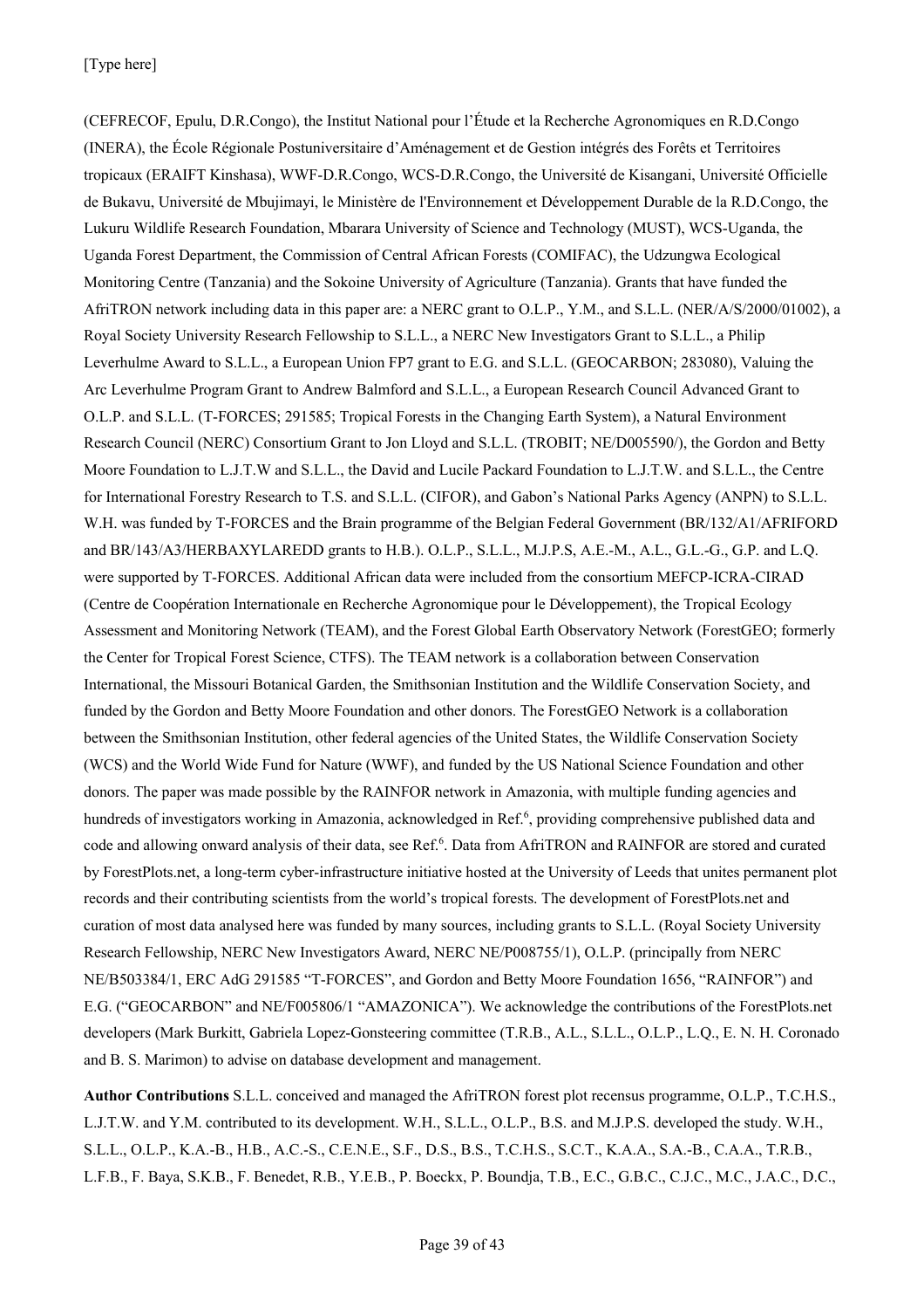(CEFRECOF, Epulu, D.R.Congo), the Institut National pour l'Étude et la Recherche Agronomiques en R.D.Congo (INERA), the École Régionale Postuniversitaire d'Aménagement et de Gestion intégrés des Forêts et Territoires tropicaux (ERAIFT Kinshasa), WWF-D.R.Congo, WCS-D.R.Congo, the Université de Kisangani, Université Officielle de Bukavu, Université de Mbujimayi, le Ministère de l'Environnement et Développement Durable de la R.D.Congo, the Lukuru Wildlife Research Foundation, Mbarara University of Science and Technology (MUST), WCS-Uganda, the Uganda Forest Department, the Commission of Central African Forests (COMIFAC), the Udzungwa Ecological Monitoring Centre (Tanzania) and the Sokoine University of Agriculture (Tanzania). Grants that have funded the AfriTRON network including data in this paper are: a NERC grant to O.L.P., Y.M., and S.L.L. (NER/A/S/2000/01002), a Royal Society University Research Fellowship to S.L.L., a NERC New Investigators Grant to S.L.L., a Philip Leverhulme Award to S.L.L., a European Union FP7 grant to E.G. and S.L.L. (GEOCARBON; 283080), Valuing the Arc Leverhulme Program Grant to Andrew Balmford and S.L.L., a European Research Council Advanced Grant to O.L.P. and S.L.L. (T-FORCES; 291585; Tropical Forests in the Changing Earth System), a Natural Environment Research Council (NERC) Consortium Grant to Jon Lloyd and S.L.L. (TROBIT; NE/D005590/), the Gordon and Betty Moore Foundation to L.J.T.W and S.L.L., the David and Lucile Packard Foundation to L.J.T.W. and S.L.L., the Centre for International Forestry Research to T.S. and S.L.L. (CIFOR), and Gabon's National Parks Agency (ANPN) to S.L.L. W.H. was funded by T-FORCES and the Brain programme of the Belgian Federal Government (BR/132/A1/AFRIFORD and BR/143/A3/HERBAXYLAREDD grants to H.B.). O.L.P., S.L.L., M.J.P.S, A.E.-M., A.L., G.L.-G., G.P. and L.Q. were supported by T-FORCES. Additional African data were included from the consortium MEFCP-ICRA-CIRAD (Centre de Coopération Internationale en Recherche Agronomique pour le Développement), the Tropical Ecology Assessment and Monitoring Network (TEAM), and the Forest Global Earth Observatory Network (ForestGEO; formerly the Center for Tropical Forest Science, CTFS). The TEAM network is a collaboration between Conservation International, the Missouri Botanical Garden, the Smithsonian Institution and the Wildlife Conservation Society, and funded by the Gordon and Betty Moore Foundation and other donors. The ForestGEO Network is a collaboration between the Smithsonian Institution, other federal agencies of the United States, the Wildlife Conservation Society (WCS) and the World Wide Fund for Nature (WWF), and funded by the US National Science Foundation and other donors. The paper was made possible by the RAINFOR network in Amazonia, with multiple funding agencies and hundreds of investigators working in Amazonia, acknowledged in Ref.[6], providing comprehensive published data and code and allowing onward analysis of their data, see Ref.[6]. Data from AfriTRON and RAINFOR are stored and curated by ForestPlots.net, a long-term cyber-infrastructure initiative hosted at the University of Leeds that unites permanent plot records and their contributing scientists from the world's tropical forests. The development of ForestPlots.net and curation of most data analysed here was funded by many sources, including grants to S.L.L. (Royal Society University Research Fellowship, NERC New Investigators Award, NERC NE/P008755/1), O.L.P. (principally from NERC NE/B503384/1, ERC AdG 291585 "T-FORCES", and Gordon and Betty Moore Foundation 1656, "RAINFOR") and E.G. ("GEOCARBON" and NE/F005806/1 "AMAZONICA"). We acknowledge the contributions of the ForestPlots.net developers (Mark Burkitt, Gabriela Lopez-Gonsteering committee (T.R.B., A.L., S.L.L., O.L.P., L.Q., E. N. H. Coronado and B. S. Marimon) to advise on database development and management.

**Author Contributions** S.L.L. conceived and managed the AfriTRON forest plot recensus programme, O.L.P., T.C.H.S., L.J.T.W. and Y.M. contributed to its development. W.H., S.L.L., O.L.P., B.S. and M.J.P.S. developed the study. W.H., S.L.L., O.L.P., K.A.-B., H.B., A.C.-S., C.E.N.E., S.F., D.S., B.S., T.C.H.S., S.C.T., K.A.A., S.A.-B., C.A.A., T.R.B., L.F.B., F. Baya, S.K.B., F. Benedet, R.B., Y.E.B., P. Boeckx, P. Boundja, T.B., E.C., G.B.C., C.J.C., M.C., J.A.C., D.C.,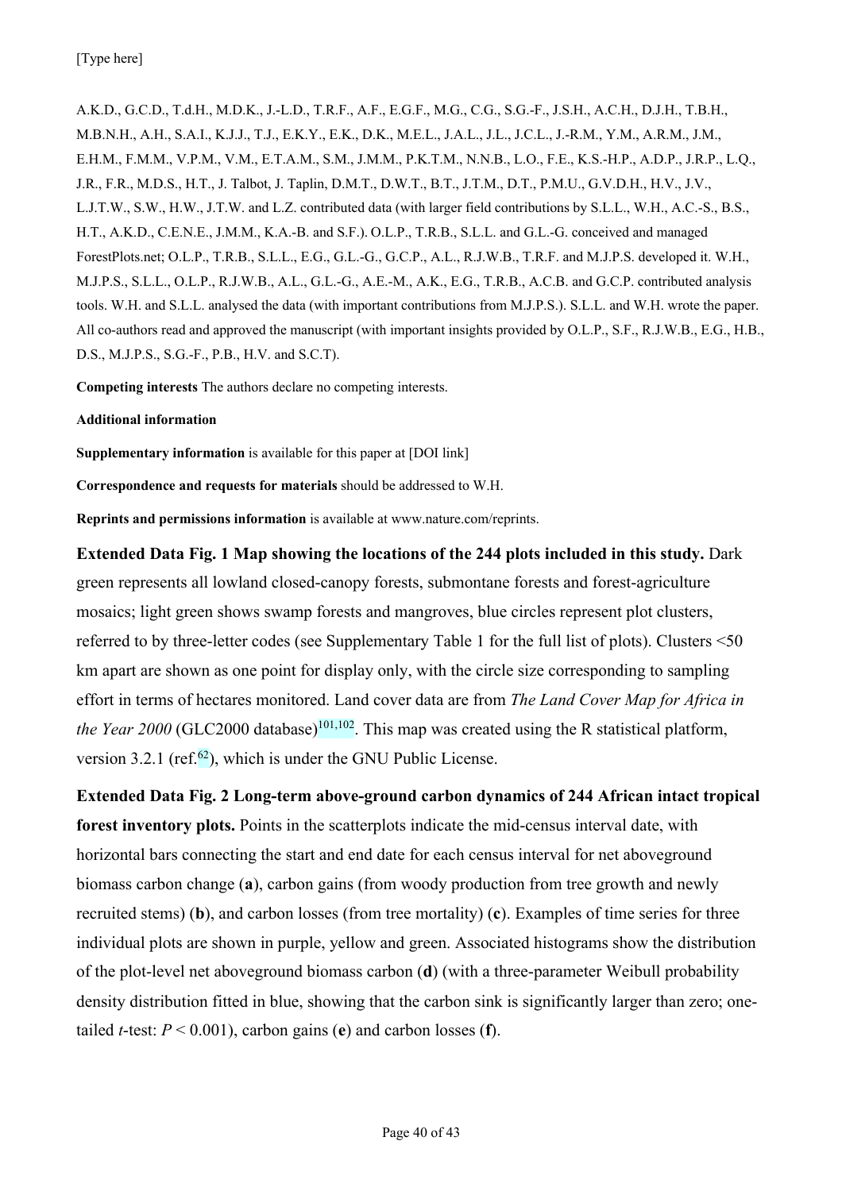A.K.D., G.C.D., T.d.H., M.D.K., J.-L.D., T.R.F., A.F., E.G.F., M.G., C.G., S.G.-F., J.S.H., A.C.H., D.J.H., T.B.H., M.B.N.H., A.H., S.A.I., K.J.J., T.J., E.K.Y., E.K., D.K., M.E.L., J.A.L., J.L., J.C.L., J.-R.M., Y.M., A.R.M., J.M., E.H.M., F.M.M., V.P.M., V.M., E.T.A.M., S.M., J.M.M., P.K.T.M., N.N.B., L.O., F.E., K.S.-H.P., A.D.P., J.R.P., L.Q., J.R., F.R., M.D.S., H.T., J. Talbot, J. Taplin, D.M.T., D.W.T., B.T., J.T.M., D.T., P.M.U., G.V.D.H., H.V., J.V., L.J.T.W., S.W., H.W., J.T.W. and L.Z. contributed data (with larger field contributions by S.L.L., W.H., A.C.-S., B.S., H.T., A.K.D., C.E.N.E., J.M.M., K.A.-B. and S.F.). O.L.P., T.R.B., S.L.L. and G.L.-G. conceived and managed ForestPlots.net; O.L.P., T.R.B., S.L.L., E.G., G.L.-G., G.C.P., A.L., R.J.W.B., T.R.F. and M.J.P.S. developed it. W.H., M.J.P.S., S.L.L., O.L.P., R.J.W.B., A.L., G.L.-G., A.E.-M., A.K., E.G., T.R.B., A.C.B. and G.C.P. contributed analysis tools. W.H. and S.L.L. analysed the data (with important contributions from M.J.P.S.). S.L.L. and W.H. wrote the paper. All co-authors read and approved the manuscript (with important insights provided by O.L.P., S.F., R.J.W.B., E.G., H.B., D.S., M.J.P.S., S.G.-F., P.B., H.V. and S.C.T).

**Competing interests** The authors declare no competing interests.

**Additional information**

**Supplementary information** is available for this paper at [DOI link]

**Correspondence and requests for materials** should be addressed to W.H.

**Reprints and permissions information** is available at www.nature.com/reprints.

**Extended Data Fig. 1 Map showing the locations of the 244 plots included in this study.** Dark green represents all lowland closed-canopy forests, submontane forests and forest-agriculture mosaics; light green shows swamp forests and mangroves, blue circles represent plot clusters, referred to by three-letter codes (see Supplementary Table 1 for the full list of plots). Clusters <50 km apart are shown as one point for display only, with the circle size corresponding to sampling effort in terms of hectares monitored. Land cover data are from *The Land Cover Map for Africa in the Year 2000* (GLC2000 database)[101,102]. This map was created using the R statistical platform, version 3.2.1 (ref.[62]), which is under the GNU Public License.

**Extended Data Fig. 2 Long-term above-ground carbon dynamics of 244 African intact tropical forest inventory plots.** Points in the scatterplots indicate the mid-census interval date, with horizontal bars connecting the start and end date for each census interval for net aboveground biomass carbon change (**a**), carbon gains (from woody production from tree growth and newly recruited stems) (**b**), and carbon losses (from tree mortality) (**c**). Examples of time series for three individual plots are shown in purple, yellow and green. Associated histograms show the distribution of the plot-level net aboveground biomass carbon (**d**) (with a three-parameter Weibull probability density distribution fitted in blue, showing that the carbon sink is significantly larger than zero; one-tailed *t*-test: $P < 0.001$), carbon gains (**e**) and carbon losses (**f**).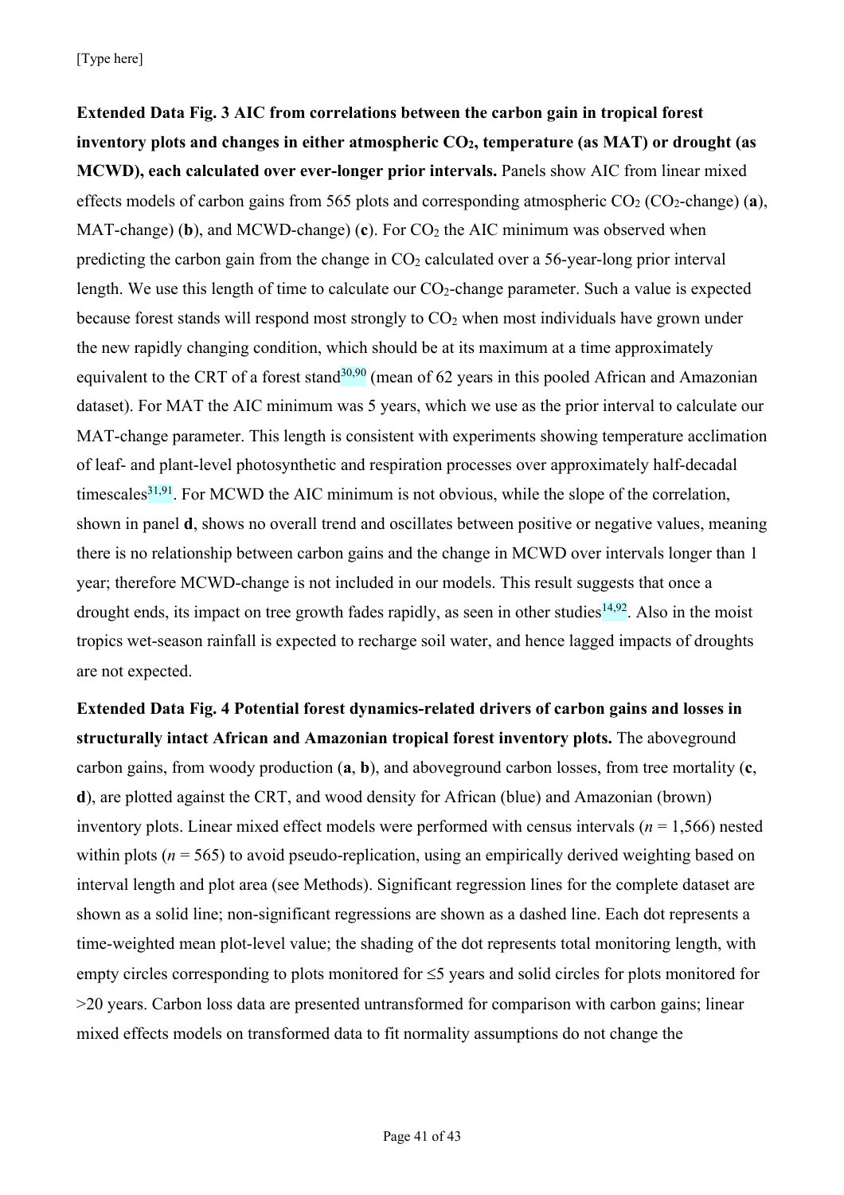**Extended Data Fig. 3 AIC from correlations between the carbon gain in tropical forest inventory plots and changes in either atmospheric $CO_2$, temperature (as MAT) or drought (as MCWD), each calculated over ever-longer prior intervals.** Panels show AIC from linear mixed effects models of carbon gains from 565 plots and corresponding atmospheric $CO_2$ ($CO_2$-change) (**a**), MAT-change) (**b**), and MCWD-change) (**c**). For $CO_2$ the AIC minimum was observed when predicting the carbon gain from the change in $CO_2$ calculated over a 56-year-long prior interval length. We use this length of time to calculate our $CO_2$-change parameter. Such a value is expected because forest stands will respond most strongly to $CO_2$ when most individuals have grown under the new rapidly changing condition, which should be at its maximum at a time approximately equivalent to the CRT of a forest stand[30,90] (mean of 62 years in this pooled African and Amazonian dataset). For MAT the AIC minimum was 5 years, which we use as the prior interval to calculate our MAT-change parameter. This length is consistent with experiments showing temperature acclimation of leaf- and plant-level photosynthetic and respiration processes over approximately half-decadal timescales[31,91]. For MCWD the AIC minimum is not obvious, while the slope of the correlation, shown in panel **d**, shows no overall trend and oscillates between positive or negative values, meaning there is no relationship between carbon gains and the change in MCWD over intervals longer than 1 year; therefore MCWD-change is not included in our models. This result suggests that once a drought ends, its impact on tree growth fades rapidly, as seen in other studies[14,92]. Also in the moist tropics wet-season rainfall is expected to recharge soil water, and hence lagged impacts of droughts are not expected.

**Extended Data Fig. 4 Potential forest dynamics-related drivers of carbon gains and losses in structurally intact African and Amazonian tropical forest inventory plots.** The aboveground carbon gains, from woody production (**a**, **b**), and aboveground carbon losses, from tree mortality (**c**, **d**), are plotted against the CRT, and wood density for African (blue) and Amazonian (brown) inventory plots. Linear mixed effect models were performed with census intervals ($n$ = 1,566) nested within plots ($n$ = 565) to avoid pseudo-replication, using an empirically derived weighting based on interval length and plot area (see Methods). Significant regression lines for the complete dataset are shown as a solid line; non-significant regressions are shown as a dashed line. Each dot represents a time-weighted mean plot-level value; the shading of the dot represents total monitoring length, with empty circles corresponding to plots monitored for ≤5 years and solid circles for plots monitored for >20 years. Carbon loss data are presented untransformed for comparison with carbon gains; linear mixed effects models on transformed data to fit normality assumptions do not change the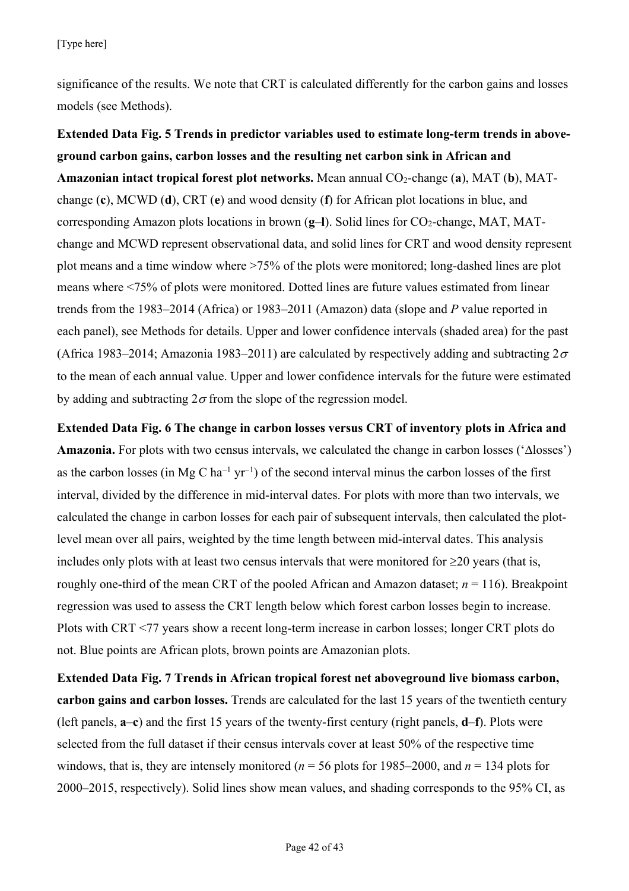significance of the results. We note that CRT is calculated differently for the carbon gains and losses models (see Methods).

**Extended Data Fig. 5 Trends in predictor variables used to estimate long-term trends in above-ground carbon gains, carbon losses and the resulting net carbon sink in African and Amazonian intact tropical forest plot networks.** Mean annual $CO_2$-change (**a**), MAT (**b**), MAT-change (**c**), MCWD (**d**), CRT (**e**) and wood density (**f**) for African plot locations in blue, and corresponding Amazon plots locations in brown (**g**–**l**). Solid lines for $CO_2$-change, MAT, MAT-change and MCWD represent observational data, and solid lines for CRT and wood density represent plot means and a time window where >75% of the plots were monitored; long-dashed lines are plot means where <75% of plots were monitored. Dotted lines are future values estimated from linear trends from the 1983–2014 (Africa) or 1983–2011 (Amazon) data (slope and *P* value reported in each panel), see Methods for details. Upper and lower confidence intervals (shaded area) for the past (Africa 1983–2014; Amazonia 1983–2011) are calculated by respectively adding and subtracting $2\sigma$ to the mean of each annual value. Upper and lower confidence intervals for the future were estimated by adding and subtracting $2\sigma$ from the slope of the regression model.

**Extended Data Fig. 6 The change in carbon losses versus CRT of inventory plots in Africa and Amazonia.** For plots with two census intervals, we calculated the change in carbon losses ('Δlosses') as the carbon losses (in Mg C $ha^{-1}$ $yr^{-1}$) of the second interval minus the carbon losses of the first interval, divided by the difference in mid-interval dates. For plots with more than two intervals, we calculated the change in carbon losses for each pair of subsequent intervals, then calculated the plot-level mean over all pairs, weighted by the time length between mid-interval dates. This analysis includes only plots with at least two census intervals that were monitored for ≥20 years (that is, roughly one-third of the mean CRT of the pooled African and Amazon dataset; $n = 116$). Breakpoint regression was used to assess the CRT length below which forest carbon losses begin to increase. Plots with CRT <77 years show a recent long-term increase in carbon losses; longer CRT plots do not. Blue points are African plots, brown points are Amazonian plots.

**Extended Data Fig. 7 Trends in African tropical forest net aboveground live biomass carbon, carbon gains and carbon losses.** Trends are calculated for the last 15 years of the twentieth century (left panels, **a**–**c**) and the first 15 years of the twenty-first century (right panels, **d**–**f**). Plots were selected from the full dataset if their census intervals cover at least 50% of the respective time windows, that is, they are intensely monitored ($n = 56$ plots for 1985–2000, and $n = 134$ plots for 2000–2015, respectively). Solid lines show mean values, and shading corresponds to the 95% CI, as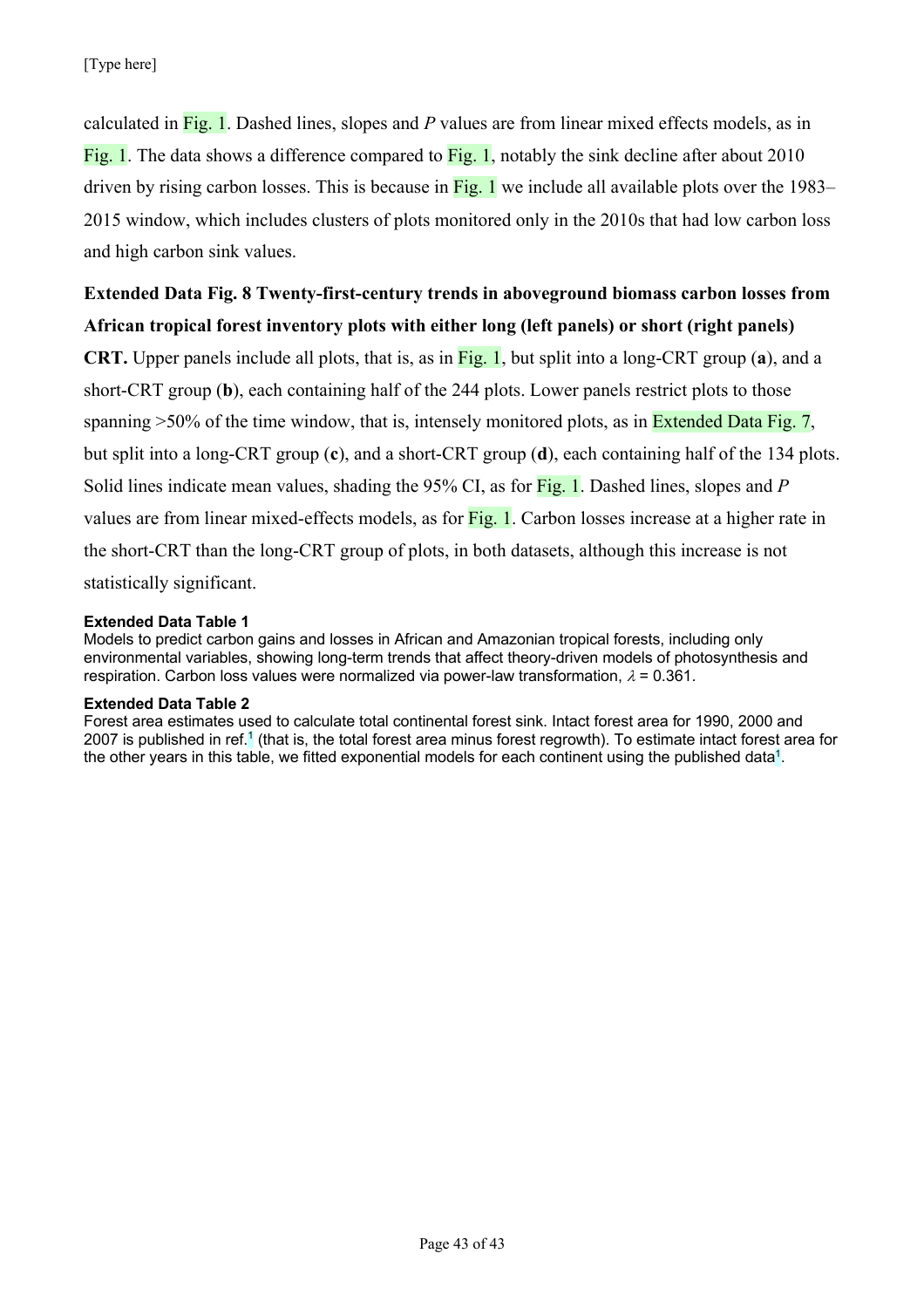calculated in Fig. 1. Dashed lines, slopes and *P* values are from linear mixed effects models, as in Fig. 1. The data shows a difference compared to Fig. 1, notably the sink decline after about 2010 driven by rising carbon losses. This is because in Fig. 1 we include all available plots over the 1983–2015 window, which includes clusters of plots monitored only in the 2010s that had low carbon loss and high carbon sink values.

**Extended Data Fig. 8 Twenty-first-century trends in aboveground biomass carbon losses from African tropical forest inventory plots with either long (left panels) or short (right panels) CRT.** Upper panels include all plots, that is, as in Fig. 1, but split into a long-CRT group (**a**), and a short-CRT group (**b**), each containing half of the 244 plots. Lower panels restrict plots to those spanning >50% of the time window, that is, intensely monitored plots, as in Extended Data Fig. 7, but split into a long-CRT group (**c**), and a short-CRT group (**d**), each containing half of the 134 plots. Solid lines indicate mean values, shading the 95% CI, as for Fig. 1. Dashed lines, slopes and *P* values are from linear mixed-effects models, as for Fig. 1. Carbon losses increase at a higher rate in the short-CRT than the long-CRT group of plots, in both datasets, although this increase is not statistically significant.

**Extended Data Table 1**
Models to predict carbon gains and losses in African and Amazonian tropical forests, including only environmental variables, showing long-term trends that affect theory-driven models of photosynthesis and respiration. Carbon loss values were normalized via power-law transformation, $\lambda = 0.361$.

**Extended Data Table 2**
Forest area estimates used to calculate total continental forest sink. Intact forest area for 1990, 2000 and 2007 is published in ref.[1] (that is, the total forest area minus forest regrowth). To estimate intact forest area for the other years in this table, we fitted exponential models for each continent using the published data[1].